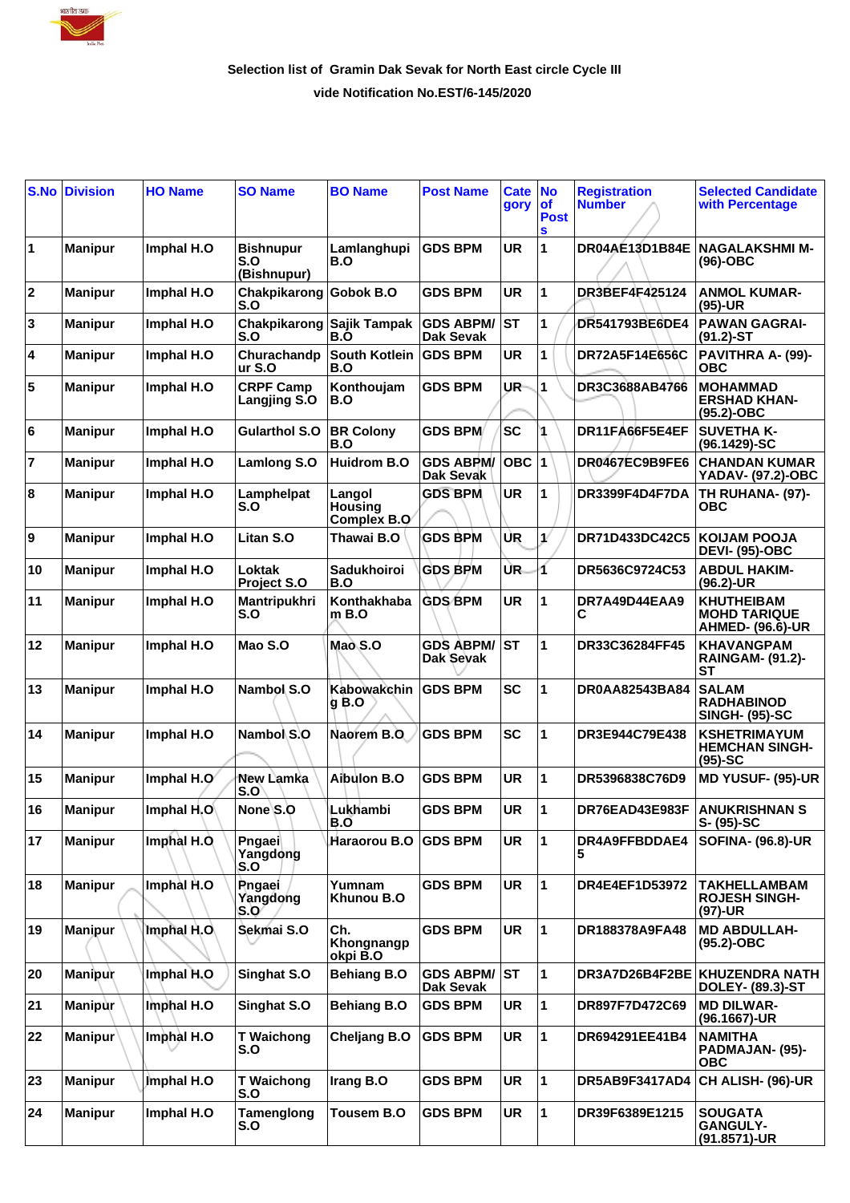Selection list of Gramin Dak Sevak for North East circle Cycle III

vide Notification No.EST/6-145/2020

| S.No | Division | HO Name | SO Name | BO Name | Post Name | Category | No of Posts | Registration Number | Selected Candidate with Percentage |
|---|---|---|---|---|---|---|---|---|---|
| 1 | Manipur | Imphal H.O | Bishnupur S.O (Bishnupur) | Lamlanghupi B.O | GDS BPM | UR | 1 | DR04AE13D1B84E | NAGALAKSHMI M- (96)-OBC |
| 2 | Manipur | Imphal H.O | Chakpikarong S.O | Gobok B.O | GDS BPM | UR | 1 | DR3BEF4F425124 | ANMOL KUMAR- (95)-UR |
| 3 | Manipur | Imphal H.O | Chakpikarong S.O | Sajik Tampak B.O | GDS ABPM/ Dak Sevak | ST | 1 | DR541793BE6DE4 | PAWAN GAGRAI- (91.2)-ST |
| 4 | Manipur | Imphal H.O | Churachandpur S.O | South Kotlein B.O | GDS BPM | UR | 1 | DR72A5F14E656C | PAVITHRA A- (99)-OBC |
| 5 | Manipur | Imphal H.O | CRPF Camp Langjing S.O | Konthoujam B.O | GDS BPM | UR | 1 | DR3C3688AB4766 | MOHAMMAD ERSHAD KHAN- (95.2)-OBC |
| 6 | Manipur | Imphal H.O | Gularthol S.O | BR Colony B.O | GDS BPM | SC | 1 | DR11FA66F5E4EF | SUVETHA K- (96.1429)-SC |
| 7 | Manipur | Imphal H.O | Lamlong S.O | Huidrom B.O | GDS ABPM/ Dak Sevak | OBC | 1 | DR0467EC9B9FE6 | CHANDAN KUMAR YADAV- (97.2)-OBC |
| 8 | Manipur | Imphal H.O | Lamphelpat S.O | Langol Housing Complex B.O | GDS BPM | UR | 1 | DR3399F4D4F7DA | TH RUHANA- (97)-OBC |
| 9 | Manipur | Imphal H.O | Litan S.O | Thawai B.O | GDS BPM | UR | 1 | DR71D433DC42C5 | KOIJAM POOJA DEVI- (95)-OBC |
| 10 | Manipur | Imphal H.O | Loktak Project S.O | Sadukhoiroi B.O | GDS BPM | UR | 1 | DR5636C9724C53 | ABDUL HAKIM- (96.2)-UR |
| 11 | Manipur | Imphal H.O | Mantripukhri S.O | Konthakhabam B.O | GDS BPM | UR | 1 | DR7A49D44EAA9C | KHUTHEIBAM MOHD TARIQUE AHMED- (96.6)-UR |
| 12 | Manipur | Imphal H.O | Mao S.O | Mao S.O | GDS ABPM/ Dak Sevak | ST | 1 | DR33C36284FF45 | KHAVANGPAM RAINGAM- (91.2)-ST |
| 13 | Manipur | Imphal H.O | Nambol S.O | Kabowakching B.O | GDS BPM | SC | 1 | DR0AA82543BA84 | SALAM RADHABINOD SINGH- (95)-SC |
| 14 | Manipur | Imphal H.O | Nambol S.O | Naorem B.O | GDS BPM | SC | 1 | DR3E944C79E438 | KSHETRIMAYUM HEMCHAN SINGH- (95)-SC |
| 15 | Manipur | Imphal H.O | New Lamka S.O | Aibulon B.O | GDS BPM | UR | 1 | DR5396838C76D9 | MD YUSUF- (95)-UR |
| 16 | Manipur | Imphal H.O | None S.O | Lukhambi B.O | GDS BPM | UR | 1 | DR76EAD43E983F | ANUKRISHNAN S S- (95)-SC |
| 17 | Manipur | Imphal H.O | Pngaei Yangdong S.O | Haraorou B.O | GDS BPM | UR | 1 | DR4A9FFBDDAE45 | SOFINA- (96.8)-UR |
| 18 | Manipur | Imphal H.O | Pngaei Yangdong S.O | Yumnam Khunou B.O | GDS BPM | UR | 1 | DR4E4EF1D53972 | TAKHELLAMBAM ROJESH SINGH- (97)-UR |
| 19 | Manipur | Imphal H.O | Sekmai S.O | Ch. Khongnangpokpi B.O | GDS BPM | UR | 1 | DR188378A9FA48 | MD ABDULLAH- (95.2)-OBC |
| 20 | Manipur | Imphal H.O | Singhat S.O | Behiang B.O | GDS ABPM/ Dak Sevak | ST | 1 | DR3A7D26B4F2BE | KHUZENDRA NATH DOLEY- (89.3)-ST |
| 21 | Manipur | Imphal H.O | Singhat S.O | Behiang B.O | GDS BPM | UR | 1 | DR897F7D472C69 | MD DILWAR- (96.1667)-UR |
| 22 | Manipur | Imphal H.O | T Waichong S.O | Cheljang B.O | GDS BPM | UR | 1 | DR694291EE41B4 | NAMITHA PADMAJAN- (95)-OBC |
| 23 | Manipur | Imphal H.O | T Waichong S.O | Irang B.O | GDS BPM | UR | 1 | DR5AB9F3417AD4 | CH ALISH- (96)-UR |
| 24 | Manipur | Imphal H.O | Tamenglong S.O | Tousem B.O | GDS BPM | UR | 1 | DR39F6389E1215 | SOUGATA GANGULY- (91.8571)-UR |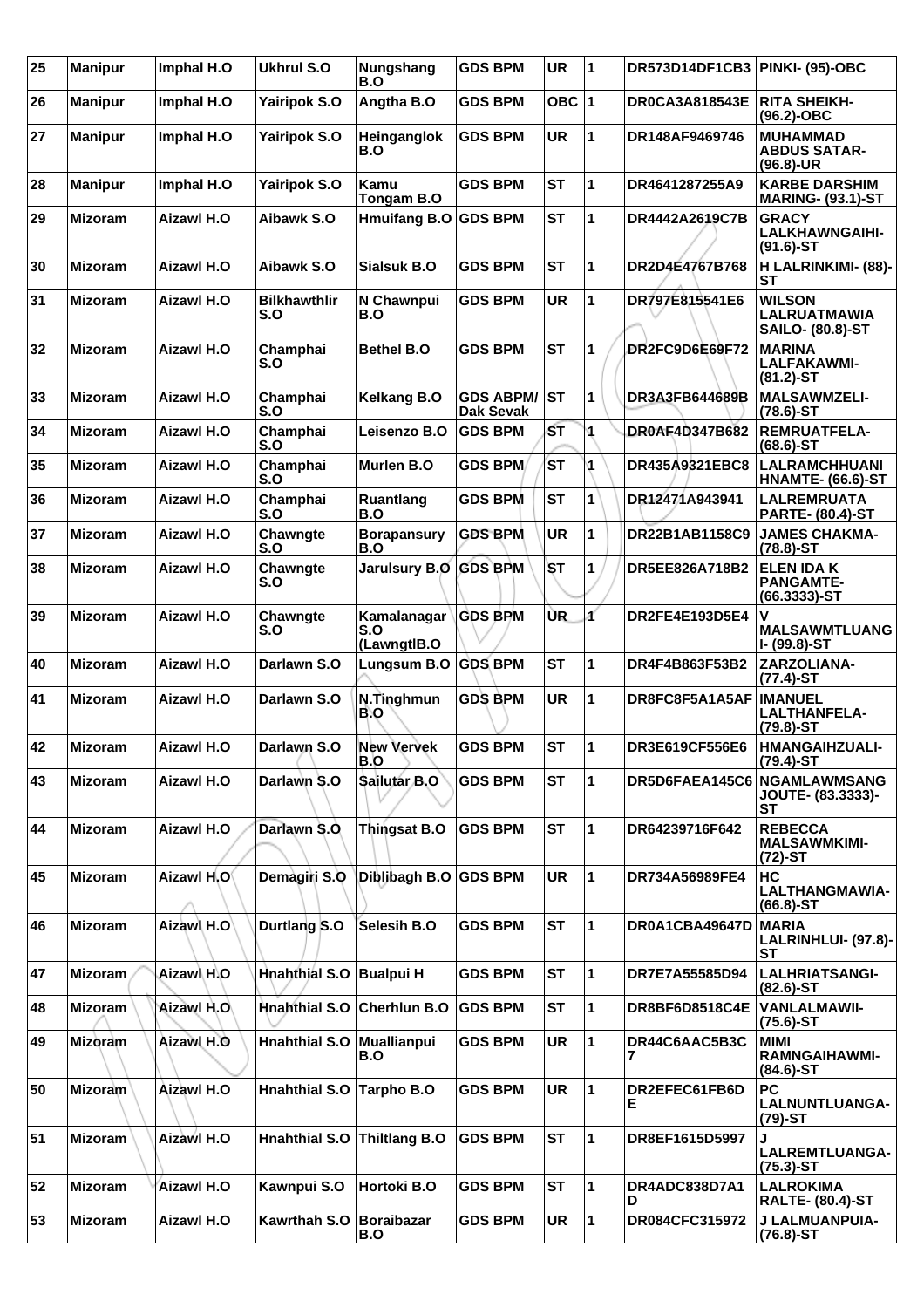| 25 | Manipur | Imphal H.O | Ukhrul S.O | Nungshang B.O | GDS BPM | UR | 1 | DR573D14DF1CB3 | PINKI- (95)-OBC |
|---|---|---|---|---|---|---|---|---|---|
| 26 | Manipur | Imphal H.O | Yairipok S.O | Angtha B.O | GDS BPM | OBC | 1 | DR0CA3A818543E | RITA SHEIKH- (96.2)-OBC |
| 27 | Manipur | Imphal H.O | Yairipok S.O | Heinganglok B.O | GDS BPM | UR | 1 | DR148AF9469746 | MUHAMMAD ABDUS SATAR- (96.8)-UR |
| 28 | Manipur | Imphal H.O | Yairipok S.O | Kamu Tongam B.O | GDS BPM | ST | 1 | DR4641287255A9 | KARBE DARSHIM MARING- (93.1)-ST |
| 29 | Mizoram | Aizawl H.O | Aibawk S.O | Hmuifang B.O | GDS BPM | ST | 1 | DR4442A2619C7B | GRACY LALKHAWNGAIHI- (91.6)-ST |
| 30 | Mizoram | Aizawl H.O | Aibawk S.O | Sialsuk B.O | GDS BPM | ST | 1 | DR2D4E4767B768 | H LALRINKIMI- (88)-ST |
| 31 | Mizoram | Aizawl H.O | Bilkhawthlir S.O | N Chawnpui B.O | GDS BPM | UR | 1 | DR797E815541E6 | WILSON LALRUATMAWIA SAILO- (80.8)-ST |
| 32 | Mizoram | Aizawl H.O | Champhai S.O | Bethel B.O | GDS BPM | ST | 1 | DR2FC9D6E69F72 | MARINA LALFAKAWMI- (81.2)-ST |
| 33 | Mizoram | Aizawl H.O | Champhai S.O | Kelkang B.O | GDS ABPM/ Dak Sevak | ST | 1 | DR3A3FB644689B | MALSAWMZELI- (78.6)-ST |
| 34 | Mizoram | Aizawl H.O | Champhai S.O | Leisenzo B.O | GDS BPM | ST | 1 | DR0AF4D347B682 | REMRUATFELA- (68.6)-ST |
| 35 | Mizoram | Aizawl H.O | Champhai S.O | Murlen B.O | GDS BPM | ST | 1 | DR435A9321EBC8 | LALRAMCHHUANI HNAMTE- (66.6)-ST |
| 36 | Mizoram | Aizawl H.O | Champhai S.O | Ruantlang B.O | GDS BPM | ST | 1 | DR12471A943941 | LALREMRUATA PARTE- (80.4)-ST |
| 37 | Mizoram | Aizawl H.O | Chawngte S.O | Borapansury B.O | GDS BPM | UR | 1 | DR22B1AB1158C9 | JAMES CHAKMA- (78.8)-ST |
| 38 | Mizoram | Aizawl H.O | Chawngte S.O | Jarulsury B.O | GDS BPM | ST | 1 | DR5EE826A718B2 | ELEN IDA K PANGAMTE- (66.3333)-ST |
| 39 | Mizoram | Aizawl H.O | Chawngte S.O | Kamalanagar S.O (LawngtlB.O | GDS BPM | UR | 1 | DR2FE4E193D5E4 | V MALSAWMTLUANG I- (99.8)-ST |
| 40 | Mizoram | Aizawl H.O | Darlawn S.O | Lungsum B.O | GDS BPM | ST | 1 | DR4F4B863F53B2 | ZARZOLIANA- (77.4)-ST |
| 41 | Mizoram | Aizawl H.O | Darlawn S.O | N.Tinghmun B.O | GDS BPM | UR | 1 | DR8FC8F5A1A5AF | IMANUEL LALTHANFELA- (79.8)-ST |
| 42 | Mizoram | Aizawl H.O | Darlawn S.O | New Vervek B.O | GDS BPM | ST | 1 | DR3E619CF556E6 | HMANGAIHZUALI- (79.4)-ST |
| 43 | Mizoram | Aizawl H.O | Darlawn S.O | Sailutar B.O | GDS BPM | ST | 1 | DR5D6FAEA145C6 | NGAMLAWMSANG JOUTE- (83.3333)-ST |
| 44 | Mizoram | Aizawl H.O | Darlawn S.O | Thingsat B.O | GDS BPM | ST | 1 | DR64239716F642 | REBECCA MALSAWMKIMI- (72)-ST |
| 45 | Mizoram | Aizawl H.O | Demagiri S.O | Diblibagh B.O | GDS BPM | UR | 1 | DR734A56989FE4 | HC LALTHANGMAWIA- (66.8)-ST |
| 46 | Mizoram | Aizawl H.O | Durtlang S.O | Selesih B.O | GDS BPM | ST | 1 | DR0A1CBA49647D | MARIA LALRINHLUI- (97.8)-ST |
| 47 | Mizoram | Aizawl H.O | Hnahthial S.O | Bualpui H | GDS BPM | ST | 1 | DR7E7A55585D94 | LALHRIATSANGI- (82.6)-ST |
| 48 | Mizoram | Aizawl H.O | Hnahthial S.O | Cherhlun B.O | GDS BPM | ST | 1 | DR8BF6D8518C4E | VANLALMAWII- (75.6)-ST |
| 49 | Mizoram | Aizawl H.O | Hnahthial S.O | Muallianpui B.O | GDS BPM | UR | 1 | DR44C6AAC5B3C7 | MIMI RAMNGAIHAWMI- (84.6)-ST |
| 50 | Mizoram | Aizawl H.O | Hnahthial S.O | Tarpho B.O | GDS BPM | UR | 1 | DR2EFEC61FB6DE | PC LALNUNTLUANGA- (79)-ST |
| 51 | Mizoram | Aizawl H.O | Hnahthial S.O | Thiltlang B.O | GDS BPM | ST | 1 | DR8EF1615D5997 | J LALREMTLUANGA- (75.3)-ST |
| 52 | Mizoram | Aizawl H.O | Kawnpui S.O | Hortoki B.O | GDS BPM | ST | 1 | DR4ADC838D7A1D | LALROKIMA RALTE- (80.4)-ST |
| 53 | Mizoram | Aizawl H.O | Kawrthah S.O | Boraibazar B.O | GDS BPM | UR | 1 | DR084CFC315972 | J LALMUANPUIA- (76.8)-ST |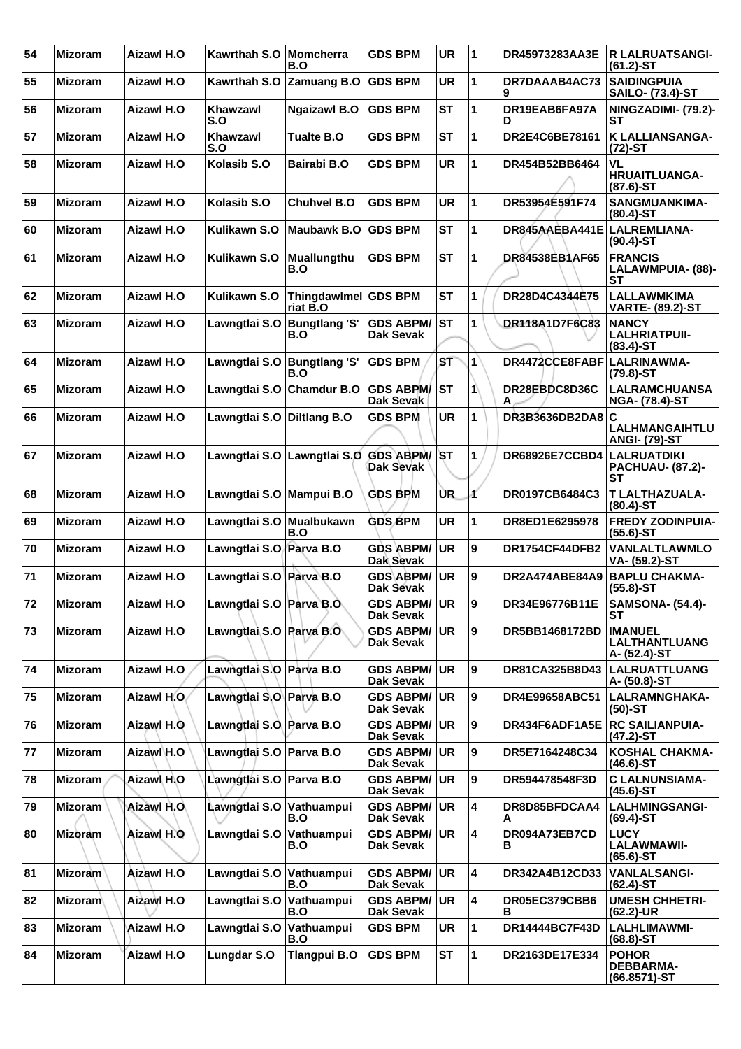| 54 | Mizoram | Aizawl H.O | Kawrthah S.O | Momcherra B.O | GDS BPM | UR | 1 | DR45973283AA3E | R LALRUATSANGI- (61.2)-ST |
|---|---|---|---|---|---|---|---|---|---|
| 55 | Mizoram | Aizawl H.O | Kawrthah S.O | Zamuang B.O | GDS BPM | UR | 1 | DR7DAAAB4AC739 | SAIDINGPUIA SAILO- (73.4)-ST |
| 56 | Mizoram | Aizawl H.O | Khawzawl S.O | Ngaizawl B.O | GDS BPM | ST | 1 | DR19EAB6FA97AD | NINGZADIMI- (79.2)-ST |
| 57 | Mizoram | Aizawl H.O | Khawzawl S.O | Tualte B.O | GDS BPM | ST | 1 | DR2E4C6BE78161 | K LALLIANSANGA- (72)-ST |
| 58 | Mizoram | Aizawl H.O | Kolasib S.O | Bairabi B.O | GDS BPM | UR | 1 | DR454B52BB6464 | VL HRUAITLUANGA- (87.6)-ST |
| 59 | Mizoram | Aizawl H.O | Kolasib S.O | Chuhvel B.O | GDS BPM | UR | 1 | DR53954E591F74 | SANGMUANKIMA- (80.4)-ST |
| 60 | Mizoram | Aizawl H.O | Kulikawn S.O | Maubawk B.O | GDS BPM | ST | 1 | DR845AAEBA441E | LALREMLIANA- (90.4)-ST |
| 61 | Mizoram | Aizawl H.O | Kulikawn S.O | Muallungthu B.O | GDS BPM | ST | 1 | DR84538EB1AF65 | FRANCIS LALAWMPUIA- (88)-ST |
| 62 | Mizoram | Aizawl H.O | Kulikawn S.O | Thingdawlmelriat B.O | GDS BPM | ST | 1 | DR28D4C4344E75 | LALLAWMKIMA VARTE- (89.2)-ST |
| 63 | Mizoram | Aizawl H.O | Lawngtlai S.O | Bungtlang 'S' B.O | GDS ABPM/ Dak Sevak | ST | 1 | DR118A1D7F6C83 | NANCY LALHRIATPUII- (83.4)-ST |
| 64 | Mizoram | Aizawl H.O | Lawngtlai S.O | Bungtlang 'S' B.O | GDS BPM | ST | 1 | DR4472CCE8FABF | LALRINAWMA- (79.8)-ST |
| 65 | Mizoram | Aizawl H.O | Lawngtlai S.O | Chamdur B.O | GDS ABPM/ Dak Sevak | ST | 1 | DR28EBDC8D36CA | LALRAMCHUANSANGA- (78.4)-ST |
| 66 | Mizoram | Aizawl H.O | Lawngtlai S.O | Diltlang B.O | GDS BPM | UR | 1 | DR3B3636DB2DA8 | C LALHMANGAIHTLUANGI- (79)-ST |
| 67 | Mizoram | Aizawl H.O | Lawngtlai S.O | Lawngtlai S.O | GDS ABPM/ Dak Sevak | ST | 1 | DR68926E7CCBD4 | LALRUATDIKI PACHUAU- (87.2)-ST |
| 68 | Mizoram | Aizawl H.O | Lawngtlai S.O | Mampui B.O | GDS BPM | UR | 1 | DR0197CB6484C3 | T LALTHAZUALA- (80.4)-ST |
| 69 | Mizoram | Aizawl H.O | Lawngtlai S.O | Mualbukawn B.O | GDS BPM | UR | 1 | DR8ED1E6295978 | FREDY ZODINPUIA- (55.6)-ST |
| 70 | Mizoram | Aizawl H.O | Lawngtlai S.O | Parva B.O | GDS ABPM/ Dak Sevak | UR | 9 | DR1754CF44DFB2 | VANLALTLAWMLOVA- (59.2)-ST |
| 71 | Mizoram | Aizawl H.O | Lawngtlai S.O | Parva B.O | GDS ABPM/ Dak Sevak | UR | 9 | DR2A474ABE84A9 | BAPLU CHAKMA- (55.8)-ST |
| 72 | Mizoram | Aizawl H.O | Lawngtlai S.O | Parva B.O | GDS ABPM/ Dak Sevak | UR | 9 | DR34E96776B11E | SAMSONA- (54.4)-ST |
| 73 | Mizoram | Aizawl H.O | Lawngtlai S.O | Parva B.O | GDS ABPM/ Dak Sevak | UR | 9 | DR5BB1468172BD | IMANUEL LALTHANTLUANGA- (52.4)-ST |
| 74 | Mizoram | Aizawl H.O | Lawngtlai S.O | Parva B.O | GDS ABPM/ Dak Sevak | UR | 9 | DR81CA325B8D43 | LALRUATTLUANGA- (50.8)-ST |
| 75 | Mizoram | Aizawl H.O | Lawngtlai S.O | Parva B.O | GDS ABPM/ Dak Sevak | UR | 9 | DR4E99658ABC51 | LALRAMNGHAKA- (50)-ST |
| 76 | Mizoram | Aizawl H.O | Lawngtlai S.O | Parva B.O | GDS ABPM/ Dak Sevak | UR | 9 | DR434F6ADF1A5E | RC SAILIANPUIA- (47.2)-ST |
| 77 | Mizoram | Aizawl H.O | Lawngtlai S.O | Parva B.O | GDS ABPM/ Dak Sevak | UR | 9 | DR5E7164248C34 | KOSHAL CHAKMA- (46.6)-ST |
| 78 | Mizoram | Aizawl H.O | Lawngtlai S.O | Parva B.O | GDS ABPM/ Dak Sevak | UR | 9 | DR594478548F3D | C LALNUNSIAMA- (45.6)-ST |
| 79 | Mizoram | Aizawl H.O | Lawngtlai S.O | Vathuampui B.O | GDS ABPM/ Dak Sevak | UR | 4 | DR8D85BFDCAA4A | LALHMINGSANGI- (69.4)-ST |
| 80 | Mizoram | Aizawl H.O | Lawngtlai S.O | Vathuampui B.O | GDS ABPM/ Dak Sevak | UR | 4 | DR094A73EB7CDB | LUCY LALAWMAWII- (65.6)-ST |
| 81 | Mizoram | Aizawl H.O | Lawngtlai S.O | Vathuampui B.O | GDS ABPM/ Dak Sevak | UR | 4 | DR342A4B12CD33 | VANLALSANGI- (62.4)-ST |
| 82 | Mizoram | Aizawl H.O | Lawngtlai S.O | Vathuampui B.O | GDS ABPM/ Dak Sevak | UR | 4 | DR05EC379CBB6B | UMESH CHHETRI- (62.2)-UR |
| 83 | Mizoram | Aizawl H.O | Lawngtlai S.O | Vathuampui B.O | GDS BPM | UR | 1 | DR14444BC7F43D | LALHLIMAWMI- (68.8)-ST |
| 84 | Mizoram | Aizawl H.O | Lungdar S.O | Tlangpui B.O | GDS BPM | ST | 1 | DR2163DE17E334 | POHOR DEBBARMA- (66.8571)-ST |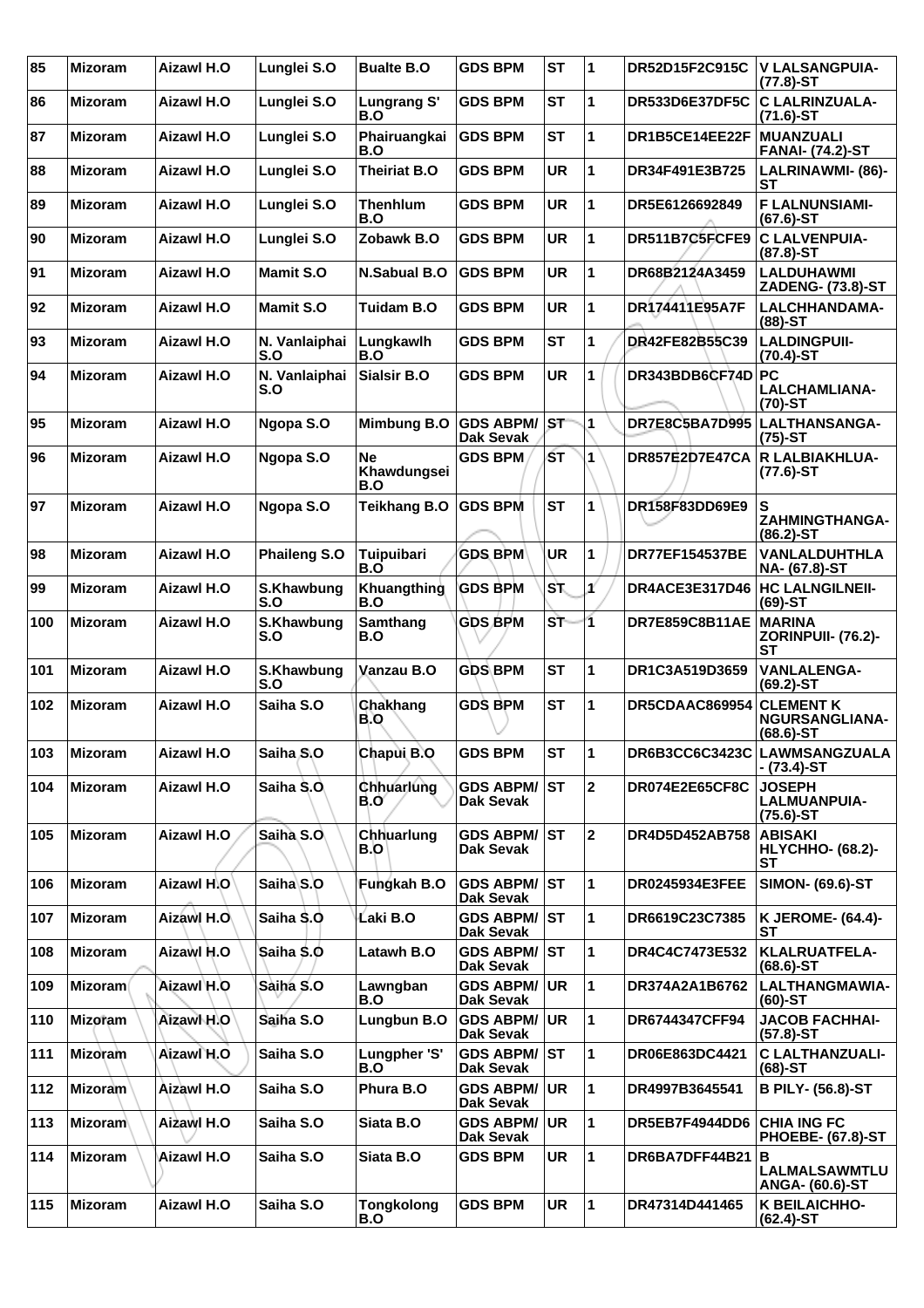| 85 | Mizoram | Aizawl H.O | Lunglei S.O | Bualte B.O | GDS BPM | ST | 1 | DR52D15F2C915C | V LALSANGPUIA- (77.8)-ST |
|---|---|---|---|---|---|---|---|---|---|
| 86 | Mizoram | Aizawl H.O | Lunglei S.O | Lungrang S' B.O | GDS BPM | ST | 1 | DR533D6E37DF5C | C LALRINZUALA- (71.6)-ST |
| 87 | Mizoram | Aizawl H.O | Lunglei S.O | Phairuangkai B.O | GDS BPM | ST | 1 | DR1B5CE14EE22F | MUANZUALI FANAI- (74.2)-ST |
| 88 | Mizoram | Aizawl H.O | Lunglei S.O | Theiriat B.O | GDS BPM | UR | 1 | DR34F491E3B725 | LALRINAWMI- (86)-ST |
| 89 | Mizoram | Aizawl H.O | Lunglei S.O | Thenhlum B.O | GDS BPM | UR | 1 | DR5E6126692849 | F LALNUNSIAMI- (67.6)-ST |
| 90 | Mizoram | Aizawl H.O | Lunglei S.O | Zobawk B.O | GDS BPM | UR | 1 | DR511B7C5FCFE9 | C LALVENPUIA- (87.8)-ST |
| 91 | Mizoram | Aizawl H.O | Mamit S.O | N.Sabual B.O | GDS BPM | UR | 1 | DR68B2124A3459 | LALDUHAWMI ZADENG- (73.8)-ST |
| 92 | Mizoram | Aizawl H.O | Mamit S.O | Tuidam B.O | GDS BPM | UR | 1 | DR174411E95A7F | LALCHHANDAMA- (88)-ST |
| 93 | Mizoram | Aizawl H.O | N. Vanlaiphai S.O | Lungkawlh B.O | GDS BPM | ST | 1 | DR42FE82B55C39 | LALDINGPUII- (70.4)-ST |
| 94 | Mizoram | Aizawl H.O | N. Vanlaiphai S.O | Sialsir B.O | GDS BPM | UR | 1 | DR343BDB6CF74D | PC LALCHAMLIANA- (70)-ST |
| 95 | Mizoram | Aizawl H.O | Ngopa S.O | Mimbung B.O | GDS ABPM/ Dak Sevak | ST | 1 | DR7E8C5BA7D995 | LALTHANSANGA- (75)-ST |
| 96 | Mizoram | Aizawl H.O | Ngopa S.O | Ne Khawdungsei B.O | GDS BPM | ST | 1 | DR857E2D7E47CA | R LALBIAKHLUA- (77.6)-ST |
| 97 | Mizoram | Aizawl H.O | Ngopa S.O | Teikhang B.O | GDS BPM | ST | 1 | DR158F83DD69E9 | S ZAHMINGTHANGA- (86.2)-ST |
| 98 | Mizoram | Aizawl H.O | Phaileng S.O | Tuipuibari B.O | GDS BPM | UR | 1 | DR77EF154537BE | VANLALDUHTHLA NA- (67.8)-ST |
| 99 | Mizoram | Aizawl H.O | S.Khawbung S.O | Khuangthing B.O | GDS BPM | ST | 1 | DR4ACE3E317D46 | HC LALNGILNEII- (69)-ST |
| 100 | Mizoram | Aizawl H.O | S.Khawbung S.O | Samthang B.O | GDS BPM | ST | 1 | DR7E859C8B11AE | MARINA ZORINPUII- (76.2)-ST |
| 101 | Mizoram | Aizawl H.O | S.Khawbung S.O | Vanzau B.O | GDS BPM | ST | 1 | DR1C3A519D3659 | VANLALENGA- (69.2)-ST |
| 102 | Mizoram | Aizawl H.O | Saiha S.O | Chakhang B.O | GDS BPM | ST | 1 | DR5CDAAC869954 | CLEMENT K NGURSANGLIANA- (68.6)-ST |
| 103 | Mizoram | Aizawl H.O | Saiha S.O | Chapui B.O | GDS BPM | ST | 1 | DR6B3CC6C3423C | LAWMSANGZUALA - (73.4)-ST |
| 104 | Mizoram | Aizawl H.O | Saiha S.O | Chhuarlung B.O | GDS ABPM/ Dak Sevak | ST | 2 | DR074E2E65CF8C | JOSEPH LALMUANPUIA- (75.6)-ST |
| 105 | Mizoram | Aizawl H.O | Saiha S.O | Chhuarlung B.O | GDS ABPM/ Dak Sevak | ST | 2 | DR4D5D452AB758 | ABISAKI HLYCHHO- (68.2)-ST |
| 106 | Mizoram | Aizawl H.O | Saiha S.O | Fungkah B.O | GDS ABPM/ Dak Sevak | ST | 1 | DR0245934E3FEE | SIMON- (69.6)-ST |
| 107 | Mizoram | Aizawl H.O | Saiha S.O | Laki B.O | GDS ABPM/ Dak Sevak | ST | 1 | DR6619C23C7385 | K JEROME- (64.4)-ST |
| 108 | Mizoram | Aizawl H.O | Saiha S.O | Latawh B.O | GDS ABPM/ Dak Sevak | ST | 1 | DR4C4C7473E532 | KLALRUATFELA- (68.6)-ST |
| 109 | Mizoram | Aizawl H.O | Saiha S.O | Lawngban B.O | GDS ABPM/ Dak Sevak | UR | 1 | DR374A2A1B6762 | LALTHANGMAWIA- (60)-ST |
| 110 | Mizoram | Aizawl H.O | Saiha S.O | Lungbun B.O | GDS ABPM/ Dak Sevak | UR | 1 | DR6744347CFF94 | JACOB FACHHAI- (57.8)-ST |
| 111 | Mizoram | Aizawl H.O | Saiha S.O | Lungpher 'S' B.O | GDS ABPM/ Dak Sevak | ST | 1 | DR06E863DC4421 | C LALTHANZUALI- (68)-ST |
| 112 | Mizoram | Aizawl H.O | Saiha S.O | Phura B.O | GDS ABPM/ Dak Sevak | UR | 1 | DR4997B3645541 | B PILY- (56.8)-ST |
| 113 | Mizoram | Aizawl H.O | Saiha S.O | Siata B.O | GDS ABPM/ Dak Sevak | UR | 1 | DR5EB7F4944DD6 | CHIA ING FC PHOEBE- (67.8)-ST |
| 114 | Mizoram | Aizawl H.O | Saiha S.O | Siata B.O | GDS BPM | UR | 1 | DR6BA7DFF44B21 | B LALMALSAWMTLU ANGA- (60.6)-ST |
| 115 | Mizoram | Aizawl H.O | Saiha S.O | Tongkolong B.O | GDS BPM | UR | 1 | DR47314D441465 | K BEILAICHHO- (62.4)-ST |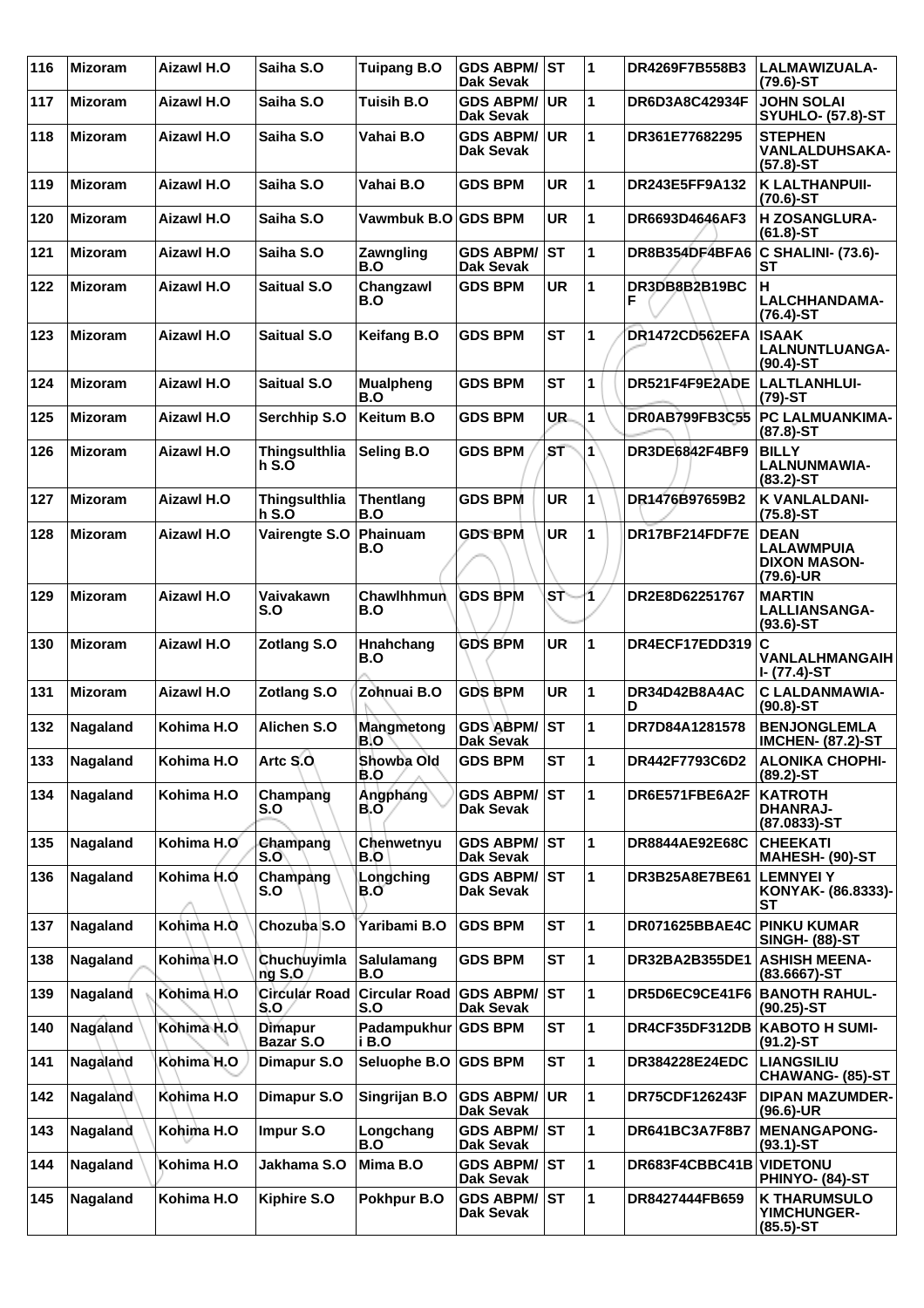| 116 | Mizoram | Aizawl H.O | Saiha S.O | Tuipang B.O | GDS ABPM/ Dak Sevak | ST | 1 | DR4269F7B558B3 | LALMAWIZUALA- (79.6)-ST |
|---|---|---|---|---|---|---|---|---|---|
| 117 | Mizoram | Aizawl H.O | Saiha S.O | Tuisih B.O | GDS ABPM/ Dak Sevak | UR | 1 | DR6D3A8C42934F | JOHN SOLAI SYUHLO- (57.8)-ST |
| 118 | Mizoram | Aizawl H.O | Saiha S.O | Vahai B.O | GDS ABPM/ Dak Sevak | UR | 1 | DR361E77682295 | STEPHEN VANLALDUHSAKA- (57.8)-ST |
| 119 | Mizoram | Aizawl H.O | Saiha S.O | Vahai B.O | GDS BPM | UR | 1 | DR243E5FF9A132 | K LALTHANPUII- (70.6)-ST |
| 120 | Mizoram | Aizawl H.O | Saiha S.O | Vawmbuk B.O | GDS BPM | UR | 1 | DR6693D4646AF3 | H ZOSANGLURA- (61.8)-ST |
| 121 | Mizoram | Aizawl H.O | Saiha S.O | Zawngling B.O | GDS ABPM/ Dak Sevak | ST | 1 | DR8B354DF4BFA6 | C SHALINI- (73.6)-ST |
| 122 | Mizoram | Aizawl H.O | Saitual S.O | Changzawl B.O | GDS BPM | UR | 1 | DR3DB8B2B19BCF | H LALCHHANDAMA- (76.4)-ST |
| 123 | Mizoram | Aizawl H.O | Saitual S.O | Keifang B.O | GDS BPM | ST | 1 | DR1472CD562EFA | ISAAK LALNUNTLUANGA- (90.4)-ST |
| 124 | Mizoram | Aizawl H.O | Saitual S.O | Mualpheng B.O | GDS BPM | ST | 1 | DR521F4F9E2ADE | LALTLANHLUI- (79)-ST |
| 125 | Mizoram | Aizawl H.O | Serchhip S.O | Keitum B.O | GDS BPM | UR | 1 | DR0AB799FB3C55 | PC LALMUANKIMA- (87.8)-ST |
| 126 | Mizoram | Aizawl H.O | Thingsulthliah S.O | Seling B.O | GDS BPM | ST | 1 | DR3DE6842F4BF9 | BILLY LALNUNMAWIA- (83.2)-ST |
| 127 | Mizoram | Aizawl H.O | Thingsulthliah S.O | Thentlang B.O | GDS BPM | UR | 1 | DR1476B97659B2 | K VANLALDANI- (75.8)-ST |
| 128 | Mizoram | Aizawl H.O | Vairengte S.O | Phainuam B.O | GDS BPM | UR | 1 | DR17BF214FDF7E | DEAN LALAWMPUIA DIXON MASON- (79.6)-UR |
| 129 | Mizoram | Aizawl H.O | Vaivakawn S.O | Chawlhhmun B.O | GDS BPM | ST | 1 | DR2E8D62251767 | MARTIN LALLIANSANGA- (93.6)-ST |
| 130 | Mizoram | Aizawl H.O | Zotlang S.O | Hnahchang B.O | GDS BPM | UR | 1 | DR4ECF17EDD319 | C VANLALHMANGAIHI- (77.4)-ST |
| 131 | Mizoram | Aizawl H.O | Zotlang S.O | Zohnuai B.O | GDS BPM | UR | 1 | DR34D42B8A4ACD | C LALDANMAWIA- (90.8)-ST |
| 132 | Nagaland | Kohima H.O | Alichen S.O | Mangmetong B.O | GDS ABPM/ Dak Sevak | ST | 1 | DR7D84A1281578 | BENJONGLEMLA IMCHEN- (87.2)-ST |
| 133 | Nagaland | Kohima H.O | Artc S.O | Showba Old B.O | GDS BPM | ST | 1 | DR442F7793C6D2 | ALONIKA CHOPHI- (89.2)-ST |
| 134 | Nagaland | Kohima H.O | Champang S.O | Angphang B.O | GDS ABPM/ Dak Sevak | ST | 1 | DR6E571FBE6A2F | KATROTH DHANRAJ- (87.0833)-ST |
| 135 | Nagaland | Kohima H.O | Champang S.O | Chenwetnyu B.O | GDS ABPM/ Dak Sevak | ST | 1 | DR8844AE92E68C | CHEEKATI MAHESH- (90)-ST |
| 136 | Nagaland | Kohima H.O | Champang S.O | Longching B.O | GDS ABPM/ Dak Sevak | ST | 1 | DR3B25A8E7BE61 | LEMNYEI Y KONYAK- (86.8333)-ST |
| 137 | Nagaland | Kohima H.O | Chozuba S.O | Yaribami B.O | GDS BPM | ST | 1 | DR071625BBAE4C | PINKU KUMAR SINGH- (88)-ST |
| 138 | Nagaland | Kohima H.O | Chuchuyimlang S.O | Salulamang B.O | GDS BPM | ST | 1 | DR32BA2B355DE1 | ASHISH MEENA- (83.6667)-ST |
| 139 | Nagaland | Kohima H.O | Circular Road S.O | Circular Road S.O | GDS ABPM/ Dak Sevak | ST | 1 | DR5D6EC9CE41F6 | BANOTH RAHUL- (90.25)-ST |
| 140 | Nagaland | Kohima H.O | Dimapur Bazar S.O | Padampukhuri B.O | GDS BPM | ST | 1 | DR4CF35DF312DB | KABOTO H SUMI- (91.2)-ST |
| 141 | Nagaland | Kohima H.O | Dimapur S.O | Seluophe B.O | GDS BPM | ST | 1 | DR384228E24EDC | LIANGSILIU CHAWANG- (85)-ST |
| 142 | Nagaland | Kohima H.O | Dimapur S.O | Singrijan B.O | GDS ABPM/ Dak Sevak | UR | 1 | DR75CDF126243F | DIPAN MAZUMDER- (96.6)-UR |
| 143 | Nagaland | Kohima H.O | Impur S.O | Longchang B.O | GDS ABPM/ Dak Sevak | ST | 1 | DR641BC3A7F8B7 | MENANGAPONG- (93.1)-ST |
| 144 | Nagaland | Kohima H.O | Jakhama S.O | Mima B.O | GDS ABPM/ Dak Sevak | ST | 1 | DR683F4CBBC41B | VIDETONU PHINYO- (84)-ST |
| 145 | Nagaland | Kohima H.O | Kiphire S.O | Pokhpur B.O | GDS ABPM/ Dak Sevak | ST | 1 | DR8427444FB659 | K THARUMSULO YIMCHUNGER- (85.5)-ST |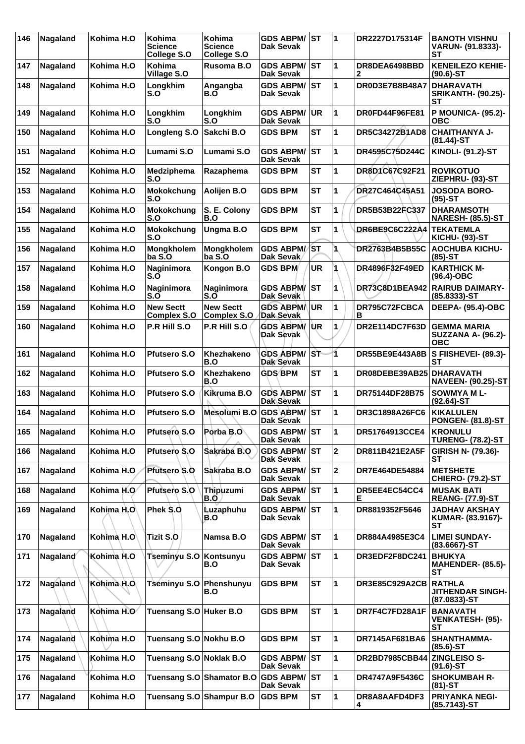| 146 | Nagaland | Kohima H.O | Kohima Science College S.O | Kohima Science College S.O | GDS ABPM/ Dak Sevak | ST | 1 | DR2227D175314F | BANOTH VISHNU VARUN- (91.8333)-ST |
|---|---|---|---|---|---|---|---|---|---|
| 147 | Nagaland | Kohima H.O | Kohima Village S.O | Rusoma B.O | GDS ABPM/ Dak Sevak | ST | 1 | DR8DEA6498BBD2 | KENEILEZO KEHIE- (90.6)-ST |
| 148 | Nagaland | Kohima H.O | Longkhim S.O | Angangba B.O | GDS ABPM/ Dak Sevak | ST | 1 | DR0D3E7B8B48A7 | DHARAVATH SRIKANTH- (90.25)-ST |
| 149 | Nagaland | Kohima H.O | Longkhim S.O | Longkhim S.O | GDS ABPM/ Dak Sevak | UR | 1 | DR0FD44F96FE81 | P MOUNICA- (95.2)-OBC |
| 150 | Nagaland | Kohima H.O | Longleng S.O | Sakchi B.O | GDS BPM | ST | 1 | DR5C34272B1AD8 | CHAITHANYA J- (81.44)-ST |
| 151 | Nagaland | Kohima H.O | Lumami S.O | Lumami S.O | GDS ABPM/ Dak Sevak | ST | 1 | DR4595C75D244C | KINOLI- (91.2)-ST |
| 152 | Nagaland | Kohima H.O | Medziphema S.O | Razaphema | GDS BPM | ST | 1 | DR8D1C67C92F21 | ROVIKOTUO ZIEPHRU- (93)-ST |
| 153 | Nagaland | Kohima H.O | Mokokchung S.O | Aolijen B.O | GDS BPM | ST | 1 | DR27C464C45A51 | JOSODA BORO- (95)-ST |
| 154 | Nagaland | Kohima H.O | Mokokchung S.O | S. E. Colony B.O | GDS BPM | ST | 1 | DR5B53B22FC337 | DHARAMSOTH NARESH- (85.5)-ST |
| 155 | Nagaland | Kohima H.O | Mokokchung S.O | Ungma B.O | GDS BPM | ST | 1 | DR6BE9C6C222A4 | TEKATEMLA KICHU- (93)-ST |
| 156 | Nagaland | Kohima H.O | Mongkholemba S.O | Mongkholemba S.O | GDS ABPM/ Dak Sevak | ST | 1 | DR2763B4B5B55C | AOCHUBA KICHU- (85)-ST |
| 157 | Nagaland | Kohima H.O | Naginimora S.O | Kongon B.O | GDS BPM | UR | 1 | DR4896F32F49ED | KARTHICK M- (96.4)-OBC |
| 158 | Nagaland | Kohima H.O | Naginimora S.O | Naginimora S.O | GDS ABPM/ Dak Sevak | ST | 1 | DR73C8D1BEA942 | RAIRUB DAIMARY- (85.8333)-ST |
| 159 | Nagaland | Kohima H.O | New Sectt Complex S.O | New Sectt Complex S.O | GDS ABPM/ Dak Sevak | UR | 1 | DR795C72FCBCAB | DEEPA- (95.4)-OBC |
| 160 | Nagaland | Kohima H.O | P.R Hill S.O | P.R Hill S.O | GDS ABPM/ Dak Sevak | UR | 1 | DR2E114DC7F63D | GEMMA MARIA SUZZANA A- (96.2)-OBC |
| 161 | Nagaland | Kohima H.O | Pfutsero S.O | Khezhakeno B.O | GDS ABPM/ Dak Sevak | ST | 1 | DR55BE9E443A8B | S FIISHEVEI- (89.3)-ST |
| 162 | Nagaland | Kohima H.O | Pfutsero S.O | Khezhakeno B.O | GDS BPM | ST | 1 | DR08DEBE39AB25 | DHARAVATH NAVEEN- (90.25)-ST |
| 163 | Nagaland | Kohima H.O | Pfutsero S.O | Kikruma B.O | GDS ABPM/ Dak Sevak | ST | 1 | DR75144DF28B75 | SOWMYA M L- (92.64)-ST |
| 164 | Nagaland | Kohima H.O | Pfutsero S.O | Mesolumi B.O | GDS ABPM/ Dak Sevak | ST | 1 | DR3C1898A26FC6 | KIKALULEN PONGEN- (81.8)-ST |
| 165 | Nagaland | Kohima H.O | Pfutsero S.O | Porba B.O | GDS ABPM/ Dak Sevak | ST | 1 | DR51764913CCE4 | KRONULU TURENG- (78.2)-ST |
| 166 | Nagaland | Kohima H.O | Pfutsero S.O | Sakraba B.O | GDS ABPM/ Dak Sevak | ST | 2 | DR811B421E2A5F | GIRISH N- (79.36)-ST |
| 167 | Nagaland | Kohima H.O | Pfutsero S.O | Sakraba B.O | GDS ABPM/ Dak Sevak | ST | 2 | DR7E464DE54884 | METSHETE CHIERO- (79.2)-ST |
| 168 | Nagaland | Kohima H.O | Pfutsero S.O | Thipuzumi B.O | GDS ABPM/ Dak Sevak | ST | 1 | DR5EE4EC54CC4E | MUSAK BATI REANG- (77.9)-ST |
| 169 | Nagaland | Kohima H.O | Phek S.O | Luzaphuhu B.O | GDS ABPM/ Dak Sevak | ST | 1 | DR8819352F5646 | JADHAV AKSHAY KUMAR- (83.9167)-ST |
| 170 | Nagaland | Kohima H.O | Tizit S.O | Namsa B.O | GDS ABPM/ Dak Sevak | ST | 1 | DR884A4985E3C4 | LIMEI SUNDAY- (83.6667)-ST |
| 171 | Nagaland | Kohima H.O | Tseminyu S.O | Kontsunyu B.O | GDS ABPM/ Dak Sevak | ST | 1 | DR3EDF2F8DC241 | BHUKYA MAHENDER- (85.5)-ST |
| 172 | Nagaland | Kohima H.O | Tseminyu S.O | Phenshunyu B.O | GDS BPM | ST | 1 | DR3E85C929A2CB | RATHLA JITHENDAR SINGH- (87.0833)-ST |
| 173 | Nagaland | Kohima H.O | Tuensang S.O | Huker B.O | GDS BPM | ST | 1 | DR7F4C7FD28A1F | BANAVATH VENKATESH- (95)-ST |
| 174 | Nagaland | Kohima H.O | Tuensang S.O | Nokhu B.O | GDS BPM | ST | 1 | DR7145AF681BA6 | SHANTHAMMA- (85.6)-ST |
| 175 | Nagaland | Kohima H.O | Tuensang S.O | Noklak B.O | GDS ABPM/ Dak Sevak | ST | 1 | DR2BD7985CBB44 | ZINGLEISO S- (91.6)-ST |
| 176 | Nagaland | Kohima H.O | Tuensang S.O | Shamator B.O | GDS ABPM/ Dak Sevak | ST | 1 | DR4747A9F5436C | SHOKUMBAH R- (81)-ST |
| 177 | Nagaland | Kohima H.O | Tuensang S.O | Shampur B.O | GDS BPM | ST | 1 | DR8A8AAFD4DF34 | PRIYANKA NEGI- (85.7143)-ST |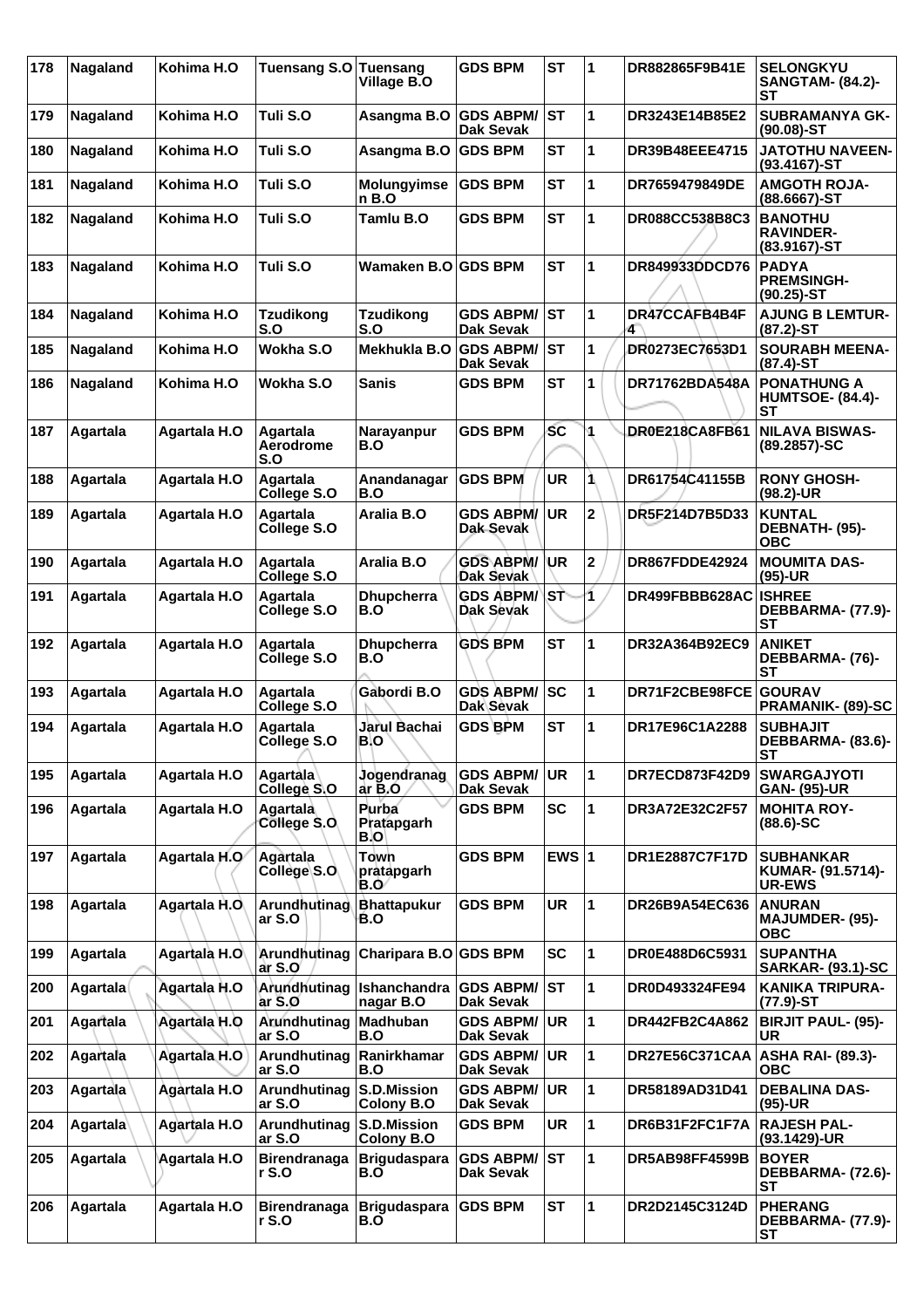| 178 | Nagaland | Kohima H.O | Tuensang S.O | Tuensang Village B.O | GDS BPM | ST | 1 | DR882865F9B41E | SELONGKYU SANGTAM- (84.2)-ST |
|---|---|---|---|---|---|---|---|---|---|
| 179 | Nagaland | Kohima H.O | Tuli S.O | Asangma B.O | GDS ABPM/ Dak Sevak | ST | 1 | DR3243E14B85E2 | SUBRAMANYA GK- (90.08)-ST |
| 180 | Nagaland | Kohima H.O | Tuli S.O | Asangma B.O | GDS BPM | ST | 1 | DR39B48EEE4715 | JATOTHU NAVEEN- (93.4167)-ST |
| 181 | Nagaland | Kohima H.O | Tuli S.O | Molungyimsen B.O | GDS BPM | ST | 1 | DR7659479849DE | AMGOTH ROJA- (88.6667)-ST |
| 182 | Nagaland | Kohima H.O | Tuli S.O | Tamlu B.O | GDS BPM | ST | 1 | DR088CC538B8C3 | BANOTHU RAVINDER- (83.9167)-ST |
| 183 | Nagaland | Kohima H.O | Tuli S.O | Wamaken B.O | GDS BPM | ST | 1 | DR849933DDCD76 | PADYA PREMSINGH- (90.25)-ST |
| 184 | Nagaland | Kohima H.O | Tzudikong S.O | Tzudikong S.O | GDS ABPM/ Dak Sevak | ST | 1 | DR47CCAFB4B4F4 | AJUNG B LEMTUR- (87.2)-ST |
| 185 | Nagaland | Kohima H.O | Wokha S.O | Mekhukla B.O | GDS ABPM/ Dak Sevak | ST | 1 | DR0273EC7653D1 | SOURABH MEENA- (87.4)-ST |
| 186 | Nagaland | Kohima H.O | Wokha S.O | Sanis | GDS BPM | ST | 1 | DR71762BDA548A | PONATHUNG A HUMTSOE- (84.4)-ST |
| 187 | Agartala | Agartala H.O | Agartala Aerodrome S.O | Narayanpur B.O | GDS BPM | SC | 1 | DR0E218CA8FB61 | NILAVA BISWAS- (89.2857)-SC |
| 188 | Agartala | Agartala H.O | Agartala College S.O | Anandanagar B.O | GDS BPM | UR | 1 | DR61754C41155B | RONY GHOSH- (98.2)-UR |
| 189 | Agartala | Agartala H.O | Agartala College S.O | Aralia B.O | GDS ABPM/ Dak Sevak | UR | 2 | DR5F214D7B5D33 | KUNTAL DEBNATH- (95)-OBC |
| 190 | Agartala | Agartala H.O | Agartala College S.O | Aralia B.O | GDS ABPM/ Dak Sevak | UR | 2 | DR867FDDE42924 | MOUMITA DAS- (95)-UR |
| 191 | Agartala | Agartala H.O | Agartala College S.O | Dhupcherra B.O | GDS ABPM/ Dak Sevak | ST | 1 | DR499FBBB628AC | ISHREE DEBBARMA- (77.9)-ST |
| 192 | Agartala | Agartala H.O | Agartala College S.O | Dhupcherra B.O | GDS BPM | ST | 1 | DR32A364B92EC9 | ANIKET DEBBARMA- (76)-ST |
| 193 | Agartala | Agartala H.O | Agartala College S.O | Gabordi B.O | GDS ABPM/ Dak Sevak | SC | 1 | DR71F2CBE98FCE | GOURAV PRAMANIK- (89)-SC |
| 194 | Agartala | Agartala H.O | Agartala College S.O | Jarul Bachai B.O | GDS BPM | ST | 1 | DR17E96C1A2288 | SUBHAJIT DEBBARMA- (83.6)-ST |
| 195 | Agartala | Agartala H.O | Agartala College S.O | Jogendranagar B.O | GDS ABPM/ Dak Sevak | UR | 1 | DR7ECD873F42D9 | SWARGAJYOTI GAN- (95)-UR |
| 196 | Agartala | Agartala H.O | Agartala College S.O | Purba Pratapgarh B.O | GDS BPM | SC | 1 | DR3A72E32C2F57 | MOHITA ROY- (88.6)-SC |
| 197 | Agartala | Agartala H.O | Agartala College S.O | Town pratapgarh B.O | GDS BPM | EWS | 1 | DR1E2887C7F17D | SUBHANKAR KUMAR- (91.5714)-UR-EWS |
| 198 | Agartala | Agartala H.O | Arundhutinagar S.O | Bhattapukur B.O | GDS BPM | UR | 1 | DR26B9A54EC636 | ANURAN MAJUMDER- (95)-OBC |
| 199 | Agartala | Agartala H.O | Arundhutinagar S.O | Charipara B.O | GDS BPM | SC | 1 | DR0E488D6C5931 | SUPANTHA SARKAR- (93.1)-SC |
| 200 | Agartala | Agartala H.O | Arundhutinagar S.O | Ishanchandranagar B.O | GDS ABPM/ Dak Sevak | ST | 1 | DR0D493324FE94 | KANIKA TRIPURA- (77.9)-ST |
| 201 | Agartala | Agartala H.O | Arundhutinagar S.O | Madhuban B.O | GDS ABPM/ Dak Sevak | UR | 1 | DR442FB2C4A862 | BIRJIT PAUL- (95)-UR |
| 202 | Agartala | Agartala H.O | Arundhutinagar S.O | Ranirkhamar B.O | GDS ABPM/ Dak Sevak | UR | 1 | DR27E56C371CAA | ASHA RAI- (89.3)-OBC |
| 203 | Agartala | Agartala H.O | Arundhutinagar S.O | S.D.Mission Colony B.O | GDS ABPM/ Dak Sevak | UR | 1 | DR58189AD31D41 | DEBALINA DAS- (95)-UR |
| 204 | Agartala | Agartala H.O | Arundhutinagar S.O | S.D.Mission Colony B.O | GDS BPM | UR | 1 | DR6B31F2FC1F7A | RAJESH PAL- (93.1429)-UR |
| 205 | Agartala | Agartala H.O | Birendranagar S.O | Brigudaspara B.O | GDS ABPM/ Dak Sevak | ST | 1 | DR5AB98FF4599B | BOYER DEBBARMA- (72.6)-ST |
| 206 | Agartala | Agartala H.O | Birendranagar S.O | Brigudaspara B.O | GDS BPM | ST | 1 | DR2D2145C3124D | PHERANG DEBBARMA- (77.9)-ST |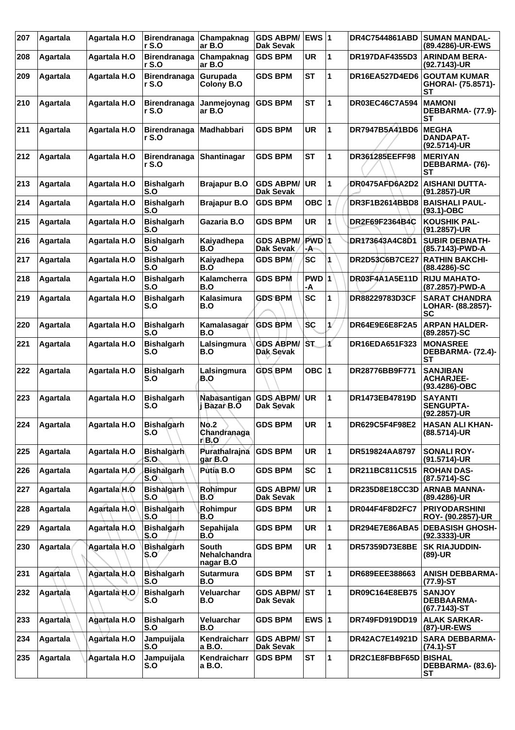| 207 | Agartala | Agartala H.O | Birendranagar S.O | Champaknagar B.O | GDS ABPM/ Dak Sevak | EWS | 1 | DR4C7544861ABD | SUMAN MANDAL- (89.4286)-UR-EWS |
|---|---|---|---|---|---|---|---|---|---|
| 208 | Agartala | Agartala H.O | Birendranagar S.O | Champaknagar B.O | GDS BPM | UR | 1 | DR197DAF4355D3 | ARINDAM BERA- (92.7143)-UR |
| 209 | Agartala | Agartala H.O | Birendranagar S.O | Gurupada Colony B.O | GDS BPM | ST | 1 | DR16EA527D4ED6 | GOUTAM KUMAR GHORAI- (75.8571)-ST |
| 210 | Agartala | Agartala H.O | Birendranagar S.O | Janmejoynagar B.O | GDS BPM | ST | 1 | DR03EC46C7A594 | MAMONI DEBBARMA- (77.9)-ST |
| 211 | Agartala | Agartala H.O | Birendranagar S.O | Madhabbari | GDS BPM | UR | 1 | DR7947B5A41BD6 | MEGHA DANDAPAT- (92.5714)-UR |
| 212 | Agartala | Agartala H.O | Birendranagar S.O | Shantinagar | GDS BPM | ST | 1 | DR361285EEFF98 | MERIYAN DEBBARMA- (76)-ST |
| 213 | Agartala | Agartala H.O | Bishalgarh S.O | Brajapur B.O | GDS ABPM/ Dak Sevak | UR | 1 | DR0475AFD6A2D2 | AISHANI DUTTA- (91.2857)-UR |
| 214 | Agartala | Agartala H.O | Bishalgarh S.O | Brajapur B.O | GDS BPM | OBC | 1 | DR3F1B2614BBD8 | BAISHALI PAUL- (93.1)-OBC |
| 215 | Agartala | Agartala H.O | Bishalgarh S.O | Gazaria B.O | GDS BPM | UR | 1 | DR2F69F2364B4C | KOUSHIK PAL- (91.2857)-UR |
| 216 | Agartala | Agartala H.O | Bishalgarh S.O | Kaiyadhepa B.O | GDS ABPM/ Dak Sevak | PWD-A | 1 | DR173643A4C8D1 | SUBIR DEBNATH- (85.7143)-PWD-A |
| 217 | Agartala | Agartala H.O | Bishalgarh S.O | Kaiyadhepa B.O | GDS BPM | SC | 1 | DR2D53C6B7CE27 | RATHIN BAKCHI- (88.4286)-SC |
| 218 | Agartala | Agartala H.O | Bishalgarh S.O | Kalamcherra B.O | GDS BPM | PWD-A | 1 | DR03F4A1A5E11D | RIJU MAHATO- (87.2857)-PWD-A |
| 219 | Agartala | Agartala H.O | Bishalgarh S.O | Kalasimura B.O | GDS BPM | SC | 1 | DR88229783D3CF | SARAT CHANDRA LOHAR- (88.2857)-SC |
| 220 | Agartala | Agartala H.O | Bishalgarh S.O | Kamalasagar B.O | GDS BPM | SC | 1 | DR64E9E6E8F2A5 | ARPAN HALDER- (89.2857)-SC |
| 221 | Agartala | Agartala H.O | Bishalgarh S.O | Lalsingmura B.O | GDS ABPM/ Dak Sevak | ST | 1 | DR16EDA651F323 | MONASREE DEBBARMA- (72.4)-ST |
| 222 | Agartala | Agartala H.O | Bishalgarh S.O | Lalsingmura B.O | GDS BPM | OBC | 1 | DR28776BB9F771 | SANJIBAN ACHARJEE- (93.4286)-OBC |
| 223 | Agartala | Agartala H.O | Bishalgarh S.O | Nabasantiganj Bazar B.O | GDS ABPM/ Dak Sevak | UR | 1 | DR1473EB47819D | SAYANTI SENGUPTA- (92.2857)-UR |
| 224 | Agartala | Agartala H.O | Bishalgarh S.O | No.2 Chandranagar B.O | GDS BPM | UR | 1 | DR629C5F4F98E2 | HASAN ALI KHAN- (88.5714)-UR |
| 225 | Agartala | Agartala H.O | Bishalgarh S.O | Purathalrajnagar B.O | GDS BPM | UR | 1 | DR519824AA8797 | SONALI ROY- (91.5714)-UR |
| 226 | Agartala | Agartala H.O | Bishalgarh S.O | Putia B.O | GDS BPM | SC | 1 | DR211BC811C515 | ROHAN DAS- (87.5714)-SC |
| 227 | Agartala | Agartala H.O | Bishalgarh S.O | Rohimpur B.O | GDS ABPM/ Dak Sevak | UR | 1 | DR235D8E18CC3D | ARNAB MANNA- (89.4286)-UR |
| 228 | Agartala | Agartala H.O | Bishalgarh S.O | Rohimpur B.O | GDS BPM | UR | 1 | DR044F4F8D2FC7 | PRIYODARSHINI ROY- (90.2857)-UR |
| 229 | Agartala | Agartala H.O | Bishalgarh S.O | Sepahijala B.O | GDS BPM | UR | 1 | DR294E7E86ABA5 | DEBASISH GHOSH- (92.3333)-UR |
| 230 | Agartala | Agartala H.O | Bishalgarh S.O | South Nehalchandra nagar B.O | GDS BPM | UR | 1 | DR57359D73E8BE | SK RIAJUDDIN- (89)-UR |
| 231 | Agartala | Agartala H.O | Bishalgarh S.O | Sutarmura B.O | GDS BPM | ST | 1 | DR689EEE388663 | ANISH DEBBARMA- (77.9)-ST |
| 232 | Agartala | Agartala H.O | Bishalgarh S.O | Veluarchar B.O | GDS ABPM/ Dak Sevak | ST | 1 | DR09C164E8EB75 | SANJOY DEBBAARMA- (67.7143)-ST |
| 233 | Agartala | Agartala H.O | Bishalgarh S.O | Veluarchar B.O | GDS BPM | EWS | 1 | DR749FD919DD19 | ALAK SARKAR- (87)-UR-EWS |
| 234 | Agartala | Agartala H.O | Jampuijala S.O | Kendraicharra B.O. | GDS ABPM/ Dak Sevak | ST | 1 | DR42AC7E14921D | SARA DEBBARMA- (74.1)-ST |
| 235 | Agartala | Agartala H.O | Jampuijala S.O | Kendraicharra B.O. | GDS BPM | ST | 1 | DR2C1E8FBBF65D | BISHAL DEBBARMA- (83.6)-ST |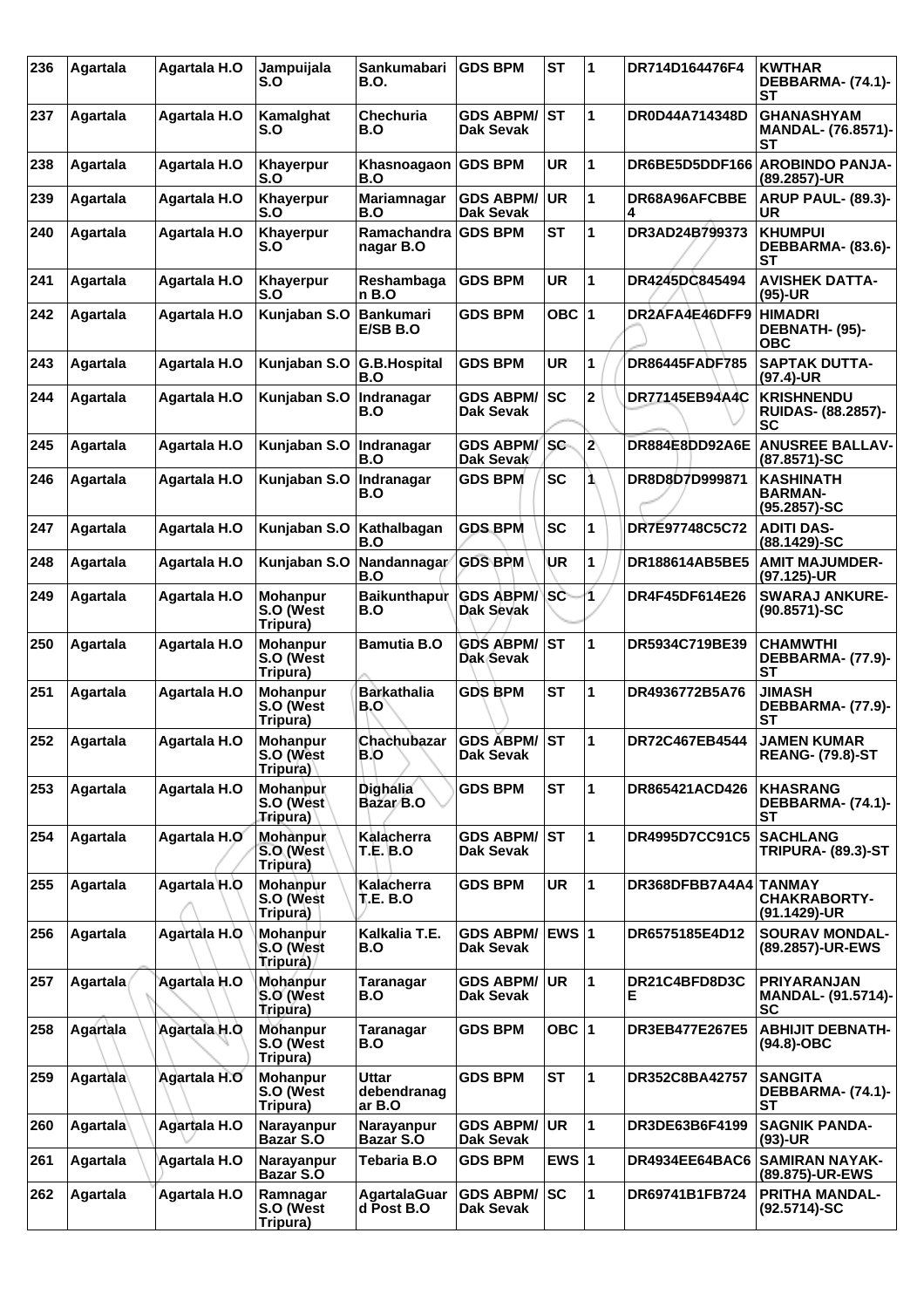| 236 | Agartala | Agartala H.O | Jampuijala S.O | Sankumabari B.O. | GDS BPM | ST | 1 | DR714D164476F4 | KWTHAR DEBBARMA- (74.1)-ST |
|---|---|---|---|---|---|---|---|---|---|
| 237 | Agartala | Agartala H.O | Kamalghat S.O | Chechuria B.O | GDS ABPM/ Dak Sevak | ST | 1 | DR0D44A714348D | GHANASHYAM MANDAL- (76.8571)-ST |
| 238 | Agartala | Agartala H.O | Khayerpur S.O | Khasnoagaon B.O | GDS BPM | UR | 1 | DR6BE5D5DDF166 | AROBINDO PANJA- (89.2857)-UR |
| 239 | Agartala | Agartala H.O | Khayerpur S.O | Mariamnagar B.O | GDS ABPM/ Dak Sevak | UR | 1 | DR68A96AFCBBE 4 | ARUP PAUL- (89.3)-UR |
| 240 | Agartala | Agartala H.O | Khayerpur S.O | Ramachandra nagar B.O | GDS BPM | ST | 1 | DR3AD24B799373 | KHUMPUI DEBBARMA- (83.6)-ST |
| 241 | Agartala | Agartala H.O | Khayerpur S.O | Reshambaga n B.O | GDS BPM | UR | 1 | DR4245DC845494 | AVISHEK DATTA- (95)-UR |
| 242 | Agartala | Agartala H.O | Kunjaban S.O | Bankumari E/SB B.O | GDS BPM | OBC | 1 | DR2AFA4E46DFF9 | HIMADRI DEBNATH- (95)-OBC |
| 243 | Agartala | Agartala H.O | Kunjaban S.O | G.B.Hospital B.O | GDS BPM | UR | 1 | DR86445FADF785 | SAPTAK DUTTA- (97.4)-UR |
| 244 | Agartala | Agartala H.O | Kunjaban S.O | Indranagar B.O | GDS ABPM/ Dak Sevak | SC | 2 | DR77145EB94A4C | KRISHNENDU RUIDAS- (88.2857)-SC |
| 245 | Agartala | Agartala H.O | Kunjaban S.O | Indranagar B.O | GDS ABPM/ Dak Sevak | SC | 2 | DR884E8DD92A6E | ANUSREE BALLAV- (87.8571)-SC |
| 246 | Agartala | Agartala H.O | Kunjaban S.O | Indranagar B.O | GDS BPM | SC | 1 | DR8D8D7D999871 | KASHINATH BARMAN- (95.2857)-SC |
| 247 | Agartala | Agartala H.O | Kunjaban S.O | Kathalbagan B.O | GDS BPM | SC | 1 | DR7E97748C5C72 | ADITI DAS- (88.1429)-SC |
| 248 | Agartala | Agartala H.O | Kunjaban S.O | Nandannagar B.O | GDS BPM | UR | 1 | DR188614AB5BE5 | AMIT MAJUMDER- (97.125)-UR |
| 249 | Agartala | Agartala H.O | Mohanpur S.O (West Tripura) | Baikunthapur B.O | GDS ABPM/ Dak Sevak | SC | 1 | DR4F45DF614E26 | SWARAJ ANKURE- (90.8571)-SC |
| 250 | Agartala | Agartala H.O | Mohanpur S.O (West Tripura) | Bamutia B.O | GDS ABPM/ Dak Sevak | ST | 1 | DR5934C719BE39 | CHAMWTHI DEBBARMA- (77.9)-ST |
| 251 | Agartala | Agartala H.O | Mohanpur S.O (West Tripura) | Barkathalia B.O | GDS BPM | ST | 1 | DR4936772B5A76 | JIMASH DEBBARMA- (77.9)-ST |
| 252 | Agartala | Agartala H.O | Mohanpur S.O (West Tripura) | Chachubazar B.O | GDS ABPM/ Dak Sevak | ST | 1 | DR72C467EB4544 | JAMEN KUMAR REANG- (79.8)-ST |
| 253 | Agartala | Agartala H.O | Mohanpur S.O (West Tripura) | Dighalia Bazar B.O | GDS BPM | ST | 1 | DR865421ACD426 | KHASRANG DEBBARMA- (74.1)-ST |
| 254 | Agartala | Agartala H.O | Mohanpur S.O (West Tripura) | Kalacherra T.E. B.O | GDS ABPM/ Dak Sevak | ST | 1 | DR4995D7CC91C5 | SACHLANG TRIPURA- (89.3)-ST |
| 255 | Agartala | Agartala H.O | Mohanpur S.O (West Tripura) | Kalacherra T.E. B.O | GDS BPM | UR | 1 | DR368DFBB7A4A4 | TANMAY CHAKRABORTY- (91.1429)-UR |
| 256 | Agartala | Agartala H.O | Mohanpur S.O (West Tripura) | Kalkalia T.E. B.O | GDS ABPM/ Dak Sevak | EWS | 1 | DR6575185E4D12 | SOURAV MONDAL- (89.2857)-UR-EWS |
| 257 | Agartala | Agartala H.O | Mohanpur S.O (West Tripura) | Taranagar B.O | GDS ABPM/ Dak Sevak | UR | 1 | DR21C4BFD8D3C E | PRIYARANJAN MANDAL- (91.5714)-SC |
| 258 | Agartala | Agartala H.O | Mohanpur S.O (West Tripura) | Taranagar B.O | GDS BPM | OBC | 1 | DR3EB477E267E5 | ABHIJIT DEBNATH- (94.8)-OBC |
| 259 | Agartala | Agartala H.O | Mohanpur S.O (West Tripura) | Uttar debendranag ar B.O | GDS BPM | ST | 1 | DR352C8BA42757 | SANGITA DEBBARMA- (74.1)-ST |
| 260 | Agartala | Agartala H.O | Narayanpur Bazar S.O | Narayanpur Bazar S.O | GDS ABPM/ Dak Sevak | UR | 1 | DR3DE63B6F4199 | SAGNIK PANDA- (93)-UR |
| 261 | Agartala | Agartala H.O | Narayanpur Bazar S.O | Tebaria B.O | GDS BPM | EWS | 1 | DR4934EE64BAC6 | SAMIRAN NAYAK- (89.875)-UR-EWS |
| 262 | Agartala | Agartala H.O | Ramnagar S.O (West Tripura) | AgartalaGuar d Post B.O | GDS ABPM/ Dak Sevak | SC | 1 | DR69741B1FB724 | PRITHA MANDAL- (92.5714)-SC |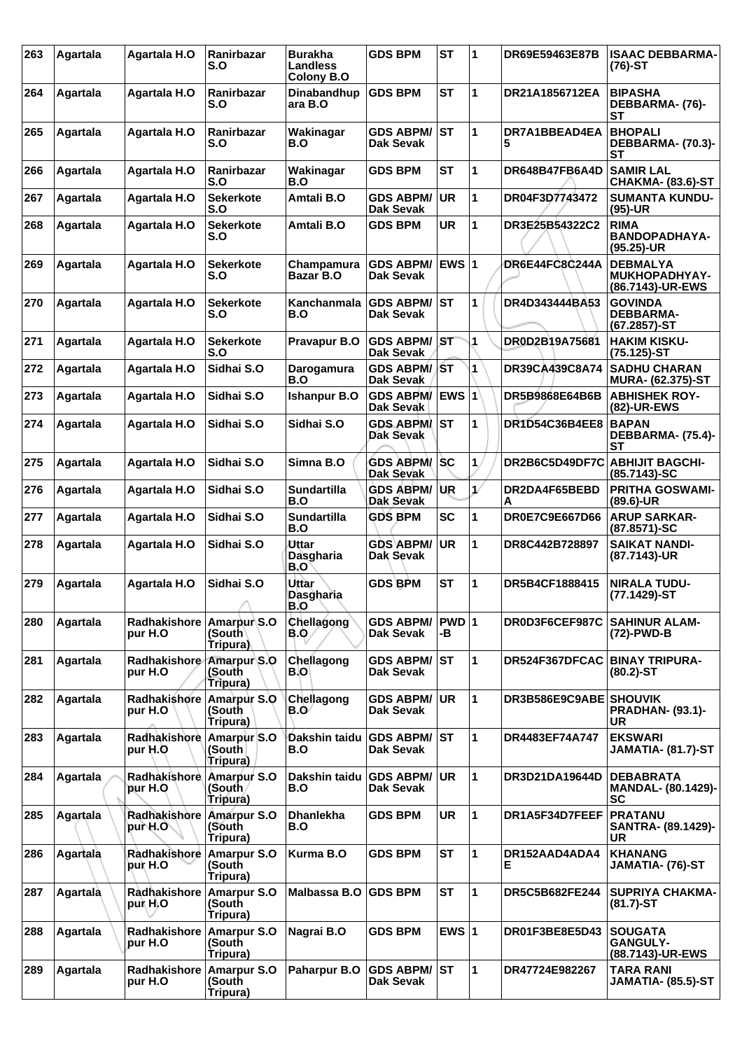| 263 | Agartala | Agartala H.O | Ranirbazar S.O | Burakha Landless Colony B.O | GDS BPM | ST | 1 | DR69E59463E87B | ISAAC DEBBARMA- (76)-ST |
|---|---|---|---|---|---|---|---|---|---|
| 264 | Agartala | Agartala H.O | Ranirbazar S.O | Dinabandhup ara B.O | GDS BPM | ST | 1 | DR21A1856712EA | BIPASHA DEBBARMA- (76)-ST |
| 265 | Agartala | Agartala H.O | Ranirbazar S.O | Wakinagar B.O | GDS ABPM/ Dak Sevak | ST | 1 | DR7A1BBEAD4EA5 | BHOPALI DEBBARMA- (70.3)-ST |
| 266 | Agartala | Agartala H.O | Ranirbazar S.O | Wakinagar B.O | GDS BPM | ST | 1 | DR648B47FB6A4D | SAMIR LAL CHAKMA- (83.6)-ST |
| 267 | Agartala | Agartala H.O | Sekerkote S.O | Amtali B.O | GDS ABPM/ Dak Sevak | UR | 1 | DR04F3D7743472 | SUMANTA KUNDU- (95)-UR |
| 268 | Agartala | Agartala H.O | Sekerkote S.O | Amtali B.O | GDS BPM | UR | 1 | DR3E25B54322C2 | RIMA BANDOPADHAYA- (95.25)-UR |
| 269 | Agartala | Agartala H.O | Sekerkote S.O | Champamura Bazar B.O | GDS ABPM/ Dak Sevak | EWS | 1 | DR6E44FC8C244A | DEBMALYA MUKHOPADHYAY- (86.7143)-UR-EWS |
| 270 | Agartala | Agartala H.O | Sekerkote S.O | Kanchanmala B.O | GDS ABPM/ Dak Sevak | ST | 1 | DR4D343444BA53 | GOVINDA DEBBARMA- (67.2857)-ST |
| 271 | Agartala | Agartala H.O | Sekerkote S.O | Pravapur B.O | GDS ABPM/ Dak Sevak | ST | 1 | DR0D2B19A75681 | HAKIM KISKU- (75.125)-ST |
| 272 | Agartala | Agartala H.O | Sidhai S.O | Darogamura B.O | GDS ABPM/ Dak Sevak | ST | 1 | DR39CA439C8A74 | SADHU CHARAN MURA- (62.375)-ST |
| 273 | Agartala | Agartala H.O | Sidhai S.O | Ishanpur B.O | GDS ABPM/ Dak Sevak | EWS | 1 | DR5B9868E64B6B | ABHISHEK ROY- (82)-UR-EWS |
| 274 | Agartala | Agartala H.O | Sidhai S.O | Sidhai S.O | GDS ABPM/ Dak Sevak | ST | 1 | DR1D54C36B4EE8 | BAPAN DEBBARMA- (75.4)-ST |
| 275 | Agartala | Agartala H.O | Sidhai S.O | Simna B.O | GDS ABPM/ Dak Sevak | SC | 1 | DR2B6C5D49DF7C | ABHIJIT BAGCHI- (85.7143)-SC |
| 276 | Agartala | Agartala H.O | Sidhai S.O | Sundartilla B.O | GDS ABPM/ Dak Sevak | UR | 1 | DR2DA4F65BEBDA | PRITHA GOSWAMI- (89.6)-UR |
| 277 | Agartala | Agartala H.O | Sidhai S.O | Sundartilla B.O | GDS BPM | SC | 1 | DR0E7C9E667D66 | ARUP SARKAR- (87.8571)-SC |
| 278 | Agartala | Agartala H.O | Sidhai S.O | Uttar Dasgharia B.O | GDS ABPM/ Dak Sevak | UR | 1 | DR8C442B728897 | SAIKAT NANDI- (87.7143)-UR |
| 279 | Agartala | Agartala H.O | Sidhai S.O | Uttar Dasgharia B.O | GDS BPM | ST | 1 | DR5B4CF1888415 | NIRALA TUDU- (77.1429)-ST |
| 280 | Agartala | Radhakishore pur H.O | Amarpur S.O (South Tripura) | Chellagong B.O | GDS ABPM/ Dak Sevak | PWD-B | 1 | DR0D3F6CEF987C | SAHINUR ALAM- (72)-PWD-B |
| 281 | Agartala | Radhakishore pur H.O | Amarpur S.O (South Tripura) | Chellagong B.O | GDS ABPM/ Dak Sevak | ST | 1 | DR524F367DFCAC | BINAY TRIPURA- (80.2)-ST |
| 282 | Agartala | Radhakishore pur H.O | Amarpur S.O (South Tripura) | Chellagong B.O | GDS ABPM/ Dak Sevak | UR | 1 | DR3B586E9C9ABE | SHOUVIK PRADHAN- (93.1)-UR |
| 283 | Agartala | Radhakishore pur H.O | Amarpur S.O (South Tripura) | Dakshin taidu B.O | GDS ABPM/ Dak Sevak | ST | 1 | DR4483EF74A747 | EKSWARI JAMATIA- (81.7)-ST |
| 284 | Agartala | Radhakishore pur H.O | Amarpur S.O (South Tripura) | Dakshin taidu B.O | GDS ABPM/ Dak Sevak | UR | 1 | DR3D21DA19644D | DEBABRATA MANDAL- (80.1429)-SC |
| 285 | Agartala | Radhakishore pur H.O | Amarpur S.O (South Tripura) | Dhanlekha B.O | GDS BPM | UR | 1 | DR1A5F34D7FEEF | PRATANU SANTRA- (89.1429)-UR |
| 286 | Agartala | Radhakishore pur H.O | Amarpur S.O (South Tripura) | Kurma B.O | GDS BPM | ST | 1 | DR152AAD4ADA4E | KHANANG JAMATIA- (76)-ST |
| 287 | Agartala | Radhakishore pur H.O | Amarpur S.O (South Tripura) | Malbassa B.O | GDS BPM | ST | 1 | DR5C5B682FE244 | SUPRIYA CHAKMA- (81.7)-ST |
| 288 | Agartala | Radhakishore pur H.O | Amarpur S.O (South Tripura) | Nagrai B.O | GDS BPM | EWS | 1 | DR01F3BE8E5D43 | SOUGATA GANGULY- (88.7143)-UR-EWS |
| 289 | Agartala | Radhakishore pur H.O | Amarpur S.O (South Tripura) | Paharpur B.O | GDS ABPM/ Dak Sevak | ST | 1 | DR47724E982267 | TARA RANI JAMATIA- (85.5)-ST |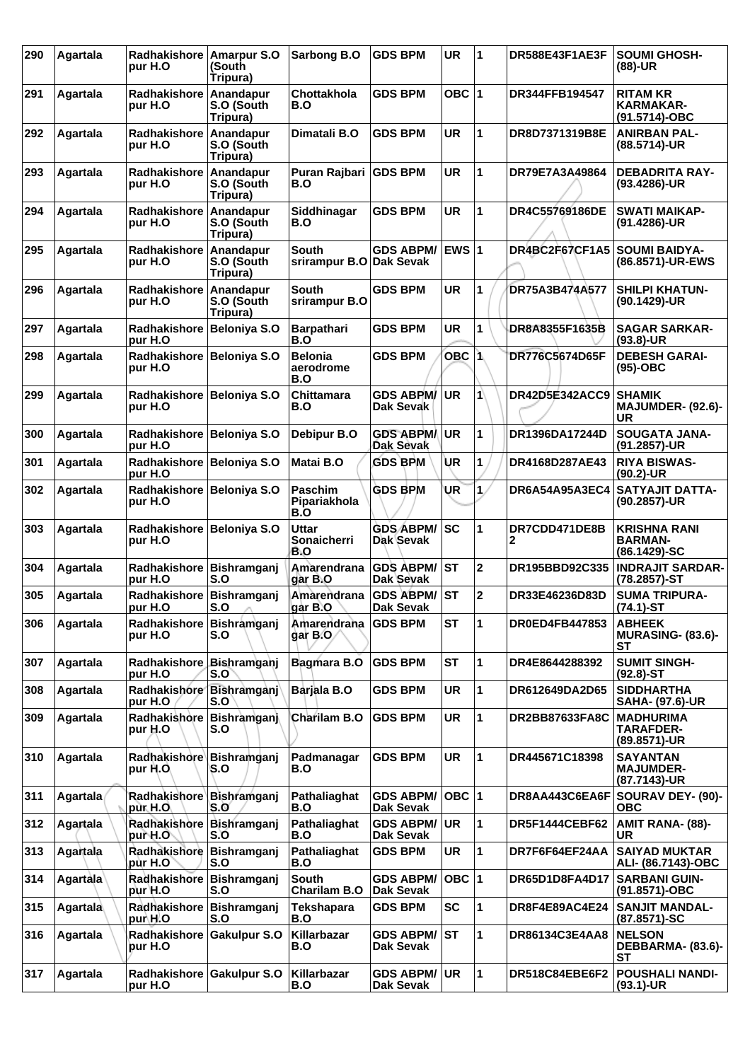| 290 | Agartala | Radhakishore pur H.O | Amarpur S.O (South Tripura) | Sarbong B.O | GDS BPM | UR | 1 | DR588E43F1AE3F | SOUMI GHOSH- (88)-UR |
|---|---|---|---|---|---|---|---|---|---|
| 291 | Agartala | Radhakishore pur H.O | Anandapur S.O (South Tripura) | Chottakhola B.O | GDS BPM | OBC | 1 | DR344FFB194547 | RITAM KR KARMAKAR- (91.5714)-OBC |
| 292 | Agartala | Radhakishore pur H.O | Anandapur S.O (South Tripura) | Dimatali B.O | GDS BPM | UR | 1 | DR8D7371319B8E | ANIRBAN PAL- (88.5714)-UR |
| 293 | Agartala | Radhakishore pur H.O | Anandapur S.O (South Tripura) | Puran Rajbari B.O | GDS BPM | UR | 1 | DR79E7A3A49864 | DEBADRITA RAY- (93.4286)-UR |
| 294 | Agartala | Radhakishore pur H.O | Anandapur S.O (South Tripura) | Siddhinagar B.O | GDS BPM | UR | 1 | DR4C55769186DE | SWATI MAIKAP- (91.4286)-UR |
| 295 | Agartala | Radhakishore pur H.O | Anandapur S.O (South Tripura) | South srirampur B.O | GDS ABPM/ Dak Sevak | EWS | 1 | DR4BC2F67CF1A5 | SOUMI BAIDYA- (86.8571)-UR-EWS |
| 296 | Agartala | Radhakishore pur H.O | Anandapur S.O (South Tripura) | South srirampur B.O | GDS BPM | UR | 1 | DR75A3B474A577 | SHILPI KHATUN- (90.1429)-UR |
| 297 | Agartala | Radhakishore pur H.O | Beloniya S.O | Barpathari B.O | GDS BPM | UR | 1 | DR8A8355F1635B | SAGAR SARKAR- (93.8)-UR |
| 298 | Agartala | Radhakishore pur H.O | Beloniya S.O | Belonia aerodrome B.O | GDS BPM | OBC | 1 | DR776C5674D65F | DEBESH GARAI- (95)-OBC |
| 299 | Agartala | Radhakishore pur H.O | Beloniya S.O | Chittamara B.O | GDS ABPM/ Dak Sevak | UR | 1 | DR42D5E342ACC9 | SHAMIK MAJUMDER- (92.6)- UR |
| 300 | Agartala | Radhakishore pur H.O | Beloniya S.O | Debipur B.O | GDS ABPM/ Dak Sevak | UR | 1 | DR1396DA17244D | SOUGATA JANA- (91.2857)-UR |
| 301 | Agartala | Radhakishore pur H.O | Beloniya S.O | Matai B.O | GDS BPM | UR | 1 | DR4168D287AE43 | RIYA BISWAS- (90.2)-UR |
| 302 | Agartala | Radhakishore pur H.O | Beloniya S.O | Paschim Pipariakhola B.O | GDS BPM | UR | 1 | DR6A54A95A3EC4 | SATYAJIT DATTA- (90.2857)-UR |
| 303 | Agartala | Radhakishore pur H.O | Beloniya S.O | Uttar Sonaicherri B.O | GDS ABPM/ Dak Sevak | SC | 1 | DR7CDD471DE8B2 | KRISHNA RANI BARMAN- (86.1429)-SC |
| 304 | Agartala | Radhakishore pur H.O | Bishramganj S.O | Amarendranagar B.O | GDS ABPM/ Dak Sevak | ST | 2 | DR195BBD92C335 | INDRAJIT SARDAR- (78.2857)-ST |
| 305 | Agartala | Radhakishore pur H.O | Bishramganj S.O | Amarendranagar B.O | GDS ABPM/ Dak Sevak | ST | 2 | DR33E46236D83D | SUMA TRIPURA- (74.1)-ST |
| 306 | Agartala | Radhakishore pur H.O | Bishramganj S.O | Amarendranagar B.O | GDS BPM | ST | 1 | DR0ED4FB447853 | ABHEEK MURASING- (83.6)- ST |
| 307 | Agartala | Radhakishore pur H.O | Bishramganj S.O | Bagmara B.O | GDS BPM | ST | 1 | DR4E8644288392 | SUMIT SINGH- (92.8)-ST |
| 308 | Agartala | Radhakishore pur H.O | Bishramganj S.O | Barjala B.O | GDS BPM | UR | 1 | DR612649DA2D65 | SIDDHARTHA SAHA- (97.6)-UR |
| 309 | Agartala | Radhakishore pur H.O | Bishramganj S.O | Charilam B.O | GDS BPM | UR | 1 | DR2BB87633FA8C | MADHURIMA TARAFDER- (89.8571)-UR |
| 310 | Agartala | Radhakishore pur H.O | Bishramganj S.O | Padmanagar B.O | GDS BPM | UR | 1 | DR445671C18398 | SAYANTAN MAJUMDER- (87.7143)-UR |
| 311 | Agartala | Radhakishore pur H.O | Bishramganj S.O | Pathaliaghat B.O | GDS ABPM/ Dak Sevak | OBC | 1 | DR8AA443C6EA6F | SOURAV DEY- (90)- OBC |
| 312 | Agartala | Radhakishore pur H.O | Bishramganj S.O | Pathaliaghat B.O | GDS ABPM/ Dak Sevak | UR | 1 | DR5F1444CEBF62 | AMIT RANA- (88)- UR |
| 313 | Agartala | Radhakishore pur H.O | Bishramganj S.O | Pathaliaghat B.O | GDS BPM | UR | 1 | DR7F6F64EF24AA | SAIYAD MUKTAR ALI- (86.7143)-OBC |
| 314 | Agartala | Radhakishore pur H.O | Bishramganj S.O | South Charilam B.O | GDS ABPM/ Dak Sevak | OBC | 1 | DR65D1D8FA4D17 | SARBANI GUIN- (91.8571)-OBC |
| 315 | Agartala | Radhakishore pur H.O | Bishramganj S.O | Tekshapara B.O | GDS BPM | SC | 1 | DR8F4E89AC4E24 | SANJIT MANDAL- (87.8571)-SC |
| 316 | Agartala | Radhakishore pur H.O | Gakulpur S.O | Killarbazar B.O | GDS ABPM/ Dak Sevak | ST | 1 | DR86134C3E4AA8 | NELSON DEBBARMA- (83.6)- ST |
| 317 | Agartala | Radhakishore pur H.O | Gakulpur S.O | Killarbazar B.O | GDS ABPM/ Dak Sevak | UR | 1 | DR518C84EBE6F2 | POUSHALI NANDI- (93.1)-UR |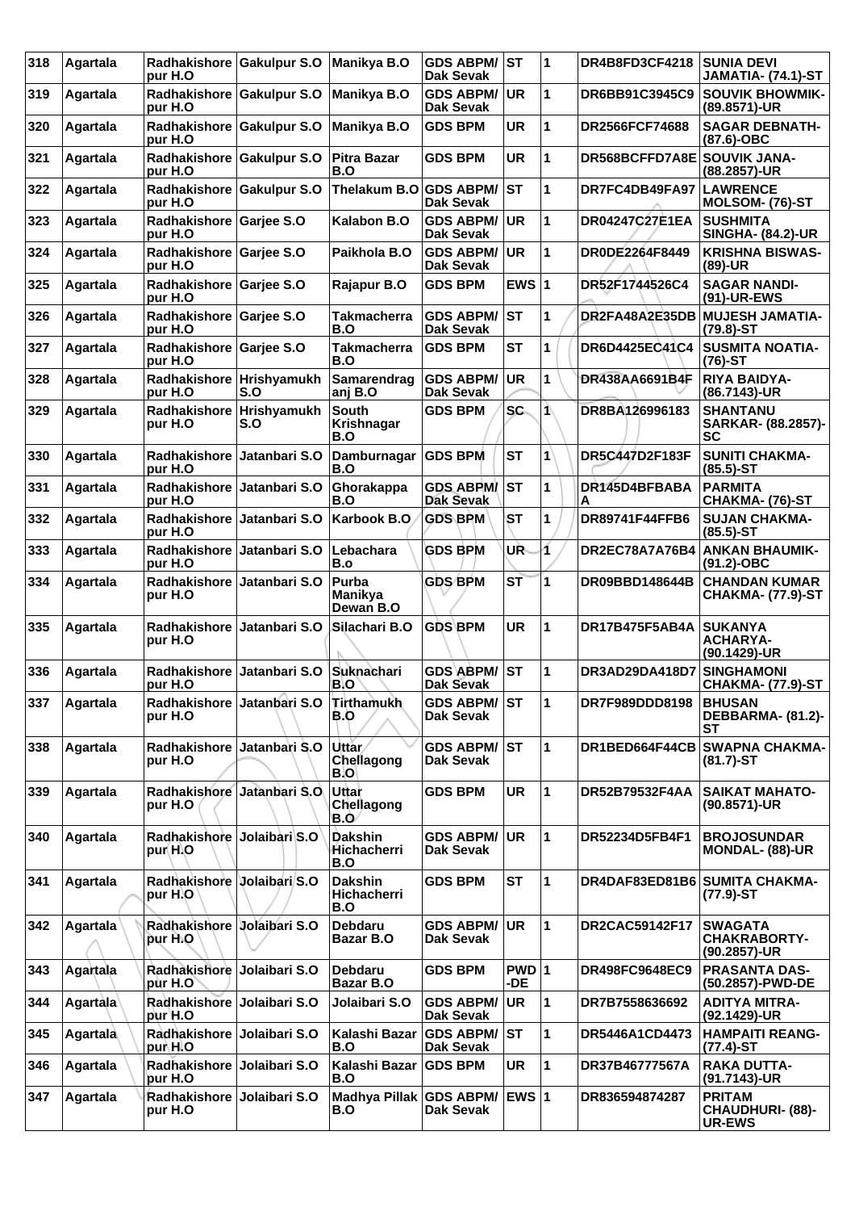| 318 | Agartala | Radhakishore pur H.O | Gakulpur S.O | Manikya B.O | GDS ABPM/ Dak Sevak | ST | 1 | DR4B8FD3CF4218 | SUNIA DEVI JAMATIA- (74.1)-ST |
|---|---|---|---|---|---|---|---|---|---|
| 319 | Agartala | Radhakishore pur H.O | Gakulpur S.O | Manikya B.O | GDS ABPM/ Dak Sevak | UR | 1 | DR6BB91C3945C9 | SOUVIK BHOWMIK- (89.8571)-UR |
| 320 | Agartala | Radhakishore pur H.O | Gakulpur S.O | Manikya B.O | GDS BPM | UR | 1 | DR2566FCF74688 | SAGAR DEBNATH- (87.6)-OBC |
| 321 | Agartala | Radhakishore pur H.O | Gakulpur S.O | Pitra Bazar B.O | GDS BPM | UR | 1 | DR568BCFFD7A8E | SOUVIK JANA- (88.2857)-UR |
| 322 | Agartala | Radhakishore pur H.O | Gakulpur S.O | Thelakum B.O | GDS ABPM/ Dak Sevak | ST | 1 | DR7FC4DB49FA97 | LAWRENCE MOLSOM- (76)-ST |
| 323 | Agartala | Radhakishore pur H.O | Garjee S.O | Kalabon B.O | GDS ABPM/ Dak Sevak | UR | 1 | DR04247C27E1EA | SUSHMITA SINGHA- (84.2)-UR |
| 324 | Agartala | Radhakishore pur H.O | Garjee S.O | Paikhola B.O | GDS ABPM/ Dak Sevak | UR | 1 | DR0DE2264F8449 | KRISHNA BISWAS- (89)-UR |
| 325 | Agartala | Radhakishore pur H.O | Garjee S.O | Rajapur B.O | GDS BPM | EWS | 1 | DR52F1744526C4 | SAGAR NANDI- (91)-UR-EWS |
| 326 | Agartala | Radhakishore pur H.O | Garjee S.O | Takmacherra B.O | GDS ABPM/ Dak Sevak | ST | 1 | DR2FA48A2E35DB | MUJESH JAMATIA- (79.8)-ST |
| 327 | Agartala | Radhakishore pur H.O | Garjee S.O | Takmacherra B.O | GDS BPM | ST | 1 | DR6D4425EC41C4 | SUSMITA NOATIA- (76)-ST |
| 328 | Agartala | Radhakishore pur H.O | Hrishyamukh S.O | Samarendrag anj B.O | GDS ABPM/ Dak Sevak | UR | 1 | DR438AA6691B4F | RIYA BAIDYA- (86.7143)-UR |
| 329 | Agartala | Radhakishore pur H.O | Hrishyamukh S.O | South Krishnagar B.O | GDS BPM | SC | 1 | DR8BA126996183 | SHANTANU SARKAR- (88.2857)-SC |
| 330 | Agartala | Radhakishore pur H.O | Jatanbari S.O | Damburnagar B.O | GDS BPM | ST | 1 | DR5C447D2F183F | SUNITI CHAKMA- (85.5)-ST |
| 331 | Agartala | Radhakishore pur H.O | Jatanbari S.O | Ghorakappa B.O | GDS ABPM/ Dak Sevak | ST | 1 | DR145D4BFBABA A | PARMITA CHAKMA- (76)-ST |
| 332 | Agartala | Radhakishore pur H.O | Jatanbari S.O | Karbook B.O | GDS BPM | ST | 1 | DR89741F44FFB6 | SUJAN CHAKMA- (85.5)-ST |
| 333 | Agartala | Radhakishore pur H.O | Jatanbari S.O | Lebachara B.o | GDS BPM | UR | 1 | DR2EC78A7A76B4 | ANKAN BHAUMIK- (91.2)-OBC |
| 334 | Agartala | Radhakishore pur H.O | Jatanbari S.O | Purba Manikya Dewan B.O | GDS BPM | ST | 1 | DR09BBD148644B | CHANDAN KUMAR CHAKMA- (77.9)-ST |
| 335 | Agartala | Radhakishore pur H.O | Jatanbari S.O | Silachari B.O | GDS BPM | UR | 1 | DR17B475F5AB4A | SUKANYA ACHARYA- (90.1429)-UR |
| 336 | Agartala | Radhakishore pur H.O | Jatanbari S.O | Suknachari B.O | GDS ABPM/ Dak Sevak | ST | 1 | DR3AD29DA418D7 | SINGHAMONI CHAKMA- (77.9)-ST |
| 337 | Agartala | Radhakishore pur H.O | Jatanbari S.O | Tirthamukh B.O | GDS ABPM/ Dak Sevak | ST | 1 | DR7F989DDD8198 | BHUSAN DEBBARMA- (81.2)-ST |
| 338 | Agartala | Radhakishore pur H.O | Jatanbari S.O | Uttar Chellagong B.O | GDS ABPM/ Dak Sevak | ST | 1 | DR1BED664F44CB | SWAPNA CHAKMA- (81.7)-ST |
| 339 | Agartala | Radhakishore pur H.O | Jatanbari S.O | Uttar Chellagong B.O | GDS BPM | UR | 1 | DR52B79532F4AA | SAIKAT MAHATO- (90.8571)-UR |
| 340 | Agartala | Radhakishore pur H.O | Jolaibari S.O | Dakshin Hichacherri B.O | GDS ABPM/ Dak Sevak | UR | 1 | DR52234D5FB4F1 | BROJOSUNDAR MONDAL- (88)-UR |
| 341 | Agartala | Radhakishore pur H.O | Jolaibari S.O | Dakshin Hichacherri B.O | GDS BPM | ST | 1 | DR4DAF83ED81B6 | SUMITA CHAKMA- (77.9)-ST |
| 342 | Agartala | Radhakishore pur H.O | Jolaibari S.O | Debdaru Bazar B.O | GDS ABPM/ Dak Sevak | UR | 1 | DR2CAC59142F17 | SWAGATA CHAKRABORTY- (90.2857)-UR |
| 343 | Agartala | Radhakishore pur H.O | Jolaibari S.O | Debdaru Bazar B.O | GDS BPM | PWD -DE | 1 | DR498FC9648EC9 | PRASANTA DAS- (50.2857)-PWD-DE |
| 344 | Agartala | Radhakishore pur H.O | Jolaibari S.O | Jolaibari S.O | GDS ABPM/ Dak Sevak | UR | 1 | DR7B7558636692 | ADITYA MITRA- (92.1429)-UR |
| 345 | Agartala | Radhakishore pur H.O | Jolaibari S.O | Kalashi Bazar B.O | GDS ABPM/ Dak Sevak | ST | 1 | DR5446A1CD4473 | HAMPAITI REANG- (77.4)-ST |
| 346 | Agartala | Radhakishore pur H.O | Jolaibari S.O | Kalashi Bazar B.O | GDS BPM | UR | 1 | DR37B46777567A | RAKA DUTTA- (91.7143)-UR |
| 347 | Agartala | Radhakishore pur H.O | Jolaibari S.O | Madhya Pillak B.O | GDS ABPM/ Dak Sevak | EWS | 1 | DR836594874287 | PRITAM CHAUDHURI- (88)-UR-EWS |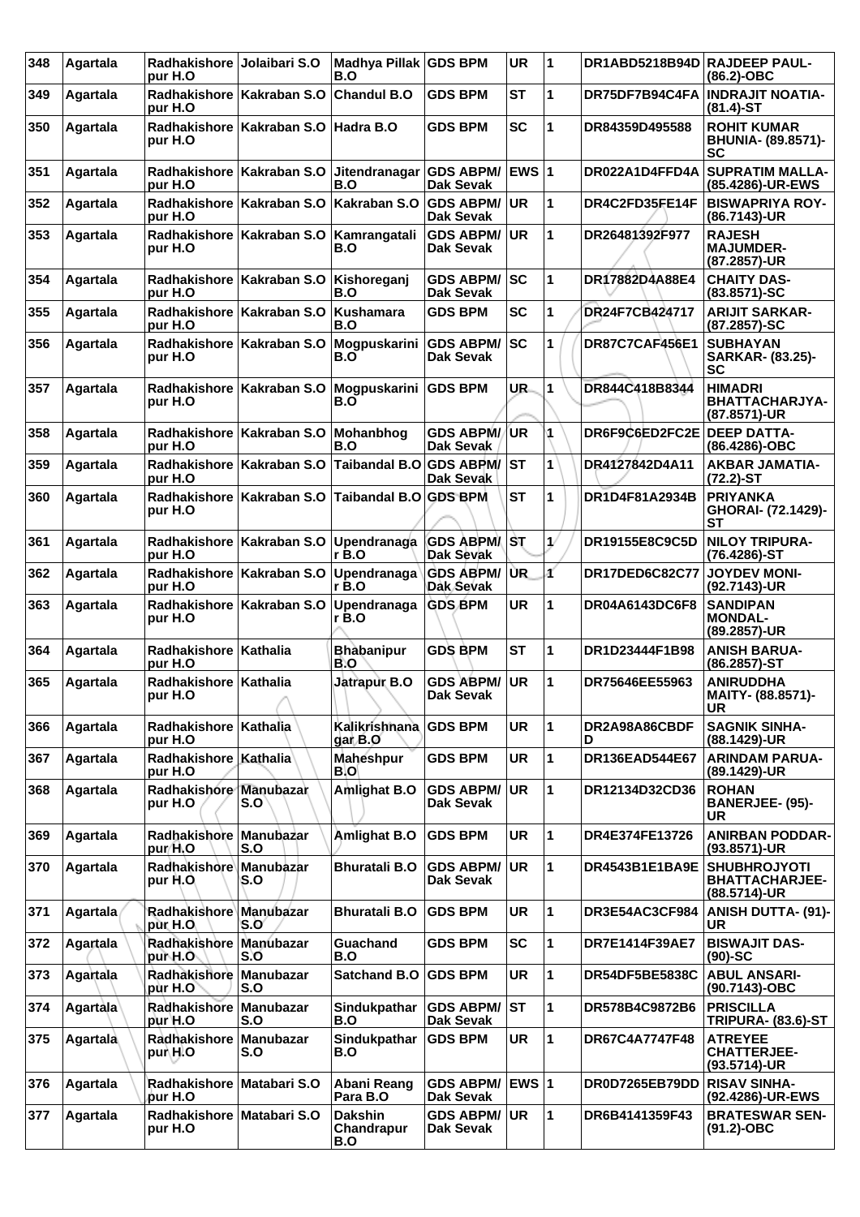| 348 | Agartala | Radhakishore pur H.O | Jolaibari S.O | Madhya Pillak B.O | GDS BPM | UR | 1 | DR1ABD5218B94D | RAJDEEP PAUL- (86.2)-OBC |
|---|---|---|---|---|---|---|---|---|---|
| 349 | Agartala | Radhakishore pur H.O | Kakraban S.O | Chandul B.O | GDS BPM | ST | 1 | DR75DF7B94C4FA | INDRAJIT NOATIA- (81.4)-ST |
| 350 | Agartala | Radhakishore pur H.O | Kakraban S.O | Hadra B.O | GDS BPM | SC | 1 | DR84359D495588 | ROHIT KUMAR BHUNIA- (89.8571)- SC |
| 351 | Agartala | Radhakishore pur H.O | Kakraban S.O | Jitendranagar B.O | GDS ABPM/ Dak Sevak | EWS | 1 | DR022A1D4FFD4A | SUPRATIM MALLA- (85.4286)-UR-EWS |
| 352 | Agartala | Radhakishore pur H.O | Kakraban S.O | Kakraban S.O | GDS ABPM/ Dak Sevak | UR | 1 | DR4C2FD35FE14F | BISWAPRIYA ROY- (86.7143)-UR |
| 353 | Agartala | Radhakishore pur H.O | Kakraban S.O | Kamrangatali B.O | GDS ABPM/ Dak Sevak | UR | 1 | DR26481392F977 | RAJESH MAJUMDER- (87.2857)-UR |
| 354 | Agartala | Radhakishore pur H.O | Kakraban S.O | Kishoreganj B.O | GDS ABPM/ Dak Sevak | SC | 1 | DR17882D4A88E4 | CHAITY DAS- (83.8571)-SC |
| 355 | Agartala | Radhakishore pur H.O | Kakraban S.O | Kushamara B.O | GDS BPM | SC | 1 | DR24F7CB424717 | ARIJIT SARKAR- (87.2857)-SC |
| 356 | Agartala | Radhakishore pur H.O | Kakraban S.O | Mogpuskarini B.O | GDS ABPM/ Dak Sevak | SC | 1 | DR87C7CAF456E1 | SUBHAYAN SARKAR- (83.25)- SC |
| 357 | Agartala | Radhakishore pur H.O | Kakraban S.O | Mogpuskarini B.O | GDS BPM | UR | 1 | DR844C418B8344 | HIMADRI BHATTACHARJYA- (87.8571)-UR |
| 358 | Agartala | Radhakishore pur H.O | Kakraban S.O | Mohanbhog B.O | GDS ABPM/ Dak Sevak | UR | 1 | DR6F9C6ED2FC2E | DEEP DATTA- (86.4286)-OBC |
| 359 | Agartala | Radhakishore pur H.O | Kakraban S.O | Taibandal B.O | GDS ABPM/ Dak Sevak | ST | 1 | DR4127842D4A11 | AKBAR JAMATIA- (72.2)-ST |
| 360 | Agartala | Radhakishore pur H.O | Kakraban S.O | Taibandal B.O | GDS BPM | ST | 1 | DR1D4F81A2934B | PRIYANKA GHORAI- (72.1429)- ST |
| 361 | Agartala | Radhakishore pur H.O | Kakraban S.O | Upendranaga r B.O | GDS ABPM/ Dak Sevak | ST | 1 | DR19155E8C9C5D | NILOY TRIPURA- (76.4286)-ST |
| 362 | Agartala | Radhakishore pur H.O | Kakraban S.O | Upendranaga r B.O | GDS ABPM/ Dak Sevak | UR | 1 | DR17DED6C82C77 | JOYDEV MONI- (92.7143)-UR |
| 363 | Agartala | Radhakishore pur H.O | Kakraban S.O | Upendranaga r B.O | GDS BPM | UR | 1 | DR04A6143DC6F8 | SANDIPAN MONDAL- (89.2857)-UR |
| 364 | Agartala | Radhakishore pur H.O | Kathalia | Bhabanipur B.O | GDS BPM | ST | 1 | DR1D23444F1B98 | ANISH BARUA- (86.2857)-ST |
| 365 | Agartala | Radhakishore pur H.O | Kathalia | Jatrapur B.O | GDS ABPM/ Dak Sevak | UR | 1 | DR75646EE55963 | ANIRUDDHA MAITY- (88.8571)- UR |
| 366 | Agartala | Radhakishore pur H.O | Kathalia | Kalikrishnana gar B.O | GDS BPM | UR | 1 | DR2A98A86CBDF D | SAGNIK SINHA- (88.1429)-UR |
| 367 | Agartala | Radhakishore pur H.O | Kathalia | Maheshpur B.O | GDS BPM | UR | 1 | DR136EAD544E67 | ARINDAM PARUA- (89.1429)-UR |
| 368 | Agartala | Radhakishore pur H.O | Manubazar S.O | Amlighat B.O | GDS ABPM/ Dak Sevak | UR | 1 | DR12134D32CD36 | ROHAN BANERJEE- (95)- UR |
| 369 | Agartala | Radhakishore pur H.O | Manubazar S.O | Amlighat B.O | GDS BPM | UR | 1 | DR4E374FE13726 | ANIRBAN PODDAR- (93.8571)-UR |
| 370 | Agartala | Radhakishore pur H.O | Manubazar S.O | Bhuratali B.O | GDS ABPM/ Dak Sevak | UR | 1 | DR4543B1E1BA9E | SHUBHROJYOTI BHATTACHARJEE- (88.5714)-UR |
| 371 | Agartala | Radhakishore pur H.O | Manubazar S.O | Bhuratali B.O | GDS BPM | UR | 1 | DR3E54AC3CF984 | ANISH DUTTA- (91)- UR |
| 372 | Agartala | Radhakishore pur H.O | Manubazar S.O | Guachand B.O | GDS BPM | SC | 1 | DR7E1414F39AE7 | BISWAJIT DAS- (90)-SC |
| 373 | Agartala | Radhakishore pur H.O | Manubazar S.O | Satchand B.O | GDS BPM | UR | 1 | DR54DF5BE5838C | ABUL ANSARI- (90.7143)-OBC |
| 374 | Agartala | Radhakishore pur H.O | Manubazar S.O | Sindukpathar B.O | GDS ABPM/ Dak Sevak | ST | 1 | DR578B4C9872B6 | PRISCILLA TRIPURA- (83.6)-ST |
| 375 | Agartala | Radhakishore pur H.O | Manubazar S.O | Sindukpathar B.O | GDS BPM | UR | 1 | DR67C4A7747F48 | ATREYEE CHATTERJEE- (93.5714)-UR |
| 376 | Agartala | Radhakishore pur H.O | Matabari S.O | Abani Reang Para B.O | GDS ABPM/ Dak Sevak | EWS | 1 | DR0D7265EB79DD | RISAV SINHA- (92.4286)-UR-EWS |
| 377 | Agartala | Radhakishore pur H.O | Matabari S.O | Dakshin Chandrapur B.O | GDS ABPM/ Dak Sevak | UR | 1 | DR6B4141359F43 | BRATESWAR SEN- (91.2)-OBC |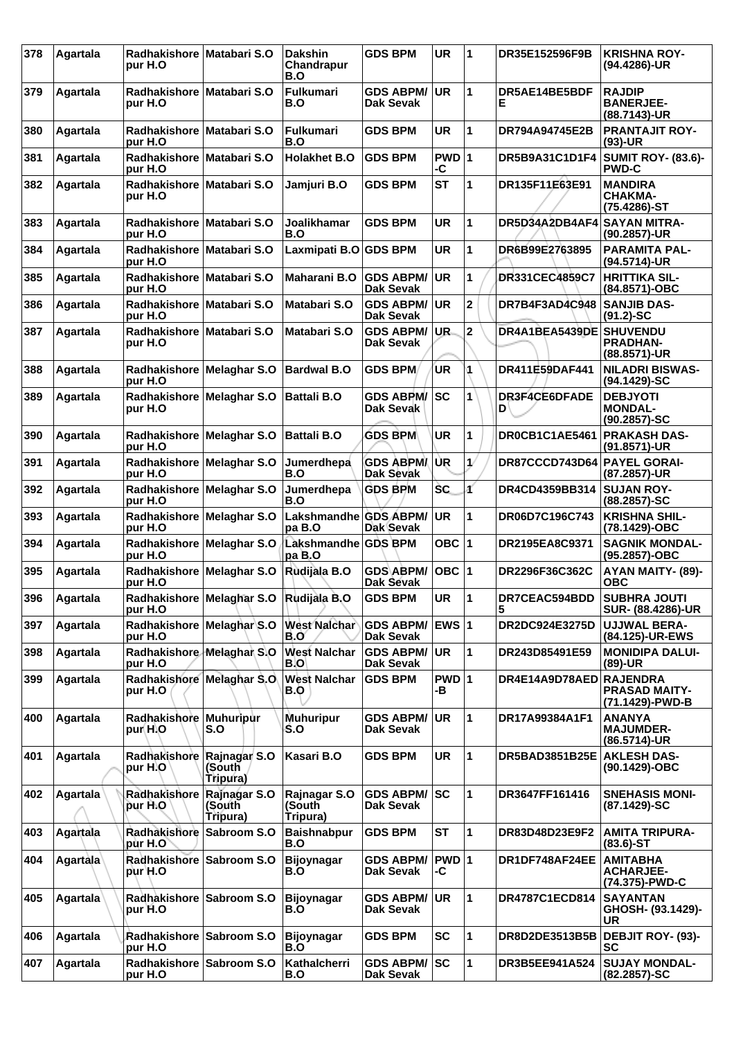| 378 | Agartala | Radhakishore pur H.O | Matabari S.O | Dakshin Chandrapur B.O | GDS BPM | UR | 1 | DR35E152596F9B | KRISHNA ROY- (94.4286)-UR |
|---|---|---|---|---|---|---|---|---|---|
| 379 | Agartala | Radhakishore pur H.O | Matabari S.O | Fulkumari B.O | GDS ABPM/ Dak Sevak | UR | 1 | DR5AE14BE5BDF E | RAJDIP BANERJEE- (88.7143)-UR |
| 380 | Agartala | Radhakishore pur H.O | Matabari S.O | Fulkumari B.O | GDS BPM | UR | 1 | DR794A94745E2B | PRANTAJIT ROY- (93)-UR |
| 381 | Agartala | Radhakishore pur H.O | Matabari S.O | Holakhet B.O | GDS BPM | PWD -C | 1 | DR5B9A31C1D1F4 | SUMIT ROY- (83.6)- PWD-C |
| 382 | Agartala | Radhakishore pur H.O | Matabari S.O | Jamjuri B.O | GDS BPM | ST | 1 | DR135F11E63E91 | MANDIRA CHAKMA- (75.4286)-ST |
| 383 | Agartala | Radhakishore pur H.O | Matabari S.O | Joalikhamar B.O | GDS BPM | UR | 1 | DR5D34A2DB4AF4 | SAYAN MITRA- (90.2857)-UR |
| 384 | Agartala | Radhakishore pur H.O | Matabari S.O | Laxmipati B.O | GDS BPM | UR | 1 | DR6B99E2763895 | PARAMITA PAL- (94.5714)-UR |
| 385 | Agartala | Radhakishore pur H.O | Matabari S.O | Maharani B.O | GDS ABPM/ Dak Sevak | UR | 1 | DR331CEC4859C7 | HRITTIKA SIL- (84.8571)-OBC |
| 386 | Agartala | Radhakishore pur H.O | Matabari S.O | Matabari S.O | GDS ABPM/ Dak Sevak | UR | 2 | DR7B4F3AD4C948 | SANJIB DAS- (91.2)-SC |
| 387 | Agartala | Radhakishore pur H.O | Matabari S.O | Matabari S.O | GDS ABPM/ Dak Sevak | UR | 2 | DR4A1BEA5439DE | SHUVENDU PRADHAN- (88.8571)-UR |
| 388 | Agartala | Radhakishore pur H.O | Melaghar S.O | Bardwal B.O | GDS BPM | UR | 1 | DR411E59DAF441 | NILADRI BISWAS- (94.1429)-SC |
| 389 | Agartala | Radhakishore pur H.O | Melaghar S.O | Battali B.O | GDS ABPM/ Dak Sevak | SC | 1 | DR3F4CE6DFADE D | DEBJYOTI MONDAL- (90.2857)-SC |
| 390 | Agartala | Radhakishore pur H.O | Melaghar S.O | Battali B.O | GDS BPM | UR | 1 | DR0CB1C1AE5461 | PRAKASH DAS- (91.8571)-UR |
| 391 | Agartala | Radhakishore pur H.O | Melaghar S.O | Jumerdhepa B.O | GDS ABPM/ Dak Sevak | UR | 1 | DR87CCCD743D64 | PAYEL GORAI- (87.2857)-UR |
| 392 | Agartala | Radhakishore pur H.O | Melaghar S.O | Jumerdhepa B.O | GDS BPM | SC | 1 | DR4CD4359BB314 | SUJAN ROY- (88.2857)-SC |
| 393 | Agartala | Radhakishore pur H.O | Melaghar S.O | Lakshmandhe pa B.O | GDS ABPM/ Dak Sevak | UR | 1 | DR06D7C196C743 | KRISHNA SHIL- (78.1429)-OBC |
| 394 | Agartala | Radhakishore pur H.O | Melaghar S.O | Lakshmandhe pa B.O | GDS BPM | OBC | 1 | DR2195EA8C9371 | SAGNIK MONDAL- (95.2857)-OBC |
| 395 | Agartala | Radhakishore pur H.O | Melaghar S.O | Rudijala B.O | GDS ABPM/ Dak Sevak | OBC | 1 | DR2296F36C362C | AYAN MAITY- (89)- OBC |
| 396 | Agartala | Radhakishore pur H.O | Melaghar S.O | Rudijala B.O | GDS BPM | UR | 1 | DR7CEAC594BDD 5 | SUBHRA JOUTI SUR- (88.4286)-UR |
| 397 | Agartala | Radhakishore pur H.O | Melaghar S.O | West Nalchar B.O | GDS ABPM/ Dak Sevak | EWS | 1 | DR2DC924E3275D | UJJWAL BERA- (84.125)-UR-EWS |
| 398 | Agartala | Radhakishore pur H.O | Melaghar S.O | West Nalchar B.O | GDS ABPM/ Dak Sevak | UR | 1 | DR243D85491E59 | MONIDIPA DALUI- (89)-UR |
| 399 | Agartala | Radhakishore pur H.O | Melaghar S.O | West Nalchar B.O | GDS BPM | PWD -B | 1 | DR4E14A9D78AED | RAJENDRA PRASAD MAITY- (71.1429)-PWD-B |
| 400 | Agartala | Radhakishore pur H.O | Muhuripur S.O | Muhuripur S.O | GDS ABPM/ Dak Sevak | UR | 1 | DR17A99384A1F1 | ANANYA MAJUMDER- (86.5714)-UR |
| 401 | Agartala | Radhakishore pur H.O | Rajnagar S.O (South Tripura) | Kasari B.O | GDS BPM | UR | 1 | DR5BAD3851B25E | AKLESH DAS- (90.1429)-OBC |
| 402 | Agartala | Radhakishore pur H.O | Rajnagar S.O (South Tripura) | Rajnagar S.O (South Tripura) | GDS ABPM/ Dak Sevak | SC | 1 | DR3647FF161416 | SNEHASIS MONI- (87.1429)-SC |
| 403 | Agartala | Radhakishore pur H.O | Sabroom S.O | Baishnabpur B.O | GDS BPM | ST | 1 | DR83D48D23E9F2 | AMITA TRIPURA- (83.6)-ST |
| 404 | Agartala | Radhakishore pur H.O | Sabroom S.O | Bijoynagar B.O | GDS ABPM/ Dak Sevak | PWD -C | 1 | DR1DF748AF24EE | AMITABHA ACHARJEE- (74.375)-PWD-C |
| 405 | Agartala | Radhakishore pur H.O | Sabroom S.O | Bijoynagar B.O | GDS ABPM/ Dak Sevak | UR | 1 | DR4787C1ECD814 | SAYANTAN GHOSH- (93.1429)- UR |
| 406 | Agartala | Radhakishore pur H.O | Sabroom S.O | Bijoynagar B.O | GDS BPM | SC | 1 | DR8D2DE3513B5B | DEBJIT ROY- (93)- SC |
| 407 | Agartala | Radhakishore pur H.O | Sabroom S.O | Kathalcherri B.O | GDS ABPM/ Dak Sevak | SC | 1 | DR3B5EE941A524 | SUJAY MONDAL- (82.2857)-SC |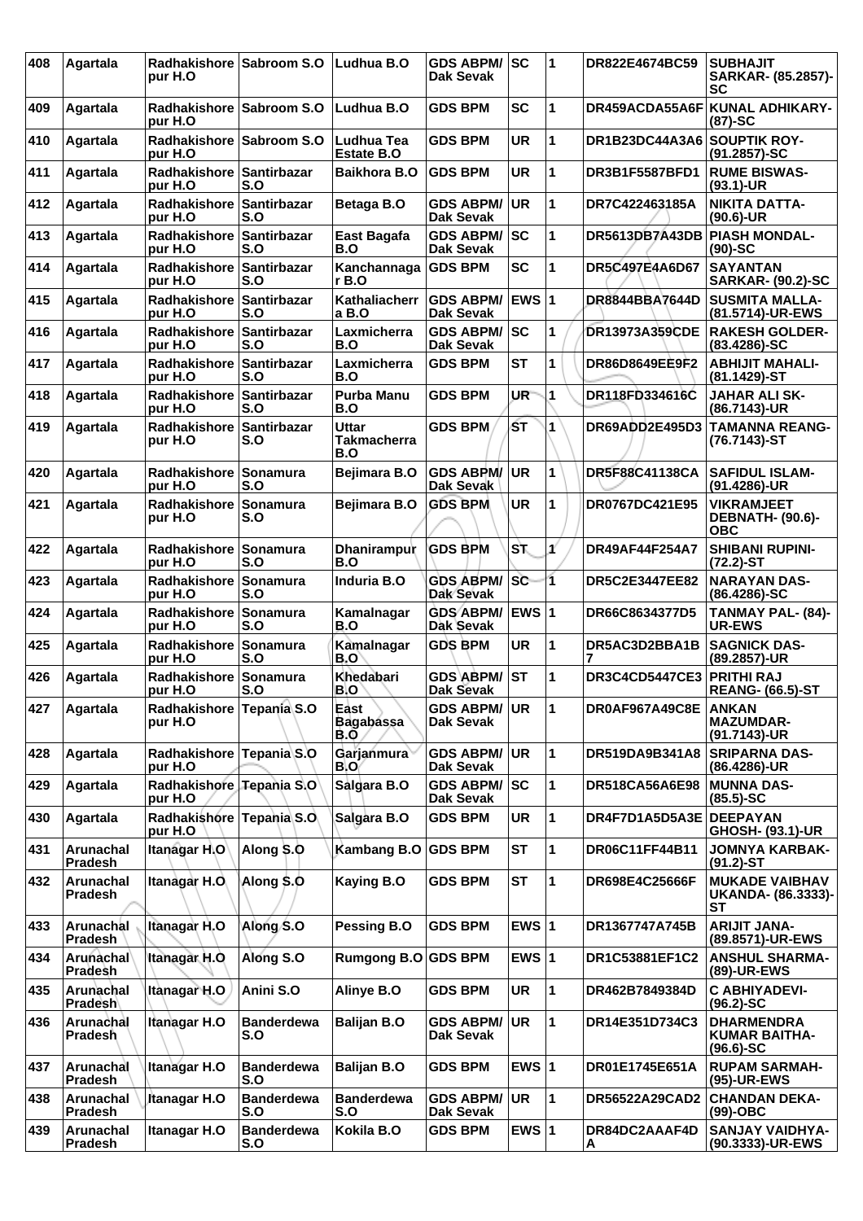| 408 | Agartala | Radhakishore pur H.O | Sabroom S.O | Ludhua B.O | GDS ABPM/ Dak Sevak | SC | 1 | DR822E4674BC59 | SUBHAJIT SARKAR- (85.2857)-SC |
|---|---|---|---|---|---|---|---|---|---|
| 409 | Agartala | Radhakishore pur H.O | Sabroom S.O | Ludhua B.O | GDS BPM | SC | 1 | DR459ACDA55A6F | KUNAL ADHIKARY- (87)-SC |
| 410 | Agartala | Radhakishore pur H.O | Sabroom S.O | Ludhua Tea Estate B.O | GDS BPM | UR | 1 | DR1B23DC44A3A6 | SOUPTIK ROY- (91.2857)-SC |
| 411 | Agartala | Radhakishore pur H.O | Santirbazar S.O | Baikhora B.O | GDS BPM | UR | 1 | DR3B1F5587BFD1 | RUME BISWAS- (93.1)-UR |
| 412 | Agartala | Radhakishore pur H.O | Santirbazar S.O | Betaga B.O | GDS ABPM/ Dak Sevak | UR | 1 | DR7C422463185A | NIKITA DATTA- (90.6)-UR |
| 413 | Agartala | Radhakishore pur H.O | Santirbazar S.O | East Bagafa B.O | GDS ABPM/ Dak Sevak | SC | 1 | DR5613DB7A43DB | PIASH MONDAL- (90)-SC |
| 414 | Agartala | Radhakishore pur H.O | Santirbazar S.O | Kanchannaga r B.O | GDS BPM | SC | 1 | DR5C497E4A6D67 | SAYANTAN SARKAR- (90.2)-SC |
| 415 | Agartala | Radhakishore pur H.O | Santirbazar S.O | Kathaliacherr a B.O | GDS ABPM/ Dak Sevak | EWS | 1 | DR8844BBA7644D | SUSMITA MALLA- (81.5714)-UR-EWS |
| 416 | Agartala | Radhakishore pur H.O | Santirbazar S.O | Laxmicherra B.O | GDS ABPM/ Dak Sevak | SC | 1 | DR13973A359CDE | RAKESH GOLDER- (83.4286)-SC |
| 417 | Agartala | Radhakishore pur H.O | Santirbazar S.O | Laxmicherra B.O | GDS BPM | ST | 1 | DR86D8649EE9F2 | ABHIJIT MAHALI- (81.1429)-ST |
| 418 | Agartala | Radhakishore pur H.O | Santirbazar S.O | Purba Manu B.O | GDS BPM | UR | 1 | DR118FD334616C | JAHAR ALI SK- (86.7143)-UR |
| 419 | Agartala | Radhakishore pur H.O | Santirbazar S.O | Uttar Takmacherra B.O | GDS BPM | ST | 1 | DR69ADD2E495D3 | TAMANNA REANG- (76.7143)-ST |
| 420 | Agartala | Radhakishore pur H.O | Sonamura S.O | Bejimara B.O | GDS ABPM/ Dak Sevak | UR | 1 | DR5F88C41138CA | SAFIDUL ISLAM- (91.4286)-UR |
| 421 | Agartala | Radhakishore pur H.O | Sonamura S.O | Bejimara B.O | GDS BPM | UR | 1 | DR0767DC421E95 | VIKRAMJEET DEBNATH- (90.6)-OBC |
| 422 | Agartala | Radhakishore pur H.O | Sonamura S.O | Dhanirampur B.O | GDS BPM | ST | 1 | DR49AF44F254A7 | SHIBANI RUPINI- (72.2)-ST |
| 423 | Agartala | Radhakishore pur H.O | Sonamura S.O | Induria B.O | GDS ABPM/ Dak Sevak | SC | 1 | DR5C2E3447EE82 | NARAYAN DAS- (86.4286)-SC |
| 424 | Agartala | Radhakishore pur H.O | Sonamura S.O | Kamalnagar B.O | GDS ABPM/ Dak Sevak | EWS | 1 | DR66C8634377D5 | TANMAY PAL- (84)-UR-EWS |
| 425 | Agartala | Radhakishore pur H.O | Sonamura S.O | Kamalnagar B.O | GDS BPM | UR | 1 | DR5AC3D2BBA1B7 | SAGNICK DAS- (89.2857)-UR |
| 426 | Agartala | Radhakishore pur H.O | Sonamura S.O | Khedabari B.O | GDS ABPM/ Dak Sevak | ST | 1 | DR3C4CD5447CE3 | PRITHI RAJ REANG- (66.5)-ST |
| 427 | Agartala | Radhakishore pur H.O | Tepania S.O | East Bagabassa B.O | GDS ABPM/ Dak Sevak | UR | 1 | DR0AF967A49C8E | ANKAN MAZUMDAR- (91.7143)-UR |
| 428 | Agartala | Radhakishore pur H.O | Tepania S.O | Garjanmura B.O | GDS ABPM/ Dak Sevak | UR | 1 | DR519DA9B341A8 | SRIPARNA DAS- (86.4286)-UR |
| 429 | Agartala | Radhakishore pur H.O | Tepania S.O | Salgara B.O | GDS ABPM/ Dak Sevak | SC | 1 | DR518CA56A6E98 | MUNNA DAS- (85.5)-SC |
| 430 | Agartala | Radhakishore pur H.O | Tepania S.O | Salgara B.O | GDS BPM | UR | 1 | DR4F7D1A5D5A3E | DEEPAYAN GHOSH- (93.1)-UR |
| 431 | Arunachal Pradesh | Itanagar H.O | Along S.O | Kambang B.O | GDS BPM | ST | 1 | DR06C11FF44B11 | JOMNYA KARBAK- (91.2)-ST |
| 432 | Arunachal Pradesh | Itanagar H.O | Along S.O | Kaying B.O | GDS BPM | ST | 1 | DR698E4C25666F | MUKADE VAIBHAV UKANDA- (86.3333)-ST |
| 433 | Arunachal Pradesh | Itanagar H.O | Along S.O | Pessing B.O | GDS BPM | EWS | 1 | DR1367747A745B | ARIJIT JANA- (89.8571)-UR-EWS |
| 434 | Arunachal Pradesh | Itanagar H.O | Along S.O | Rumgong B.O | GDS BPM | EWS | 1 | DR1C53881EF1C2 | ANSHUL SHARMA- (89)-UR-EWS |
| 435 | Arunachal Pradesh | Itanagar H.O | Anini S.O | Alinye B.O | GDS BPM | UR | 1 | DR462B7849384D | C ABHIYADEVI- (96.2)-SC |
| 436 | Arunachal Pradesh | Itanagar H.O | Banderdewa S.O | Balijan B.O | GDS ABPM/ Dak Sevak | UR | 1 | DR14E351D734C3 | DHARMENDRA KUMAR BAITHA- (96.6)-SC |
| 437 | Arunachal Pradesh | Itanagar H.O | Banderdewa S.O | Balijan B.O | GDS BPM | EWS | 1 | DR01E1745E651A | RUPAM SARMAH- (95)-UR-EWS |
| 438 | Arunachal Pradesh | Itanagar H.O | Banderdewa S.O | Banderdewa S.O | GDS ABPM/ Dak Sevak | UR | 1 | DR56522A29CAD2 | CHANDAN DEKA- (99)-OBC |
| 439 | Arunachal Pradesh | Itanagar H.O | Banderdewa S.O | Kokila B.O | GDS BPM | EWS | 1 | DR84DC2AAAF4DA | SANJAY VAIDHYA- (90.3333)-UR-EWS |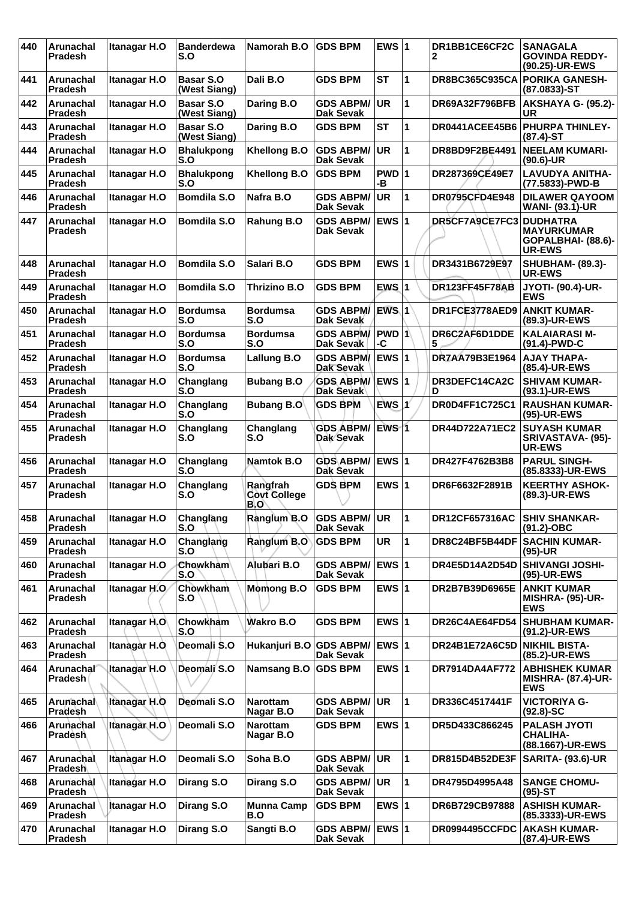| 440 | Arunachal Pradesh | Itanagar H.O | Banderdewa S.O | Namorah B.O | GDS BPM | EWS | 1 | DR1BB1CE6CF2C 2 | SANAGALA GOVINDA REDDY- (90.25)-UR-EWS |
|---|---|---|---|---|---|---|---|---|---|
| 441 | Arunachal Pradesh | Itanagar H.O | Basar S.O (West Siang) | Dali B.O | GDS BPM | ST | 1 | DR8BC365C935CA | PORIKA GANESH- (87.0833)-ST |
| 442 | Arunachal Pradesh | Itanagar H.O | Basar S.O (West Siang) | Daring B.O | GDS ABPM/ Dak Sevak | UR | 1 | DR69A32F796BFB | AKSHAYA G- (95.2)-UR |
| 443 | Arunachal Pradesh | Itanagar H.O | Basar S.O (West Siang) | Daring B.O | GDS BPM | ST | 1 | DR0441ACEE45B6 | PHURPA THINLEY- (87.4)-ST |
| 444 | Arunachal Pradesh | Itanagar H.O | Bhalukpong S.O | Khellong B.O | GDS ABPM/ Dak Sevak | UR | 1 | DR8BD9F2BE4491 | NEELAM KUMARI- (90.6)-UR |
| 445 | Arunachal Pradesh | Itanagar H.O | Bhalukpong S.O | Khellong B.O | GDS BPM | PWD -B | 1 | DR287369CE49E7 | LAVUDYA ANITHA- (77.5833)-PWD-B |
| 446 | Arunachal Pradesh | Itanagar H.O | Bomdila S.O | Nafra B.O | GDS ABPM/ Dak Sevak | UR | 1 | DR0795CFD4E948 | DILAWER QAYOOM WANI- (93.1)-UR |
| 447 | Arunachal Pradesh | Itanagar H.O | Bomdila S.O | Rahung B.O | GDS ABPM/ Dak Sevak | EWS | 1 | DR5CF7A9CE7FC3 | DUDHATRA MAYURKUMAR GOPALBHAI- (88.6)-UR-EWS |
| 448 | Arunachal Pradesh | Itanagar H.O | Bomdila S.O | Salari B.O | GDS BPM | EWS | 1 | DR3431B6729E97 | SHUBHAM- (89.3)-UR-EWS |
| 449 | Arunachal Pradesh | Itanagar H.O | Bomdila S.O | Thrizino B.O | GDS BPM | EWS | 1 | DR123FF45F78AB | JYOTI- (90.4)-UR-EWS |
| 450 | Arunachal Pradesh | Itanagar H.O | Bordumsa S.O | Bordumsa S.O | GDS ABPM/ Dak Sevak | EWS | 1 | DR1FCE3778AED9 | ANKIT KUMAR- (89.3)-UR-EWS |
| 451 | Arunachal Pradesh | Itanagar H.O | Bordumsa S.O | Bordumsa S.O | GDS ABPM/ Dak Sevak | PWD -C | 1 | DR6C2AF6D1DDE 5 | KALAIARASI M- (91.4)-PWD-C |
| 452 | Arunachal Pradesh | Itanagar H.O | Bordumsa S.O | Lallung B.O | GDS ABPM/ Dak Sevak | EWS | 1 | DR7AA79B3E1964 | AJAY THAPA- (85.4)-UR-EWS |
| 453 | Arunachal Pradesh | Itanagar H.O | Changlang S.O | Bubang B.O | GDS ABPM/ Dak Sevak | EWS | 1 | DR3DEFC14CA2C D | SHIVAM KUMAR- (93.1)-UR-EWS |
| 454 | Arunachal Pradesh | Itanagar H.O | Changlang S.O | Bubang B.O | GDS BPM | EWS | 1 | DR0D4FF1C725C1 | RAUSHAN KUMAR- (95)-UR-EWS |
| 455 | Arunachal Pradesh | Itanagar H.O | Changlang S.O | Changlang S.O | GDS ABPM/ Dak Sevak | EWS | 1 | DR44D722A71EC2 | SUYASH KUMAR SRIVASTAVA- (95)-UR-EWS |
| 456 | Arunachal Pradesh | Itanagar H.O | Changlang S.O | Namtok B.O | GDS ABPM/ Dak Sevak | EWS | 1 | DR427F4762B3B8 | PARUL SINGH- (85.8333)-UR-EWS |
| 457 | Arunachal Pradesh | Itanagar H.O | Changlang S.O | Rangfrah Govt College B.O | GDS BPM | EWS | 1 | DR6F6632F2891B | KEERTHY ASHOK- (89.3)-UR-EWS |
| 458 | Arunachal Pradesh | Itanagar H.O | Changlang S.O | Ranglum B.O | GDS ABPM/ Dak Sevak | UR | 1 | DR12CF657316AC | SHIV SHANKAR- (91.2)-OBC |
| 459 | Arunachal Pradesh | Itanagar H.O | Changlang S.O | Ranglum B.O | GDS BPM | UR | 1 | DR8C24BF5B44DF | SACHIN KUMAR- (95)-UR |
| 460 | Arunachal Pradesh | Itanagar H.O | Chowkham S.O | Alubari B.O | GDS ABPM/ Dak Sevak | EWS | 1 | DR4E5D14A2D54D | SHIVANGI JOSHI- (95)-UR-EWS |
| 461 | Arunachal Pradesh | Itanagar H.O | Chowkham S.O | Momong B.O | GDS BPM | EWS | 1 | DR2B7B39D6965E | ANKIT KUMAR MISHRA- (95)-UR-EWS |
| 462 | Arunachal Pradesh | Itanagar H.O | Chowkham S.O | Wakro B.O | GDS BPM | EWS | 1 | DR26C4AE64FD54 | SHUBHAM KUMAR- (91.2)-UR-EWS |
| 463 | Arunachal Pradesh | Itanagar H.O | Deomali S.O | Hukanjuri B.O | GDS ABPM/ Dak Sevak | EWS | 1 | DR24B1E72A6C5D | NIKHIL BISTA- (85.2)-UR-EWS |
| 464 | Arunachal Pradesh | Itanagar H.O | Deomali S.O | Namsang B.O | GDS BPM | EWS | 1 | DR7914DA4AF772 | ABHISHEK KUMAR MISHRA- (87.4)-UR-EWS |
| 465 | Arunachal Pradesh | Itanagar H.O | Deomali S.O | Narottam Nagar B.O | GDS ABPM/ Dak Sevak | UR | 1 | DR336C4517441F | VICTORIYA G- (92.8)-SC |
| 466 | Arunachal Pradesh | Itanagar H.O | Deomali S.O | Narottam Nagar B.O | GDS BPM | EWS | 1 | DR5D433C866245 | PALASH JYOTI CHALIHA- (88.1667)-UR-EWS |
| 467 | Arunachal Pradesh | Itanagar H.O | Deomali S.O | Soha B.O | GDS ABPM/ Dak Sevak | UR | 1 | DR815D4B52DE3F | SARITA- (93.6)-UR |
| 468 | Arunachal Pradesh | Itanagar H.O | Dirang S.O | Dirang S.O | GDS ABPM/ Dak Sevak | UR | 1 | DR4795D4995A48 | SANGE CHOMU- (95)-ST |
| 469 | Arunachal Pradesh | Itanagar H.O | Dirang S.O | Munna Camp B.O | GDS BPM | EWS | 1 | DR6B729CB97888 | ASHISH KUMAR- (85.3333)-UR-EWS |
| 470 | Arunachal Pradesh | Itanagar H.O | Dirang S.O | Sangti B.O | GDS ABPM/ Dak Sevak | EWS | 1 | DR0994495CCFDC | AKASH KUMAR- (87.4)-UR-EWS |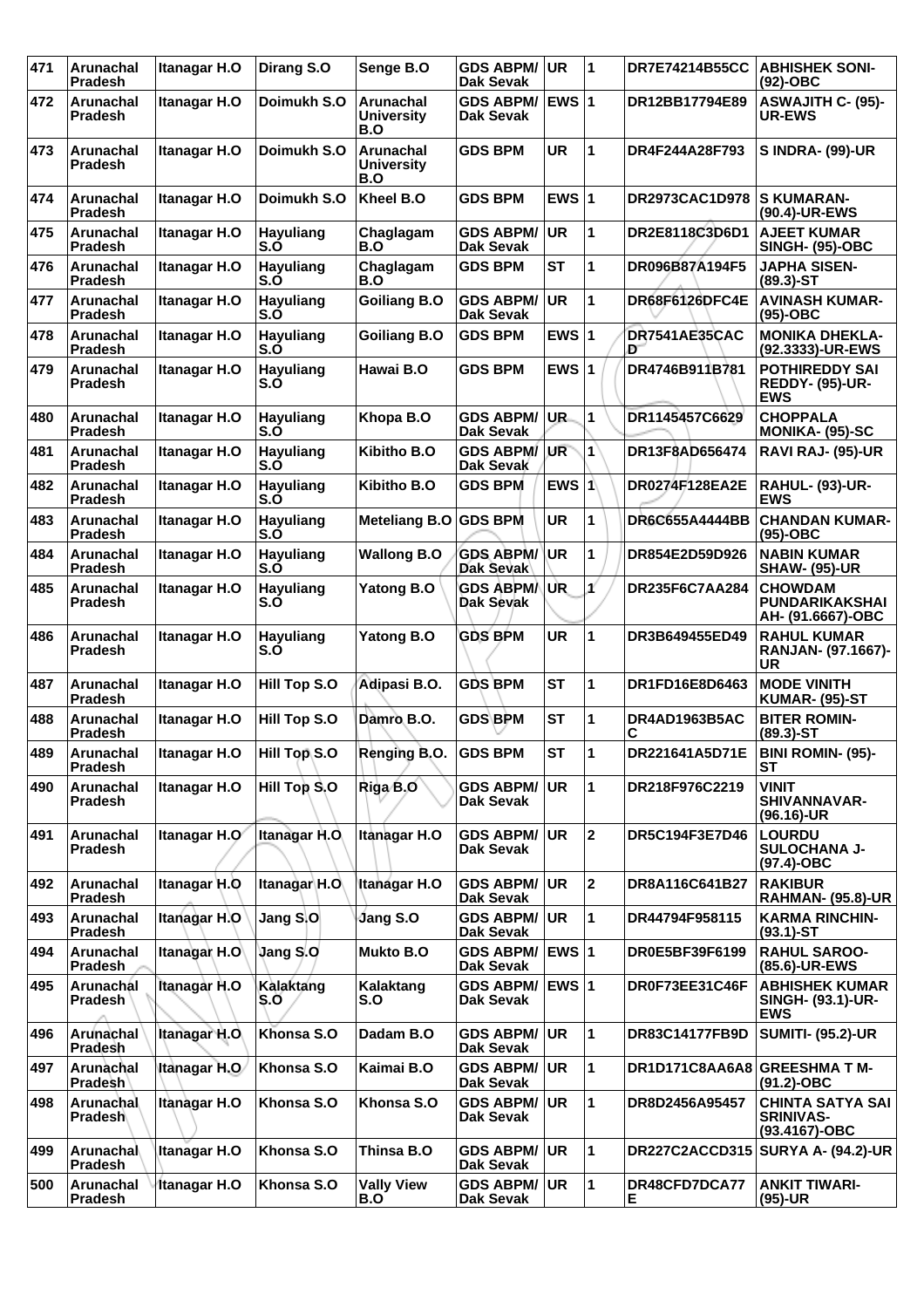| 471 | Arunachal Pradesh | Itanagar H.O | Dirang S.O | Senge B.O | GDS ABPM/ Dak Sevak | UR | 1 | DR7E74214B55CC | ABHISHEK SONI- (92)-OBC |
|---|---|---|---|---|---|---|---|---|---|
| 472 | Arunachal Pradesh | Itanagar H.O | Doimukh S.O | Arunachal University B.O | GDS ABPM/ Dak Sevak | EWS | 1 | DR12BB17794E89 | ASWAJITH C- (95)-UR-EWS |
| 473 | Arunachal Pradesh | Itanagar H.O | Doimukh S.O | Arunachal University B.O | GDS BPM | UR | 1 | DR4F244A28F793 | S INDRA- (99)-UR |
| 474 | Arunachal Pradesh | Itanagar H.O | Doimukh S.O | Kheel B.O | GDS BPM | EWS | 1 | DR2973CAC1D978 | S KUMARAN- (90.4)-UR-EWS |
| 475 | Arunachal Pradesh | Itanagar H.O | Hayuliang S.O | Chaglagam B.O | GDS ABPM/ Dak Sevak | UR | 1 | DR2E8118C3D6D1 | AJEET KUMAR SINGH- (95)-OBC |
| 476 | Arunachal Pradesh | Itanagar H.O | Hayuliang S.O | Chaglagam B.O | GDS BPM | ST | 1 | DR096B87A194F5 | JAPHA SISEN- (89.3)-ST |
| 477 | Arunachal Pradesh | Itanagar H.O | Hayuliang S.O | Goiliang B.O | GDS ABPM/ Dak Sevak | UR | 1 | DR68F6126DFC4E | AVINASH KUMAR- (95)-OBC |
| 478 | Arunachal Pradesh | Itanagar H.O | Hayuliang S.O | Goiliang B.O | GDS BPM | EWS | 1 | DR7541AE35CAC D | MONIKA DHEKLA- (92.3333)-UR-EWS |
| 479 | Arunachal Pradesh | Itanagar H.O | Hayuliang S.O | Hawai B.O | GDS BPM | EWS | 1 | DR4746B911B781 | POTHIREDDY SAI REDDY- (95)-UR-EWS |
| 480 | Arunachal Pradesh | Itanagar H.O | Hayuliang S.O | Khopa B.O | GDS ABPM/ Dak Sevak | UR | 1 | DR1145457C6629 | CHOPPALA MONIKA- (95)-SC |
| 481 | Arunachal Pradesh | Itanagar H.O | Hayuliang S.O | Kibitho B.O | GDS ABPM/ Dak Sevak | UR | 1 | DR13F8AD656474 | RAVI RAJ- (95)-UR |
| 482 | Arunachal Pradesh | Itanagar H.O | Hayuliang S.O | Kibitho B.O | GDS BPM | EWS | 1 | DR0274F128EA2E | RAHUL- (93)-UR-EWS |
| 483 | Arunachal Pradesh | Itanagar H.O | Hayuliang S.O | Meteliang B.O | GDS BPM | UR | 1 | DR6C655A4444BB | CHANDAN KUMAR- (95)-OBC |
| 484 | Arunachal Pradesh | Itanagar H.O | Hayuliang S.O | Wallong B.O | GDS ABPM/ Dak Sevak | UR | 1 | DR854E2D59D926 | NABIN KUMAR SHAW- (95)-UR |
| 485 | Arunachal Pradesh | Itanagar H.O | Hayuliang S.O | Yatong B.O | GDS ABPM/ Dak Sevak | UR | 1 | DR235F6C7AA284 | CHOWDAM PUNDARIKAKSHAI AH- (91.6667)-OBC |
| 486 | Arunachal Pradesh | Itanagar H.O | Hayuliang S.O | Yatong B.O | GDS BPM | UR | 1 | DR3B649455ED49 | RAHUL KUMAR RANJAN- (97.1667)-UR |
| 487 | Arunachal Pradesh | Itanagar H.O | Hill Top S.O | Adipasi B.O. | GDS BPM | ST | 1 | DR1FD16E8D6463 | MODE VINITH KUMAR- (95)-ST |
| 488 | Arunachal Pradesh | Itanagar H.O | Hill Top S.O | Damro B.O. | GDS BPM | ST | 1 | DR4AD1963B5AC C | BITER ROMIN- (89.3)-ST |
| 489 | Arunachal Pradesh | Itanagar H.O | Hill Top S.O | Renging B.O. | GDS BPM | ST | 1 | DR221641A5D71E | BINI ROMIN- (95)-ST |
| 490 | Arunachal Pradesh | Itanagar H.O | Hill Top S.O | Riga B.O | GDS ABPM/ Dak Sevak | UR | 1 | DR218F976C2219 | VINIT SHIVANNAVAR- (96.16)-UR |
| 491 | Arunachal Pradesh | Itanagar H.O | Itanagar H.O | Itanagar H.O | GDS ABPM/ Dak Sevak | UR | 2 | DR5C194F3E7D46 | LOURDU SULOCHANA J- (97.4)-OBC |
| 492 | Arunachal Pradesh | Itanagar H.O | Itanagar H.O | Itanagar H.O | GDS ABPM/ Dak Sevak | UR | 2 | DR8A116C641B27 | RAKIBUR RAHMAN- (95.8)-UR |
| 493 | Arunachal Pradesh | Itanagar H.O | Jang S.O | Jang S.O | GDS ABPM/ Dak Sevak | UR | 1 | DR44794F958115 | KARMA RINCHIN- (93.1)-ST |
| 494 | Arunachal Pradesh | Itanagar H.O | Jang S.O | Mukto B.O | GDS ABPM/ Dak Sevak | EWS | 1 | DR0E5BF39F6199 | RAHUL SAROO- (85.6)-UR-EWS |
| 495 | Arunachal Pradesh | Itanagar H.O | Kalaktang S.O | Kalaktang S.O | GDS ABPM/ Dak Sevak | EWS | 1 | DR0F73EE31C46F | ABHISHEK KUMAR SINGH- (93.1)-UR-EWS |
| 496 | Arunachal Pradesh | Itanagar H.O | Khonsa S.O | Dadam B.O | GDS ABPM/ Dak Sevak | UR | 1 | DR83C14177FB9D | SUMITI- (95.2)-UR |
| 497 | Arunachal Pradesh | Itanagar H.O | Khonsa S.O | Kaimai B.O | GDS ABPM/ Dak Sevak | UR | 1 | DR1D171C8AA6A8 | GREESHMA T M- (91.2)-OBC |
| 498 | Arunachal Pradesh | Itanagar H.O | Khonsa S.O | Khonsa S.O | GDS ABPM/ Dak Sevak | UR | 1 | DR8D2456A95457 | CHINTA SATYA SAI SRINIVAS- (93.4167)-OBC |
| 499 | Arunachal Pradesh | Itanagar H.O | Khonsa S.O | Thinsa B.O | GDS ABPM/ Dak Sevak | UR | 1 | DR227C2ACCD315 | SURYA A- (94.2)-UR |
| 500 | Arunachal Pradesh | Itanagar H.O | Khonsa S.O | Vally View B.O | GDS ABPM/ Dak Sevak | UR | 1 | DR48CFD7DCA77 E | ANKIT TIWARI- (95)-UR |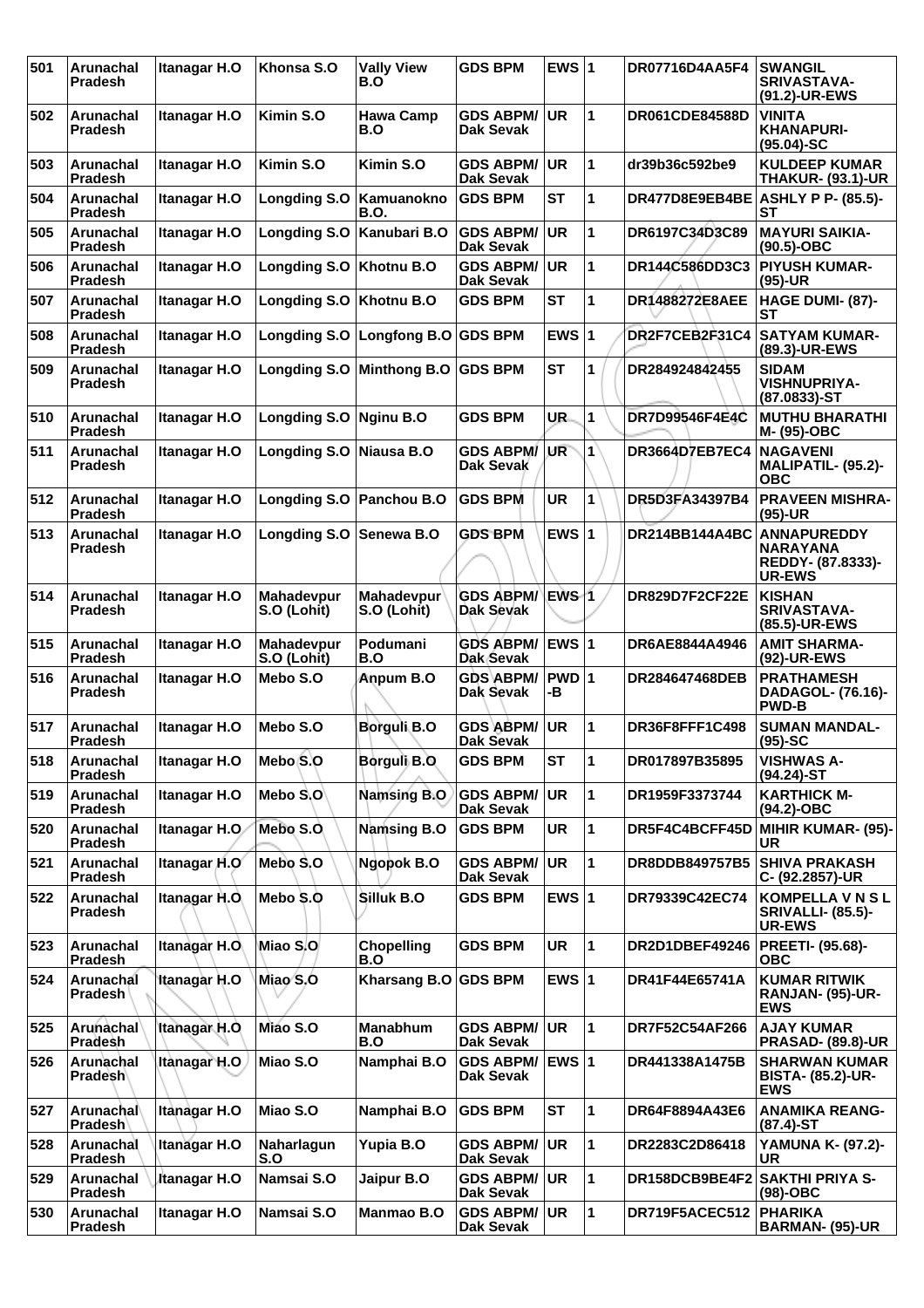| 501 | Arunachal Pradesh | Itanagar H.O | Khonsa S.O | Vally View B.O | GDS BPM | EWS | 1 | DR07716D4AA5F4 | SWANGIL SRIVASTAVA- (91.2)-UR-EWS |
|---|---|---|---|---|---|---|---|---|---|
| 502 | Arunachal Pradesh | Itanagar H.O | Kimin S.O | Hawa Camp B.O | GDS ABPM/ Dak Sevak | UR | 1 | DR061CDE84588D | VINITA KHANAPURI- (95.04)-SC |
| 503 | Arunachal Pradesh | Itanagar H.O | Kimin S.O | Kimin S.O | GDS ABPM/ Dak Sevak | UR | 1 | dr39b36c592be9 | KULDEEP KUMAR THAKUR- (93.1)-UR |
| 504 | Arunachal Pradesh | Itanagar H.O | Longding S.O | Kamuanokno B.O. | GDS BPM | ST | 1 | DR477D8E9EB4BE | ASHLY P P- (85.5)-ST |
| 505 | Arunachal Pradesh | Itanagar H.O | Longding S.O | Kanubari B.O | GDS ABPM/ Dak Sevak | UR | 1 | DR6197C34D3C89 | MAYURI SAIKIA- (90.5)-OBC |
| 506 | Arunachal Pradesh | Itanagar H.O | Longding S.O | Khotnu B.O | GDS ABPM/ Dak Sevak | UR | 1 | DR144C586DD3C3 | PIYUSH KUMAR- (95)-UR |
| 507 | Arunachal Pradesh | Itanagar H.O | Longding S.O | Khotnu B.O | GDS BPM | ST | 1 | DR1488272E8AEE | HAGE DUMI- (87)-ST |
| 508 | Arunachal Pradesh | Itanagar H.O | Longding S.O | Longfong B.O | GDS BPM | EWS | 1 | DR2F7CEB2F31C4 | SATYAM KUMAR- (89.3)-UR-EWS |
| 509 | Arunachal Pradesh | Itanagar H.O | Longding S.O | Minthong B.O | GDS BPM | ST | 1 | DR284924842455 | SIDAM VISHNUPRIYA- (87.0833)-ST |
| 510 | Arunachal Pradesh | Itanagar H.O | Longding S.O | Nginu B.O | GDS BPM | UR | 1 | DR7D99546F4E4C | MUTHU BHARATHI M- (95)-OBC |
| 511 | Arunachal Pradesh | Itanagar H.O | Longding S.O | Niausa B.O | GDS ABPM/ Dak Sevak | UR | 1 | DR3664D7EB7EC4 | NAGAVENI MALIPATIL- (95.2)-OBC |
| 512 | Arunachal Pradesh | Itanagar H.O | Longding S.O | Panchou B.O | GDS BPM | UR | 1 | DR5D3FA34397B4 | PRAVEEN MISHRA- (95)-UR |
| 513 | Arunachal Pradesh | Itanagar H.O | Longding S.O | Senewa B.O | GDS BPM | EWS | 1 | DR214BB144A4BC | ANNAPUREDDY NARAYANA REDDY- (87.8333)-UR-EWS |
| 514 | Arunachal Pradesh | Itanagar H.O | Mahadevpur S.O (Lohit) | Mahadevpur S.O (Lohit) | GDS ABPM/ Dak Sevak | EWS | 1 | DR829D7F2CF22E | KISHAN SRIVASTAVA- (85.5)-UR-EWS |
| 515 | Arunachal Pradesh | Itanagar H.O | Mahadevpur S.O (Lohit) | Podumani B.O | GDS ABPM/ Dak Sevak | EWS | 1 | DR6AE8844A4946 | AMIT SHARMA- (92)-UR-EWS |
| 516 | Arunachal Pradesh | Itanagar H.O | Mebo S.O | Anpum B.O | GDS ABPM/ Dak Sevak | PWD-B | 1 | DR284647468DEB | PRATHAMESH DADAGOL- (76.16)-PWD-B |
| 517 | Arunachal Pradesh | Itanagar H.O | Mebo S.O | Borguli B.O | GDS ABPM/ Dak Sevak | UR | 1 | DR36F8FFF1C498 | SUMAN MANDAL- (95)-SC |
| 518 | Arunachal Pradesh | Itanagar H.O | Mebo S.O | Borguli B.O | GDS BPM | ST | 1 | DR017897B35895 | VISHWAS A- (94.24)-ST |
| 519 | Arunachal Pradesh | Itanagar H.O | Mebo S.O | Namsing B.O | GDS ABPM/ Dak Sevak | UR | 1 | DR1959F3373744 | KARTHICK M- (94.2)-OBC |
| 520 | Arunachal Pradesh | Itanagar H.O | Mebo S.O | Namsing B.O | GDS BPM | UR | 1 | DR5F4C4BCFF45D | MIHIR KUMAR- (95)-UR |
| 521 | Arunachal Pradesh | Itanagar H.O | Mebo S.O | Ngopok B.O | GDS ABPM/ Dak Sevak | UR | 1 | DR8DDB849757B5 | SHIVA PRAKASH C- (92.2857)-UR |
| 522 | Arunachal Pradesh | Itanagar H.O | Mebo S.O | Silluk B.O | GDS BPM | EWS | 1 | DR79339C42EC74 | KOMPELLA V N S L SRIVALLI- (85.5)-UR-EWS |
| 523 | Arunachal Pradesh | Itanagar H.O | Miao S.O | Chopelling B.O | GDS BPM | UR | 1 | DR2D1DBEF49246 | PREETI- (95.68)-OBC |
| 524 | Arunachal Pradesh | Itanagar H.O | Miao S.O | Kharsang B.O | GDS BPM | EWS | 1 | DR41F44E65741A | KUMAR RITWIK RANJAN- (95)-UR-EWS |
| 525 | Arunachal Pradesh | Itanagar H.O | Miao S.O | Manabhum B.O | GDS ABPM/ Dak Sevak | UR | 1 | DR7F52C54AF266 | AJAY KUMAR PRASAD- (89.8)-UR |
| 526 | Arunachal Pradesh | Itanagar H.O | Miao S.O | Namphai B.O | GDS ABPM/ Dak Sevak | EWS | 1 | DR441338A1475B | SHARWAN KUMAR BISTA- (85.2)-UR-EWS |
| 527 | Arunachal Pradesh | Itanagar H.O | Miao S.O | Namphai B.O | GDS BPM | ST | 1 | DR64F8894A43E6 | ANAMIKA REANG- (87.4)-ST |
| 528 | Arunachal Pradesh | Itanagar H.O | Naharlagun S.O | Yupia B.O | GDS ABPM/ Dak Sevak | UR | 1 | DR2283C2D86418 | YAMUNA K- (97.2)-UR |
| 529 | Arunachal Pradesh | Itanagar H.O | Namsai S.O | Jaipur B.O | GDS ABPM/ Dak Sevak | UR | 1 | DR158DCB9BE4F2 | SAKTHI PRIYA S- (98)-OBC |
| 530 | Arunachal Pradesh | Itanagar H.O | Namsai S.O | Manmao B.O | GDS ABPM/ Dak Sevak | UR | 1 | DR719F5ACEC512 | PHARIKA BARMAN- (95)-UR |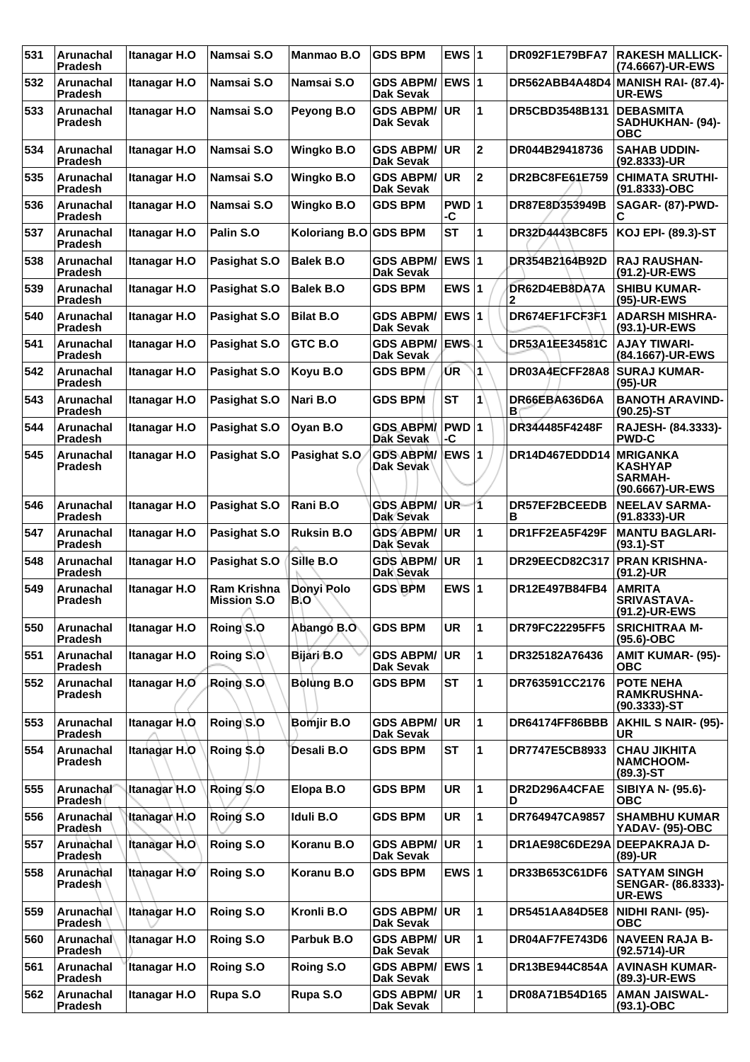| 531 | Arunachal Pradesh | Itanagar H.O | Namsai S.O | Manmao B.O | GDS BPM | EWS | 1 | DR092F1E79BFA7 | RAKESH MALLICK- (74.6667)-UR-EWS |
|---|---|---|---|---|---|---|---|---|---|
| 532 | Arunachal Pradesh | Itanagar H.O | Namsai S.O | Namsai S.O | GDS ABPM/ Dak Sevak | EWS | 1 | DR562ABB4A48D4 | MANISH RAI- (87.4)-UR-EWS |
| 533 | Arunachal Pradesh | Itanagar H.O | Namsai S.O | Peyong B.O | GDS ABPM/ Dak Sevak | UR | 1 | DR5CBD3548B131 | DEBASMITA SADHUKHAN- (94)-OBC |
| 534 | Arunachal Pradesh | Itanagar H.O | Namsai S.O | Wingko B.O | GDS ABPM/ Dak Sevak | UR | 2 | DR044B29418736 | SAHAB UDDIN- (92.8333)-UR |
| 535 | Arunachal Pradesh | Itanagar H.O | Namsai S.O | Wingko B.O | GDS ABPM/ Dak Sevak | UR | 2 | DR2BC8FE61E759 | CHIMATA SRUTHI- (91.8333)-OBC |
| 536 | Arunachal Pradesh | Itanagar H.O | Namsai S.O | Wingko B.O | GDS BPM | PWD -C | 1 | DR87E8D353949B | SAGAR- (87)-PWD-C |
| 537 | Arunachal Pradesh | Itanagar H.O | Palin S.O | Koloriang B.O | GDS BPM | ST | 1 | DR32D4443BC8F5 | KOJ EPI- (89.3)-ST |
| 538 | Arunachal Pradesh | Itanagar H.O | Pasighat S.O | Balek B.O | GDS ABPM/ Dak Sevak | EWS | 1 | DR354B2164B92D | RAJ RAUSHAN- (91.2)-UR-EWS |
| 539 | Arunachal Pradesh | Itanagar H.O | Pasighat S.O | Balek B.O | GDS BPM | EWS | 1 | DR62D4EB8DA7A2 | SHIBU KUMAR- (95)-UR-EWS |
| 540 | Arunachal Pradesh | Itanagar H.O | Pasighat S.O | Bilat B.O | GDS ABPM/ Dak Sevak | EWS | 1 | DR674EF1FCF3F1 | ADARSH MISHRA- (93.1)-UR-EWS |
| 541 | Arunachal Pradesh | Itanagar H.O | Pasighat S.O | GTC B.O | GDS ABPM/ Dak Sevak | EWS | 1 | DR53A1EE34581C | AJAY TIWARI- (84.1667)-UR-EWS |
| 542 | Arunachal Pradesh | Itanagar H.O | Pasighat S.O | Koyu B.O | GDS BPM | UR | 1 | DR03A4ECFF28A8 | SURAJ KUMAR- (95)-UR |
| 543 | Arunachal Pradesh | Itanagar H.O | Pasighat S.O | Nari B.O | GDS BPM | ST | 1 | DR66EBA636D6AB | BANOTH ARAVIND- (90.25)-ST |
| 544 | Arunachal Pradesh | Itanagar H.O | Pasighat S.O | Oyan B.O | GDS ABPM/ Dak Sevak | PWD -C | 1 | DR344485F4248F | RAJESH- (84.3333)-PWD-C |
| 545 | Arunachal Pradesh | Itanagar H.O | Pasighat S.O | Pasighat S.O | GDS ABPM/ Dak Sevak | EWS | 1 | DR14D467EDDD14 | MRIGANKA KASHYAP SARMAH- (90.6667)-UR-EWS |
| 546 | Arunachal Pradesh | Itanagar H.O | Pasighat S.O | Rani B.O | GDS ABPM/ Dak Sevak | UR | 1 | DR57EF2BCEEDB B | NEELAV SARMA- (91.8333)-UR |
| 547 | Arunachal Pradesh | Itanagar H.O | Pasighat S.O | Ruksin B.O | GDS ABPM/ Dak Sevak | UR | 1 | DR1FF2EA5F429F | MANTU BAGLARI- (93.1)-ST |
| 548 | Arunachal Pradesh | Itanagar H.O | Pasighat S.O | Sille B.O | GDS ABPM/ Dak Sevak | UR | 1 | DR29EECD82C317 | PRAN KRISHNA- (91.2)-UR |
| 549 | Arunachal Pradesh | Itanagar H.O | Ram Krishna Mission S.O | Donyi Polo B.O | GDS BPM | EWS | 1 | DR12E497B84FB4 | AMRITA SRIVASTAVA- (91.2)-UR-EWS |
| 550 | Arunachal Pradesh | Itanagar H.O | Roing S.O | Abango B.O | GDS BPM | UR | 1 | DR79FC22295FF5 | SRICHITRAA M- (95.6)-OBC |
| 551 | Arunachal Pradesh | Itanagar H.O | Roing S.O | Bijari B.O | GDS ABPM/ Dak Sevak | UR | 1 | DR325182A76436 | AMIT KUMAR- (95)-OBC |
| 552 | Arunachal Pradesh | Itanagar H.O | Roing S.O | Bolung B.O | GDS BPM | ST | 1 | DR763591CC2176 | POTE NEHA RAMKRUSHNA- (90.3333)-ST |
| 553 | Arunachal Pradesh | Itanagar H.O | Roing S.O | Bomjir B.O | GDS ABPM/ Dak Sevak | UR | 1 | DR64174FF86BBB | AKHIL S NAIR- (95)-UR |
| 554 | Arunachal Pradesh | Itanagar H.O | Roing S.O | Desali B.O | GDS BPM | ST | 1 | DR7747E5CB8933 | CHAU JIKHITA NAMCHOOM- (89.3)-ST |
| 555 | Arunachal Pradesh | Itanagar H.O | Roing S.O | Elopa B.O | GDS BPM | UR | 1 | DR2D296A4CFAE D | SIBIYA N- (95.6)-OBC |
| 556 | Arunachal Pradesh | Itanagar H.O | Roing S.O | Iduli B.O | GDS BPM | UR | 1 | DR764947CA9857 | SHAMBHU KUMAR YADAV- (95)-OBC |
| 557 | Arunachal Pradesh | Itanagar H.O | Roing S.O | Koranu B.O | GDS ABPM/ Dak Sevak | UR | 1 | DR1AE98C6DE29A | DEEPAKRAJA D- (89)-UR |
| 558 | Arunachal Pradesh | Itanagar H.O | Roing S.O | Koranu B.O | GDS BPM | EWS | 1 | DR33B653C61DF6 | SATYAM SINGH SENGER- (86.8333)-UR-EWS |
| 559 | Arunachal Pradesh | Itanagar H.O | Roing S.O | Kronli B.O | GDS ABPM/ Dak Sevak | UR | 1 | DR5451AA84D5E8 | NIDHI RANI- (95)-OBC |
| 560 | Arunachal Pradesh | Itanagar H.O | Roing S.O | Parbuk B.O | GDS ABPM/ Dak Sevak | UR | 1 | DR04AF7FE743D6 | NAVEEN RAJA B- (92.5714)-UR |
| 561 | Arunachal Pradesh | Itanagar H.O | Roing S.O | Roing S.O | GDS ABPM/ Dak Sevak | EWS | 1 | DR13BE944C854A | AVINASH KUMAR- (89.3)-UR-EWS |
| 562 | Arunachal Pradesh | Itanagar H.O | Rupa S.O | Rupa S.O | GDS ABPM/ Dak Sevak | UR | 1 | DR08A71B54D165 | AMAN JAISWAL- (93.1)-OBC |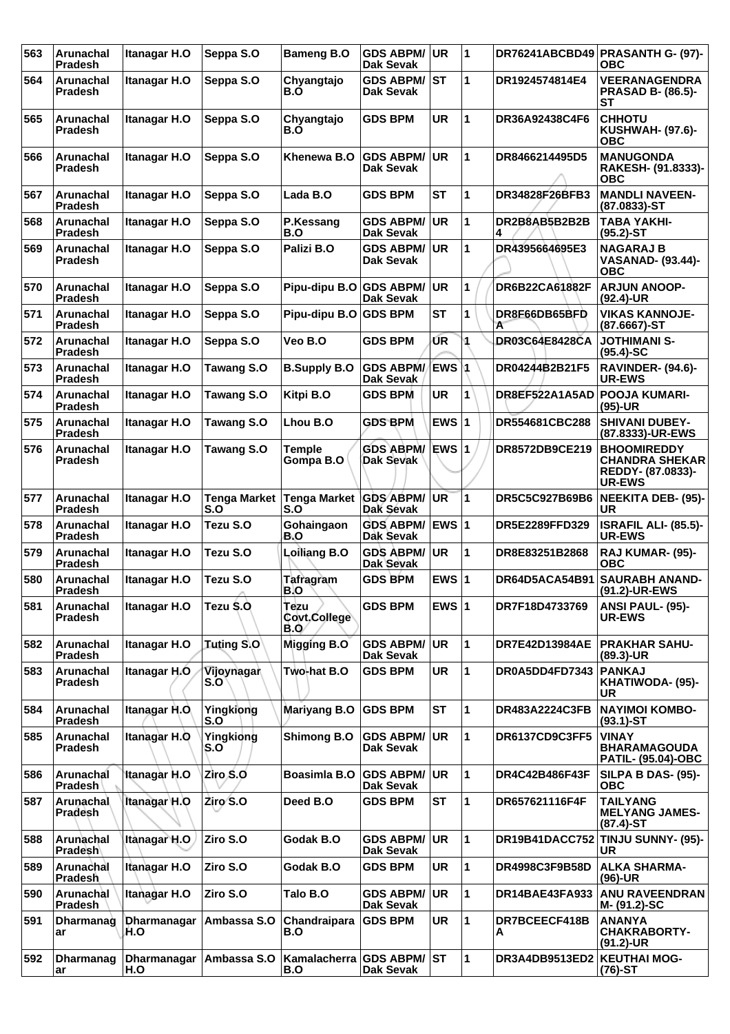| 563 | Arunachal Pradesh | Itanagar H.O | Seppa S.O | Bameng B.O | GDS ABPM/ Dak Sevak | UR | 1 | DR76241ABCBD49 | PRASANTH G- (97)-OBC |
|---|---|---|---|---|---|---|---|---|---|
| 564 | Arunachal Pradesh | Itanagar H.O | Seppa S.O | Chyangtajo B.O | GDS ABPM/ Dak Sevak | ST | 1 | DR1924574814E4 | VEERANAGENDRA PRASAD B- (86.5)-ST |
| 565 | Arunachal Pradesh | Itanagar H.O | Seppa S.O | Chyangtajo B.O | GDS BPM | UR | 1 | DR36A92438C4F6 | CHHOTU KUSHWAH- (97.6)-OBC |
| 566 | Arunachal Pradesh | Itanagar H.O | Seppa S.O | Khenewa B.O | GDS ABPM/ Dak Sevak | UR | 1 | DR8466214495D5 | MANUGONDA RAKESH- (91.8333)-OBC |
| 567 | Arunachal Pradesh | Itanagar H.O | Seppa S.O | Lada B.O | GDS BPM | ST | 1 | DR34828F26BFB3 | MANDLI NAVEEN- (87.0833)-ST |
| 568 | Arunachal Pradesh | Itanagar H.O | Seppa S.O | P.Kessang B.O | GDS ABPM/ Dak Sevak | UR | 1 | DR2B8AB5B2B2B4 | TABA YAKHI- (95.2)-ST |
| 569 | Arunachal Pradesh | Itanagar H.O | Seppa S.O | Palizi B.O | GDS ABPM/ Dak Sevak | UR | 1 | DR4395664695E3 | NAGARAJ B VASANAD- (93.44)-OBC |
| 570 | Arunachal Pradesh | Itanagar H.O | Seppa S.O | Pipu-dipu B.O | GDS ABPM/ Dak Sevak | UR | 1 | DR6B22CA61882F | ARJUN ANOOP- (92.4)-UR |
| 571 | Arunachal Pradesh | Itanagar H.O | Seppa S.O | Pipu-dipu B.O | GDS BPM | ST | 1 | DR8F66DB65BFDA | VIKAS KANNOJE- (87.6667)-ST |
| 572 | Arunachal Pradesh | Itanagar H.O | Seppa S.O | Veo B.O | GDS BPM | UR | 1 | DR03C64E8428CA | JOTHIMANI S- (95.4)-SC |
| 573 | Arunachal Pradesh | Itanagar H.O | Tawang S.O | B.Supply B.O | GDS ABPM/ Dak Sevak | EWS | 1 | DR04244B2B21F5 | RAVINDER- (94.6)-UR-EWS |
| 574 | Arunachal Pradesh | Itanagar H.O | Tawang S.O | Kitpi B.O | GDS BPM | UR | 1 | DR8EF522A1A5AD | POOJA KUMARI- (95)-UR |
| 575 | Arunachal Pradesh | Itanagar H.O | Tawang S.O | Lhou B.O | GDS BPM | EWS | 1 | DR554681CBC288 | SHIVANI DUBEY- (87.8333)-UR-EWS |
| 576 | Arunachal Pradesh | Itanagar H.O | Tawang S.O | Temple Gompa B.O | GDS ABPM/ Dak Sevak | EWS | 1 | DR8572DB9CE219 | BHOOMIREDDY CHANDRA SHEKAR REDDY- (87.0833)-UR-EWS |
| 577 | Arunachal Pradesh | Itanagar H.O | Tenga Market S.O | Tenga Market S.O | GDS ABPM/ Dak Sevak | UR | 1 | DR5C5C927B69B6 | NEEKITA DEB- (95)-UR |
| 578 | Arunachal Pradesh | Itanagar H.O | Tezu S.O | Gohaingaon B.O | GDS ABPM/ Dak Sevak | EWS | 1 | DR5E2289FFD329 | ISRAFIL ALI- (85.5)-UR-EWS |
| 579 | Arunachal Pradesh | Itanagar H.O | Tezu S.O | Loiliang B.O | GDS ABPM/ Dak Sevak | UR | 1 | DR8E83251B2868 | RAJ KUMAR- (95)-OBC |
| 580 | Arunachal Pradesh | Itanagar H.O | Tezu S.O | Tafragram B.O | GDS BPM | EWS | 1 | DR64D5ACA54B91 | SAURABH ANAND- (91.2)-UR-EWS |
| 581 | Arunachal Pradesh | Itanagar H.O | Tezu S.O | Tezu Covt.College B.O | GDS BPM | EWS | 1 | DR7F18D4733769 | ANSI PAUL- (95)-UR-EWS |
| 582 | Arunachal Pradesh | Itanagar H.O | Tuting S.O | Migging B.O | GDS ABPM/ Dak Sevak | UR | 1 | DR7E42D13984AE | PRAKHAR SAHU- (89.3)-UR |
| 583 | Arunachal Pradesh | Itanagar H.O | Vijoynagar S.O | Two-hat B.O | GDS BPM | UR | 1 | DR0A5DD4FD7343 | PANKAJ KHATIWODA- (95)-UR |
| 584 | Arunachal Pradesh | Itanagar H.O | Yingkiong S.O | Mariyang B.O | GDS BPM | ST | 1 | DR483A2224C3FB | NAYIMOI KOMBO- (93.1)-ST |
| 585 | Arunachal Pradesh | Itanagar H.O | Yingkiong S.O | Shimong B.O | GDS ABPM/ Dak Sevak | UR | 1 | DR6137CD9C3FF5 | VINAY BHARAMAGOUDA PATIL- (95.04)-OBC |
| 586 | Arunachal Pradesh | Itanagar H.O | Ziro S.O | Boasimla B.O | GDS ABPM/ Dak Sevak | UR | 1 | DR4C42B486F43F | SILPA B DAS- (95)-OBC |
| 587 | Arunachal Pradesh | Itanagar H.O | Ziro S.O | Deed B.O | GDS BPM | ST | 1 | DR657621116F4F | TAILYANG MELYANG JAMES- (87.4)-ST |
| 588 | Arunachal Pradesh | Itanagar H.O | Ziro S.O | Godak B.O | GDS ABPM/ Dak Sevak | UR | 1 | DR19B41DACC752 | TINJU SUNNY- (95)-UR |
| 589 | Arunachal Pradesh | Itanagar H.O | Ziro S.O | Godak B.O | GDS BPM | UR | 1 | DR4998C3F9B58D | ALKA SHARMA- (96)-UR |
| 590 | Arunachal Pradesh | Itanagar H.O | Ziro S.O | Talo B.O | GDS ABPM/ Dak Sevak | UR | 1 | DR14BAE43FA933 | ANU RAVEENDRAN M- (91.2)-SC |
| 591 | Dharmanagar | Dharmanagar H.O | Ambassa S.O | Chandraipara B.O | GDS BPM | UR | 1 | DR7BCEECF418BA | ANANYA CHAKRABORTY- (91.2)-UR |
| 592 | Dharmanagar | Dharmanagar H.O | Ambassa S.O | Kamalacherra B.O | GDS ABPM/ Dak Sevak | ST | 1 | DR3A4DB9513ED2 | KEUTHAI MOG- (76)-ST |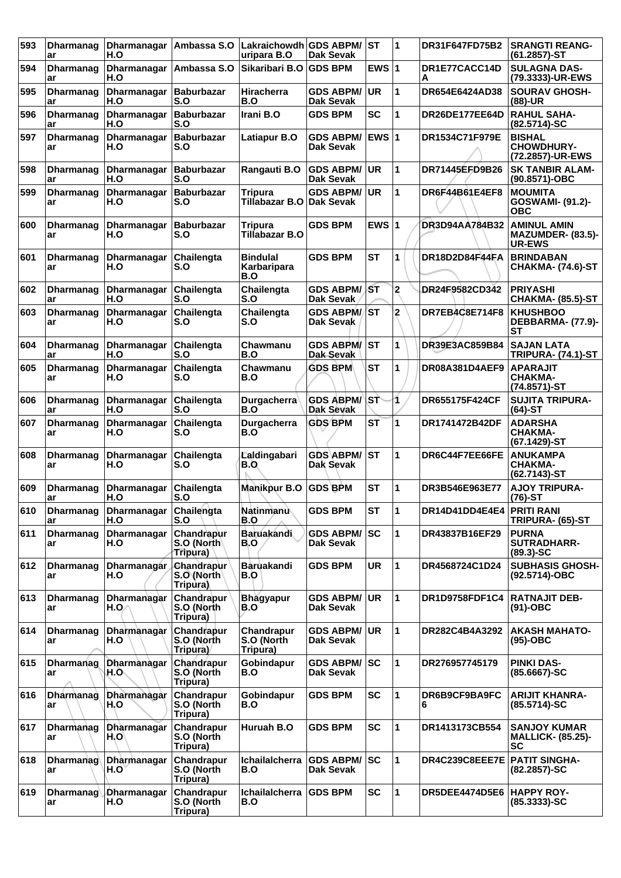| 593 | Dharmanagar | Dharmanagar H.O | Ambassa S.O | Lakraichowdhuripara B.O | GDS ABPM/ Dak Sevak | ST | 1 | DR31F647FD75B2 | SRANGTI REANG- (61.2857)-ST |
|---|---|---|---|---|---|---|---|---|---|
| 594 | Dharmanagar | Dharmanagar H.O | Ambassa S.O | Sikaribari B.O | GDS BPM | EWS | 1 | DR1E77CACC14DA | SULAGNA DAS- (79.3333)-UR-EWS |
| 595 | Dharmanagar | Dharmanagar H.O | Baburbazar S.O | Hiracherra B.O | GDS ABPM/ Dak Sevak | UR | 1 | DR654E6424AD38 | SOURAV GHOSH- (88)-UR |
| 596 | Dharmanagar | Dharmanagar H.O | Baburbazar S.O | Irani B.O | GDS BPM | SC | 1 | DR26DE177EE64D | RAHUL SAHA- (82.5714)-SC |
| 597 | Dharmanagar | Dharmanagar H.O | Baburbazar S.O | Latiapur B.O | GDS ABPM/ Dak Sevak | EWS | 1 | DR1534C71F979E | BISHAL CHOWDHURY- (72.2857)-UR-EWS |
| 598 | Dharmanagar | Dharmanagar H.O | Baburbazar S.O | Rangauti B.O | GDS ABPM/ Dak Sevak | UR | 1 | DR71445EFD9B26 | SK TANBIR ALAM- (90.8571)-OBC |
| 599 | Dharmanagar | Dharmanagar H.O | Baburbazar S.O | Tripura Tillabazar B.O | GDS ABPM/ Dak Sevak | UR | 1 | DR6F44B61E4EF8 | MOUMITA GOSWAMI- (91.2)-OBC |
| 600 | Dharmanagar | Dharmanagar H.O | Baburbazar S.O | Tripura Tillabazar B.O | GDS BPM | EWS | 1 | DR3D94AA784B32 | AMINUL AMIN MAZUMDER- (83.5)-UR-EWS |
| 601 | Dharmanagar | Dharmanagar H.O | Chailengta S.O | Bindulal Karbaripara B.O | GDS BPM | ST | 1 | DR18D2D84F44FA | BRINDABAN CHAKMA- (74.6)-ST |
| 602 | Dharmanagar | Dharmanagar H.O | Chailengta S.O | Chailengta S.O | GDS ABPM/ Dak Sevak | ST | 2 | DR24F9582CD342 | PRIYASHI CHAKMA- (85.5)-ST |
| 603 | Dharmanagar | Dharmanagar H.O | Chailengta S.O | Chailengta S.O | GDS ABPM/ Dak Sevak | ST | 2 | DR7EB4C8E714F8 | KHUSHBOO DEBBARMA- (77.9)-ST |
| 604 | Dharmanagar | Dharmanagar H.O | Chailengta S.O | Chawmanu B.O | GDS ABPM/ Dak Sevak | ST | 1 | DR39E3AC859B84 | SAJAN LATA TRIPURA- (74.1)-ST |
| 605 | Dharmanagar | Dharmanagar H.O | Chailengta S.O | Chawmanu B.O | GDS BPM | ST | 1 | DR08A381D4AEF9 | APARAJIT CHAKMA- (74.8571)-ST |
| 606 | Dharmanagar | Dharmanagar H.O | Chailengta S.O | Durgacherra B.O | GDS ABPM/ Dak Sevak | ST | 1 | DR655175F424CF | SUJITA TRIPURA- (64)-ST |
| 607 | Dharmanagar | Dharmanagar H.O | Chailengta S.O | Durgacherra B.O | GDS BPM | ST | 1 | DR1741472B42DF | ADARSHA CHAKMA- (67.1429)-ST |
| 608 | Dharmanagar | Dharmanagar H.O | Chailengta S.O | Laldingabari B.O | GDS ABPM/ Dak Sevak | ST | 1 | DR6C44F7EE66FE | ANUKAMPA CHAKMA- (62.7143)-ST |
| 609 | Dharmanagar | Dharmanagar H.O | Chailengta S.O | Manikpur B.O | GDS BPM | ST | 1 | DR3B546E963E77 | AJOY TRIPURA- (76)-ST |
| 610 | Dharmanagar | Dharmanagar H.O | Chailengta S.O | Natinmanu B.O | GDS BPM | ST | 1 | DR14D41DD4E4E4 | PRITI RANI TRIPURA- (65)-ST |
| 611 | Dharmanagar | Dharmanagar H.O | Chandrapur S.O (North Tripura) | Baruakandi B.O | GDS ABPM/ Dak Sevak | SC | 1 | DR43837B16EF29 | PURNA SUTRADHARR- (89.3)-SC |
| 612 | Dharmanagar | Dharmanagar H.O | Chandrapur S.O (North Tripura) | Baruakandi B.O | GDS BPM | UR | 1 | DR4568724C1D24 | SUBHASIS GHOSH- (92.5714)-OBC |
| 613 | Dharmanagar | Dharmanagar H.O | Chandrapur S.O (North Tripura) | Bhagyapur B.O | GDS ABPM/ Dak Sevak | UR | 1 | DR1D9758FDF1C4 | RATNAJIT DEB- (91)-OBC |
| 614 | Dharmanagar | Dharmanagar H.O | Chandrapur S.O (North Tripura) | Chandrapur S.O (North Tripura) | GDS ABPM/ Dak Sevak | UR | 1 | DR282C4B4A3292 | AKASH MAHATO- (95)-OBC |
| 615 | Dharmanagar | Dharmanagar H.O | Chandrapur S.O (North Tripura) | Gobindapur B.O | GDS ABPM/ Dak Sevak | SC | 1 | DR276957745179 | PINKI DAS- (85.6667)-SC |
| 616 | Dharmanagar | Dharmanagar H.O | Chandrapur S.O (North Tripura) | Gobindapur B.O | GDS BPM | SC | 1 | DR6B9CF9BA9FC6 | ARIJIT KHANRA- (85.5714)-SC |
| 617 | Dharmanagar | Dharmanagar H.O | Chandrapur S.O (North Tripura) | Huruah B.O | GDS BPM | SC | 1 | DR1413173CB554 | SANJOY KUMAR MALLICK- (85.25)-SC |
| 618 | Dharmanagar | Dharmanagar H.O | Chandrapur S.O (North Tripura) | Ichailalcherra B.O | GDS ABPM/ Dak Sevak | SC | 1 | DR4C239C8EEE7E | PATIT SINGHA- (82.2857)-SC |
| 619 | Dharmanagar | Dharmanagar H.O | Chandrapur S.O (North Tripura) | Ichailalcherra B.O | GDS BPM | SC | 1 | DR5DEE4474D5E6 | HAPPY ROY- (85.3333)-SC |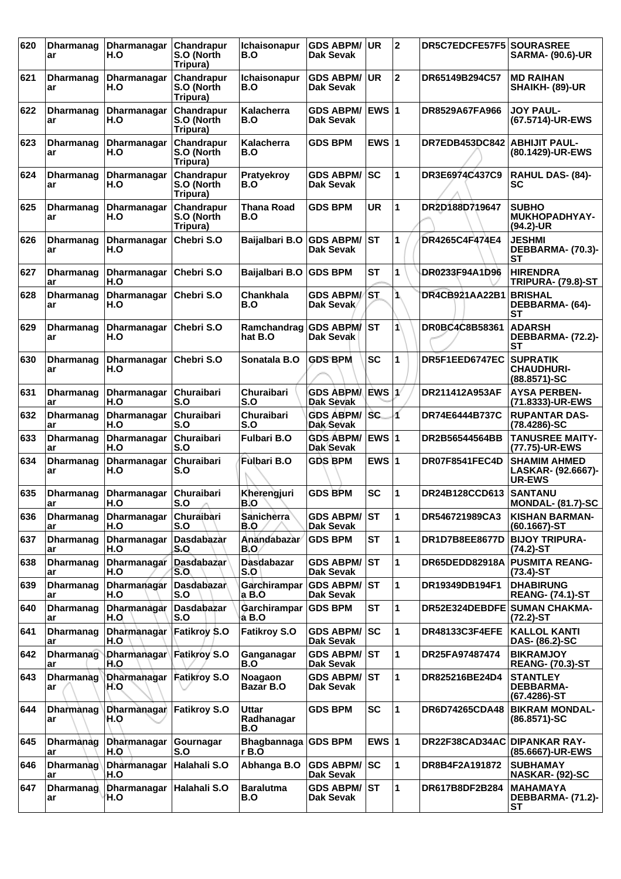| 620 | Dharmanagar | Dharmanagar H.O | Chandrapur S.O (North Tripura) | Ichaisonapur B.O | GDS ABPM/ Dak Sevak | UR | 2 | DR5C7EDCFE57F5 | SOURASREE SARMA- (90.6)-UR |
|---|---|---|---|---|---|---|---|---|---|
| 621 | Dharmanagar | Dharmanagar H.O | Chandrapur S.O (North Tripura) | Ichaisonapur B.O | GDS ABPM/ Dak Sevak | UR | 2 | DR65149B294C57 | MD RAIHAN SHAIKH- (89)-UR |
| 622 | Dharmanagar | Dharmanagar H.O | Chandrapur S.O (North Tripura) | Kalacherra B.O | GDS ABPM/ Dak Sevak | EWS | 1 | DR8529A67FA966 | JOY PAUL- (67.5714)-UR-EWS |
| 623 | Dharmanagar | Dharmanagar H.O | Chandrapur S.O (North Tripura) | Kalacherra B.O | GDS BPM | EWS | 1 | DR7EDB453DC842 | ABHIJIT PAUL- (80.1429)-UR-EWS |
| 624 | Dharmanagar | Dharmanagar H.O | Chandrapur S.O (North Tripura) | Pratyekroy B.O | GDS ABPM/ Dak Sevak | SC | 1 | DR3E6974C437C9 | RAHUL DAS- (84)-SC |
| 625 | Dharmanagar | Dharmanagar H.O | Chandrapur S.O (North Tripura) | Thana Road B.O | GDS BPM | UR | 1 | DR2D188D719647 | SUBHO MUKHOPADHYAY- (94.2)-UR |
| 626 | Dharmanagar | Dharmanagar H.O | Chebri S.O | Baijalbari B.O | GDS ABPM/ Dak Sevak | ST | 1 | DR4265C4F474E4 | JESHMI DEBBARMA- (70.3)-ST |
| 627 | Dharmanagar | Dharmanagar H.O | Chebri S.O | Baijalbari B.O | GDS BPM | ST | 1 | DR0233F94A1D96 | HIRENDRA TRIPURA- (79.8)-ST |
| 628 | Dharmanagar | Dharmanagar H.O | Chebri S.O | Chankhala B.O | GDS ABPM/ Dak Sevak | ST | 1 | DR4CB921AA22B1 | BRISHAL DEBBARMA- (64)-ST |
| 629 | Dharmanagar | Dharmanagar H.O | Chebri S.O | Ramchandraghat B.O | GDS ABPM/ Dak Sevak | ST | 1 | DR0BC4C8B58361 | ADARSH DEBBARMA- (72.2)-ST |
| 630 | Dharmanagar | Dharmanagar H.O | Chebri S.O | Sonatala B.O | GDS BPM | SC | 1 | DR5F1EED6747EC | SUPRATIK CHAUDHURI- (88.8571)-SC |
| 631 | Dharmanagar | Dharmanagar H.O | Churaibari S.O | Churaibari S.O | GDS ABPM/ Dak Sevak | EWS | 1 | DR211412A953AF | AYSA PERBEN- (71.8333)-UR-EWS |
| 632 | Dharmanagar | Dharmanagar H.O | Churaibari S.O | Churaibari S.O | GDS ABPM/ Dak Sevak | SC | 1 | DR74E6444B737C | RUPANTAR DAS- (78.4286)-SC |
| 633 | Dharmanagar | Dharmanagar H.O | Churaibari S.O | Fulbari B.O | GDS ABPM/ Dak Sevak | EWS | 1 | DR2B56544564BB | TANUSREE MAITY- (77.75)-UR-EWS |
| 634 | Dharmanagar | Dharmanagar H.O | Churaibari S.O | Fulbari B.O | GDS BPM | EWS | 1 | DR07F8541FEC4D | SHAMIM AHMED LASKAR- (92.6667)-UR-EWS |
| 635 | Dharmanagar | Dharmanagar H.O | Churaibari S.O | Kherengjuri B.O | GDS BPM | SC | 1 | DR24B128CCD613 | SANTANU MONDAL- (81.7)-SC |
| 636 | Dharmanagar | Dharmanagar H.O | Churaibari S.O | Sanicherra B.O | GDS ABPM/ Dak Sevak | ST | 1 | DR546721989CA3 | KISHAN BARMAN- (60.1667)-ST |
| 637 | Dharmanagar | Dharmanagar H.O | Dasdabazar S.O | Anandabazar B.O | GDS BPM | ST | 1 | DR1D7B8EE8677D | BIJOY TRIPURA- (74.2)-ST |
| 638 | Dharmanagar | Dharmanagar H.O | Dasdabazar S.O | Dasdabazar S.O | GDS ABPM/ Dak Sevak | ST | 1 | DR65DEDD82918A | PUSMITA REANG- (73.4)-ST |
| 639 | Dharmanagar | Dharmanagar H.O | Dasdabazar S.O | Garchirampara B.O | GDS ABPM/ Dak Sevak | ST | 1 | DR19349DB194F1 | DHABIRUNG REANG- (74.1)-ST |
| 640 | Dharmanagar | Dharmanagar H.O | Dasdabazar S.O | Garchirampara B.O | GDS BPM | ST | 1 | DR52E324DEBDFE | SUMAN CHAKMA- (72.2)-ST |
| 641 | Dharmanagar | Dharmanagar H.O | Fatikroy S.O | Fatikroy S.O | GDS ABPM/ Dak Sevak | SC | 1 | DR48133C3F4EFE | KALLOL KANTI DAS- (86.2)-SC |
| 642 | Dharmanagar | Dharmanagar H.O | Fatikroy S.O | Ganganagar B.O | GDS ABPM/ Dak Sevak | ST | 1 | DR25FA97487474 | BIKRAMJOY REANG- (70.3)-ST |
| 643 | Dharmanagar | Dharmanagar H.O | Fatikroy S.O | Noagaon Bazar B.O | GDS ABPM/ Dak Sevak | ST | 1 | DR825216BE24D4 | STANTLEY DEBBARMA- (67.4286)-ST |
| 644 | Dharmanagar | Dharmanagar H.O | Fatikroy S.O | Uttar Radhanagar B.O | GDS BPM | SC | 1 | DR6D74265CDA48 | BIKRAM MONDAL- (86.8571)-SC |
| 645 | Dharmanagar | Dharmanagar H.O | Gournagar S.O | Bhagbannagar B.O | GDS BPM | EWS | 1 | DR22F38CAD34AC | DIPANKAR RAY- (85.6667)-UR-EWS |
| 646 | Dharmanagar | Dharmanagar H.O | Halahali S.O | Abhanga B.O | GDS ABPM/ Dak Sevak | SC | 1 | DR8B4F2A191872 | SUBHAMAY NASKAR- (92)-SC |
| 647 | Dharmanagar | Dharmanagar H.O | Halahali S.O | Baralutma B.O | GDS ABPM/ Dak Sevak | ST | 1 | DR617B8DF2B284 | MAHAMAYA DEBBARMA- (71.2)-ST |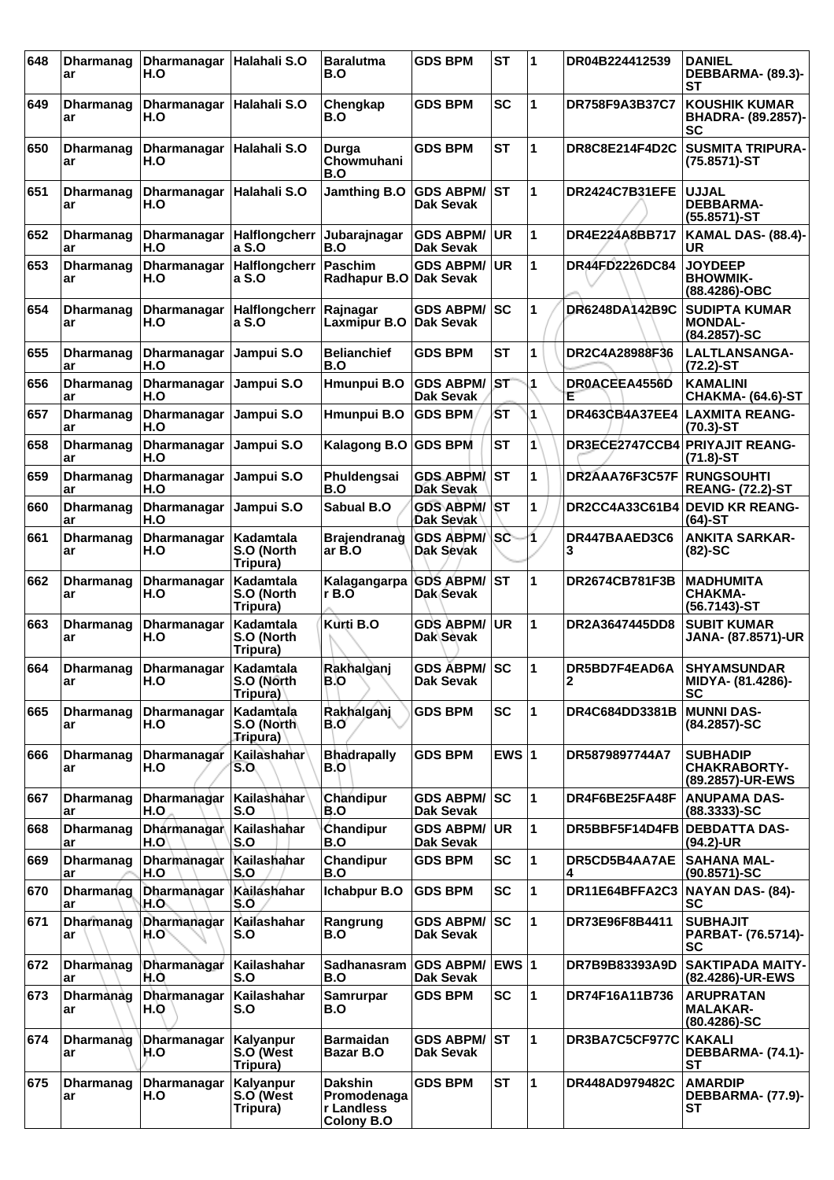| 648 | Dharmanagar | Dharmanagar H.O | Halahali S.O | Baralutma B.O | GDS BPM | ST | 1 | DR04B224412539 | DANIEL DEBBARMA- (89.3)-ST |
|---|---|---|---|---|---|---|---|---|---|
| 649 | Dharmanagar | Dharmanagar H.O | Halahali S.O | Chengkap B.O | GDS BPM | SC | 1 | DR758F9A3B37C7 | KOUSHIK KUMAR BHADRA- (89.2857)-SC |
| 650 | Dharmanagar | Dharmanagar H.O | Halahali S.O | Durga Chowmuhani B.O | GDS BPM | ST | 1 | DR8C8E214F4D2C | SUSMITA TRIPURA- (75.8571)-ST |
| 651 | Dharmanagar | Dharmanagar H.O | Halahali S.O | Jamthing B.O | GDS ABPM/ Dak Sevak | ST | 1 | DR2424C7B31EFE | UJJAL DEBBARMA- (55.8571)-ST |
| 652 | Dharmanagar | Dharmanagar H.O | Halflongcherra S.O | Jubarajnagar B.O | GDS ABPM/ Dak Sevak | UR | 1 | DR4E224A8BB717 | KAMAL DAS- (88.4)-UR |
| 653 | Dharmanagar | Dharmanagar H.O | Halflongcherra S.O | Paschim Radhapur B.O | GDS ABPM/ Dak Sevak | UR | 1 | DR44FD2226DC84 | JOYDEEP BHOWMIK- (88.4286)-OBC |
| 654 | Dharmanagar | Dharmanagar H.O | Halflongcherra S.O | Rajnagar Laxmipur B.O | GDS ABPM/ Dak Sevak | SC | 1 | DR6248DA142B9C | SUDIPTA KUMAR MONDAL- (84.2857)-SC |
| 655 | Dharmanagar | Dharmanagar H.O | Jampui S.O | Belianchief B.O | GDS BPM | ST | 1 | DR2C4A28988F36 | LALTLANSANGA- (72.2)-ST |
| 656 | Dharmanagar | Dharmanagar H.O | Jampui S.O | Hmunpui B.O | GDS ABPM/ Dak Sevak | ST | 1 | DR0ACEEA4556DE | KAMALINI CHAKMA- (64.6)-ST |
| 657 | Dharmanagar | Dharmanagar H.O | Jampui S.O | Hmunpui B.O | GDS BPM | ST | 1 | DR463CB4A37EE4 | LAXMITA REANG- (70.3)-ST |
| 658 | Dharmanagar | Dharmanagar H.O | Jampui S.O | Kalagong B.O | GDS BPM | ST | 1 | DR3ECE2747CCB4 | PRIYAJIT REANG- (71.8)-ST |
| 659 | Dharmanagar | Dharmanagar H.O | Jampui S.O | Phuldengsai B.O | GDS ABPM/ Dak Sevak | ST | 1 | DR2AAA76F3C57F | RUNGSOUHTI REANG- (72.2)-ST |
| 660 | Dharmanagar | Dharmanagar H.O | Jampui S.O | Sabual B.O | GDS ABPM/ Dak Sevak | ST | 1 | DR2CC4A33C61B4 | DEVID KR REANG- (64)-ST |
| 661 | Dharmanagar | Dharmanagar H.O | Kadamtala S.O (North Tripura) | Brajendranagar B.O | GDS ABPM/ Dak Sevak | SC | 1 | DR447BAAED3C63 | ANKITA SARKAR- (82)-SC |
| 662 | Dharmanagar | Dharmanagar H.O | Kadamtala S.O (North Tripura) | Kalagangarpar B.O | GDS ABPM/ Dak Sevak | ST | 1 | DR2674CB781F3B | MADHUMITA CHAKMA- (56.7143)-ST |
| 663 | Dharmanagar | Dharmanagar H.O | Kadamtala S.O (North Tripura) | Kurti B.O | GDS ABPM/ Dak Sevak | UR | 1 | DR2A3647445DD8 | SUBIT KUMAR JANA- (87.8571)-UR |
| 664 | Dharmanagar | Dharmanagar H.O | Kadamtala S.O (North Tripura) | Rakhalganj B.O | GDS ABPM/ Dak Sevak | SC | 1 | DR5BD7F4EAD6A2 | SHYAMSUNDAR MIDYA- (81.4286)-SC |
| 665 | Dharmanagar | Dharmanagar H.O | Kadamtala S.O (North Tripura) | Rakhalganj B.O | GDS BPM | SC | 1 | DR4C684DD3381B | MUNNI DAS- (84.2857)-SC |
| 666 | Dharmanagar | Dharmanagar H.O | Kailashahar S.O | Bhadrapally B.O | GDS BPM | EWS | 1 | DR5879897744A7 | SUBHADIP CHAKRABORTY- (89.2857)-UR-EWS |
| 667 | Dharmanagar | Dharmanagar H.O | Kailashahar S.O | Chandipur B.O | GDS ABPM/ Dak Sevak | SC | 1 | DR4F6BE25FA48F | ANUPAMA DAS- (88.3333)-SC |
| 668 | Dharmanagar | Dharmanagar H.O | Kailashahar S.O | Chandipur B.O | GDS ABPM/ Dak Sevak | UR | 1 | DR5BBF5F14D4FB | DEBDATTA DAS- (94.2)-UR |
| 669 | Dharmanagar | Dharmanagar H.O | Kailashahar S.O | Chandipur B.O | GDS BPM | SC | 1 | DR5CD5B4AA7AE4 | SAHANA MAL- (90.8571)-SC |
| 670 | Dharmanagar | Dharmanagar H.O | Kailashahar S.O | Ichabpur B.O | GDS BPM | SC | 1 | DR11E64BFFA2C3 | NAYAN DAS- (84)-SC |
| 671 | Dharmanagar | Dharmanagar H.O | Kailashahar S.O | Rangrung B.O | GDS ABPM/ Dak Sevak | SC | 1 | DR73E96F8B4411 | SUBHAJIT PARBAT- (76.5714)-SC |
| 672 | Dharmanagar | Dharmanagar H.O | Kailashahar S.O | Sadhanasram B.O | GDS ABPM/ Dak Sevak | EWS | 1 | DR7B9B83393A9D | SAKTIPADA MAITY- (82.4286)-UR-EWS |
| 673 | Dharmanagar | Dharmanagar H.O | Kailashahar S.O | Samrurpar B.O | GDS BPM | SC | 1 | DR74F16A11B736 | ARUPRATAN MALAKAR- (80.4286)-SC |
| 674 | Dharmanagar | Dharmanagar H.O | Kalyanpur S.O (West Tripura) | Barmaidan Bazar B.O | GDS ABPM/ Dak Sevak | ST | 1 | DR3BA7C5CF977C | KAKALI DEBBARMA- (74.1)-ST |
| 675 | Dharmanagar | Dharmanagar H.O | Kalyanpur S.O (West Tripura) | Dakshin Promodenagar Landless Colony B.O | GDS BPM | ST | 1 | DR448AD979482C | AMARDIP DEBBARMA- (77.9)-ST |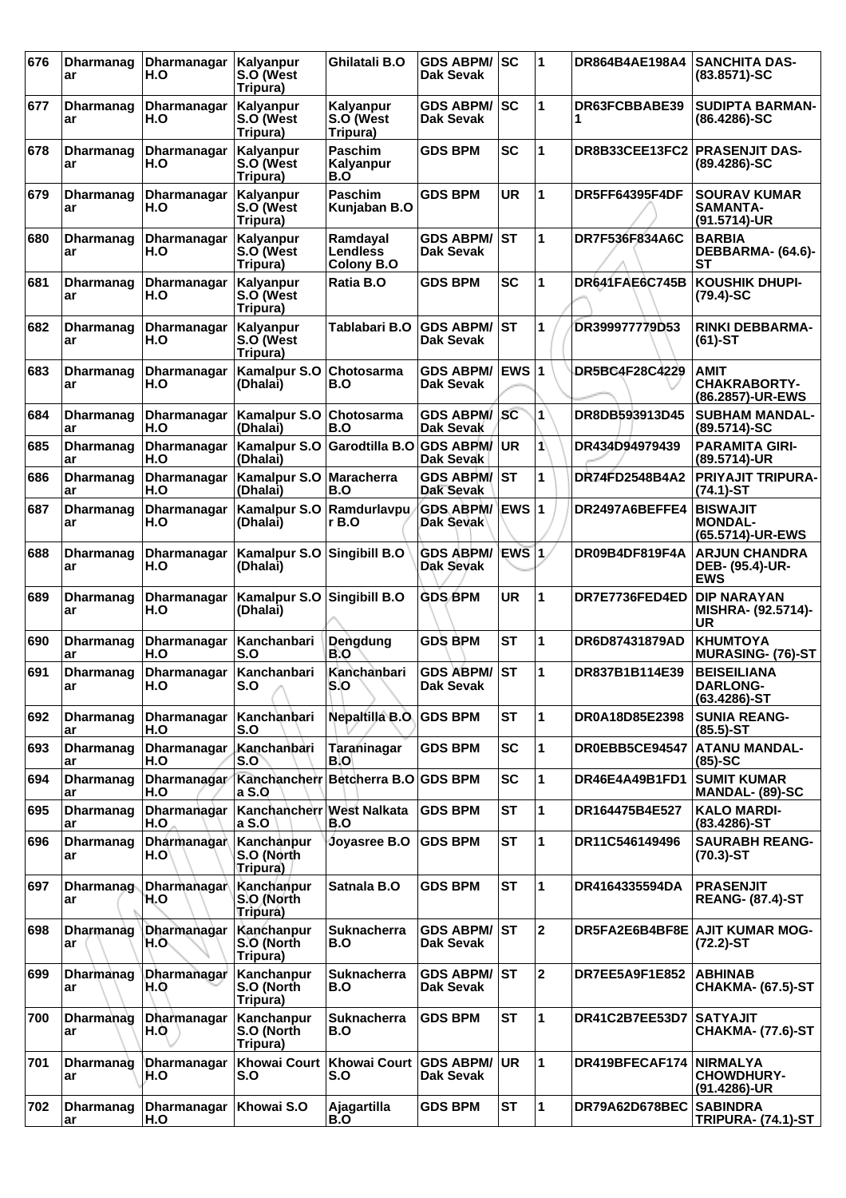| 676 | Dharmanagar | Dharmanagar H.O | Kalyanpur S.O (West Tripura) | Ghilatali B.O | GDS ABPM/ Dak Sevak | SC | 1 | DR864B4AE198A4 | SANCHITA DAS- (83.8571)-SC |
|---|---|---|---|---|---|---|---|---|---|
| 677 | Dharmanagar | Dharmanagar H.O | Kalyanpur S.O (West Tripura) | Kalyanpur S.O (West Tripura) | GDS ABPM/ Dak Sevak | SC | 1 | DR63FCBBABE391 | SUDIPTA BARMAN- (86.4286)-SC |
| 678 | Dharmanagar | Dharmanagar H.O | Kalyanpur S.O (West Tripura) | Paschim Kalyanpur B.O | GDS BPM | SC | 1 | DR8B33CEE13FC2 | PRASENJIT DAS- (89.4286)-SC |
| 679 | Dharmanagar | Dharmanagar H.O | Kalyanpur S.O (West Tripura) | Paschim Kunjaban B.O | GDS BPM | UR | 1 | DR5FF64395F4DF | SOURAV KUMAR SAMANTA- (91.5714)-UR |
| 680 | Dharmanagar | Dharmanagar H.O | Kalyanpur S.O (West Tripura) | Ramdayal Lendless Colony B.O | GDS ABPM/ Dak Sevak | ST | 1 | DR7F536F834A6C | BARBIA DEBBARMA- (64.6)-ST |
| 681 | Dharmanagar | Dharmanagar H.O | Kalyanpur S.O (West Tripura) | Ratia B.O | GDS BPM | SC | 1 | DR641FAE6C745B | KOUSHIK DHUPI- (79.4)-SC |
| 682 | Dharmanagar | Dharmanagar H.O | Kalyanpur S.O (West Tripura) | Tablabari B.O | GDS ABPM/ Dak Sevak | ST | 1 | DR399977779D53 | RINKI DEBBARMA- (61)-ST |
| 683 | Dharmanagar | Dharmanagar H.O | Kamalpur S.O (Dhalai) | Chotosarma B.O | GDS ABPM/ Dak Sevak | EWS | 1 | DR5BC4F28C4229 | AMIT CHAKRABORTY- (86.2857)-UR-EWS |
| 684 | Dharmanagar | Dharmanagar H.O | Kamalpur S.O (Dhalai) | Chotosarma B.O | GDS ABPM/ Dak Sevak | SC | 1 | DR8DB593913D45 | SUBHAM MANDAL- (89.5714)-SC |
| 685 | Dharmanagar | Dharmanagar H.O | Kamalpur S.O (Dhalai) | Garodtilla B.O | GDS ABPM/ Dak Sevak | UR | 1 | DR434D94979439 | PARAMITA GIRI- (89.5714)-UR |
| 686 | Dharmanagar | Dharmanagar H.O | Kamalpur S.O (Dhalai) | Maracherra B.O | GDS ABPM/ Dak Sevak | ST | 1 | DR74FD2548B4A2 | PRIYAJIT TRIPURA- (74.1)-ST |
| 687 | Dharmanagar | Dharmanagar H.O | Kamalpur S.O (Dhalai) | Ramdurlavpur B.O | GDS ABPM/ Dak Sevak | EWS | 1 | DR2497A6BEFFE4 | BISWAJIT MONDAL- (65.5714)-UR-EWS |
| 688 | Dharmanagar | Dharmanagar H.O | Kamalpur S.O (Dhalai) | Singibill B.O | GDS ABPM/ Dak Sevak | EWS | 1 | DR09B4DF819F4A | ARJUN CHANDRA DEB- (95.4)-UR-EWS |
| 689 | Dharmanagar | Dharmanagar H.O | Kamalpur S.O (Dhalai) | Singibill B.O | GDS BPM | UR | 1 | DR7E7736FED4ED | DIP NARAYAN MISHRA- (92.5714)-UR |
| 690 | Dharmanagar | Dharmanagar H.O | Kanchanbari S.O | Dengdung B.O | GDS BPM | ST | 1 | DR6D87431879AD | KHUMTOYA MURASING- (76)-ST |
| 691 | Dharmanagar | Dharmanagar H.O | Kanchanbari S.O | Kanchanbari S.O | GDS ABPM/ Dak Sevak | ST | 1 | DR837B1B114E39 | BEISEILIANA DARLONG- (63.4286)-ST |
| 692 | Dharmanagar | Dharmanagar H.O | Kanchanbari S.O | Nepaltilla B.O | GDS BPM | ST | 1 | DR0A18D85E2398 | SUNIA REANG- (85.5)-ST |
| 693 | Dharmanagar | Dharmanagar H.O | Kanchanbari S.O | Taraninagar B.O | GDS BPM | SC | 1 | DR0EBB5CE94547 | ATANU MANDAL- (85)-SC |
| 694 | Dharmanagar | Dharmanagar H.O | Kanchancherra S.O | Betcherra B.O | GDS BPM | SC | 1 | DR46E4A49B1FD1 | SUMIT KUMAR MANDAL- (89)-SC |
| 695 | Dharmanagar | Dharmanagar H.O | Kanchancherra S.O | West Nalkata B.O | GDS BPM | ST | 1 | DR164475B4E527 | KALO MARDI- (83.4286)-ST |
| 696 | Dharmanagar | Dharmanagar H.O | Kanchanpur S.O (North Tripura) | Joyasree B.O | GDS BPM | ST | 1 | DR11C546149496 | SAURABH REANG- (70.3)-ST |
| 697 | Dharmanagar | Dharmanagar H.O | Kanchanpur S.O (North Tripura) | Satnala B.O | GDS BPM | ST | 1 | DR4164335594DA | PRASENJIT REANG- (87.4)-ST |
| 698 | Dharmanagar | Dharmanagar H.O | Kanchanpur S.O (North Tripura) | Suknacherra B.O | GDS ABPM/ Dak Sevak | ST | 2 | DR5FA2E6B4BF8E | AJIT KUMAR MOG- (72.2)-ST |
| 699 | Dharmanagar | Dharmanagar H.O | Kanchanpur S.O (North Tripura) | Suknacherra B.O | GDS ABPM/ Dak Sevak | ST | 2 | DR7EE5A9F1E852 | ABHINAB CHAKMA- (67.5)-ST |
| 700 | Dharmanagar | Dharmanagar H.O | Kanchanpur S.O (North Tripura) | Suknacherra B.O | GDS BPM | ST | 1 | DR41C2B7EE53D7 | SATYAJIT CHAKMA- (77.6)-ST |
| 701 | Dharmanagar | Dharmanagar H.O | Khowai Court S.O | Khowai Court S.O | GDS ABPM/ Dak Sevak | UR | 1 | DR419BFECAF174 | NIRMALYA CHOWDHURY- (91.4286)-UR |
| 702 | Dharmanagar | Dharmanagar H.O | Khowai S.O | Ajagartilla B.O | GDS BPM | ST | 1 | DR79A62D678BEC | SABINDRA TRIPURA- (74.1)-ST |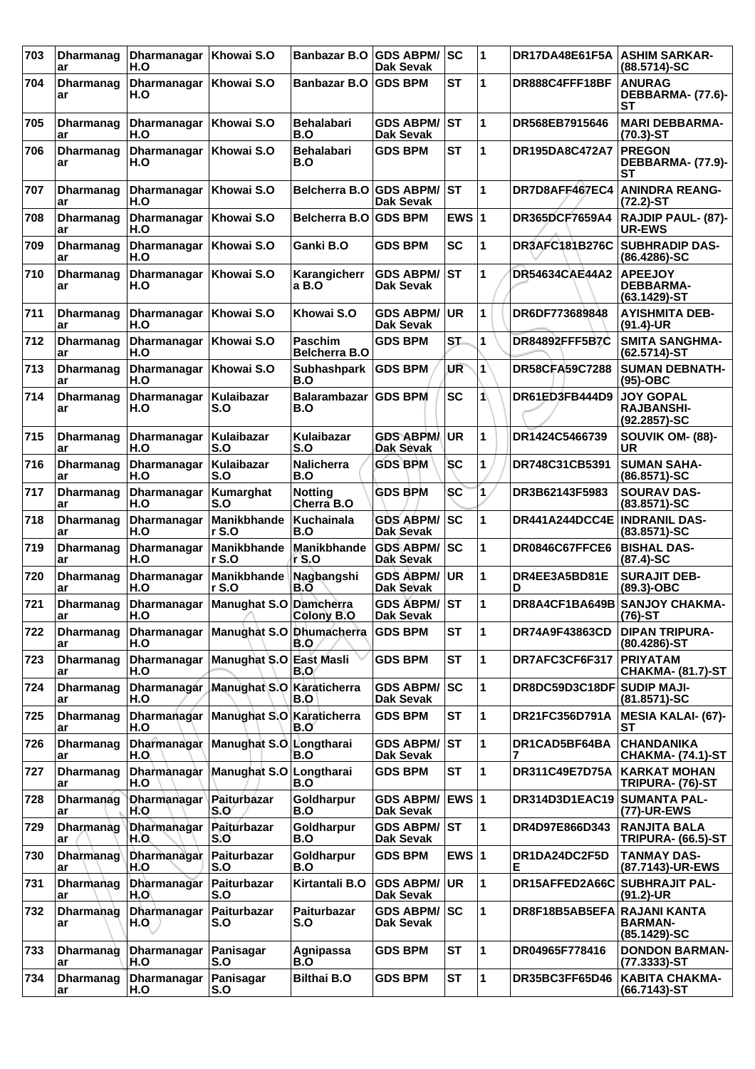| 703 | Dharmanagar | Dharmanagar H.O | Khowai S.O | Banbazar B.O | GDS ABPM/ Dak Sevak | SC | 1 | DR17DA48E61F5A | ASHIM SARKAR-(88.5714)-SC |
|---|---|---|---|---|---|---|---|---|---|
| 704 | Dharmanagar | Dharmanagar H.O | Khowai S.O | Banbazar B.O | GDS BPM | ST | 1 | DR888C4FFF18BF | ANURAG DEBBARMA- (77.6)-ST |
| 705 | Dharmanagar | Dharmanagar H.O | Khowai S.O | Behalabari B.O | GDS ABPM/ Dak Sevak | ST | 1 | DR568EB7915646 | MARI DEBBARMA-(70.3)-ST |
| 706 | Dharmanagar | Dharmanagar H.O | Khowai S.O | Behalabari B.O | GDS BPM | ST | 1 | DR195DA8C472A7 | PREGON DEBBARMA- (77.9)-ST |
| 707 | Dharmanagar | Dharmanagar H.O | Khowai S.O | Belcherra B.O | GDS ABPM/ Dak Sevak | ST | 1 | DR7D8AFF467EC4 | ANINDRA REANG-(72.2)-ST |
| 708 | Dharmanagar | Dharmanagar H.O | Khowai S.O | Belcherra B.O | GDS BPM | EWS | 1 | DR365DCF7659A4 | RAJDIP PAUL- (87)-UR-EWS |
| 709 | Dharmanagar | Dharmanagar H.O | Khowai S.O | Ganki B.O | GDS BPM | SC | 1 | DR3AFC181B276C | SUBHRADIP DAS-(86.4286)-SC |
| 710 | Dharmanagar | Dharmanagar H.O | Khowai S.O | Karangicherra B.O | GDS ABPM/ Dak Sevak | ST | 1 | DR54634CAE44A2 | APEEJOY DEBBARMA-(63.1429)-ST |
| 711 | Dharmanagar | Dharmanagar H.O | Khowai S.O | Khowai S.O | GDS ABPM/ Dak Sevak | UR | 1 | DR6DF773689848 | AYISHMITA DEB-(91.4)-UR |
| 712 | Dharmanagar | Dharmanagar H.O | Khowai S.O | Paschim Belcherra B.O | GDS BPM | ST | 1 | DR84892FFF5B7C | SMITA SANGHMA-(62.5714)-ST |
| 713 | Dharmanagar | Dharmanagar H.O | Khowai S.O | Subhashpark B.O | GDS BPM | UR | 1 | DR58CFA59C7288 | SUMAN DEBNATH-(95)-OBC |
| 714 | Dharmanagar | Dharmanagar H.O | Kulaibazar S.O | Balarambazar B.O | GDS BPM | SC | 1 | DR61ED3FB444D9 | JOY GOPAL RAJBANSHI-(92.2857)-SC |
| 715 | Dharmanagar | Dharmanagar H.O | Kulaibazar S.O | Kulaibazar S.O | GDS ABPM/ Dak Sevak | UR | 1 | DR1424C5466739 | SOUVIK OM- (88)-UR |
| 716 | Dharmanagar | Dharmanagar H.O | Kulaibazar S.O | Nalicherra B.O | GDS BPM | SC | 1 | DR748C31CB5391 | SUMAN SAHA-(86.8571)-SC |
| 717 | Dharmanagar | Dharmanagar H.O | Kumarghat S.O | Notting Cherra B.O | GDS BPM | SC | 1 | DR3B62143F5983 | SOURAV DAS-(83.8571)-SC |
| 718 | Dharmanagar | Dharmanagar H.O | Manikbhander S.O | Kuchainala B.O | GDS ABPM/ Dak Sevak | SC | 1 | DR441A244DCC4E | INDRANIL DAS-(83.8571)-SC |
| 719 | Dharmanagar | Dharmanagar H.O | Manikbhander S.O | Manikbhander S.O | GDS ABPM/ Dak Sevak | SC | 1 | DR0846C67FFCE6 | BISHAL DAS-(87.4)-SC |
| 720 | Dharmanagar | Dharmanagar H.O | Manikbhander S.O | Nagbangshi B.O | GDS ABPM/ Dak Sevak | UR | 1 | DR4EE3A5BD81ED | SURAJIT DEB-(89.3)-OBC |
| 721 | Dharmanagar | Dharmanagar H.O | Manughat S.O | Damcherra Colony B.O | GDS ABPM/ Dak Sevak | ST | 1 | DR8A4CF1BA649B | SANJOY CHAKMA-(76)-ST |
| 722 | Dharmanagar | Dharmanagar H.O | Manughat S.O | Dhumacherra B.O | GDS BPM | ST | 1 | DR74A9F43863CD | DIPAN TRIPURA-(80.4286)-ST |
| 723 | Dharmanagar | Dharmanagar H.O | Manughat S.O | East Masli B.O | GDS BPM | ST | 1 | DR7AFC3CF6F317 | PRIYATAM CHAKMA- (81.7)-ST |
| 724 | Dharmanagar | Dharmanagar H.O | Manughat S.O | Karaticherra B.O | GDS ABPM/ Dak Sevak | SC | 1 | DR8DC59D3C18DF | SUDIP MAJI-(81.8571)-SC |
| 725 | Dharmanagar | Dharmanagar H.O | Manughat S.O | Karaticherra B.O | GDS BPM | ST | 1 | DR21FC356D791A | MESIA KALAI- (67)-ST |
| 726 | Dharmanagar | Dharmanagar H.O | Manughat S.O | Longtharai B.O | GDS ABPM/ Dak Sevak | ST | 1 | DR1CAD5BF64BA7 | CHANDANIKA CHAKMA- (74.1)-ST |
| 727 | Dharmanagar | Dharmanagar H.O | Manughat S.O | Longtharai B.O | GDS BPM | ST | 1 | DR311C49E7D75A | KARKAT MOHAN TRIPURA- (76)-ST |
| 728 | Dharmanagar | Dharmanagar H.O | Paiturbazar S.O | Goldharpur B.O | GDS ABPM/ Dak Sevak | EWS | 1 | DR314D3D1EAC19 | SUMANTA PAL-(77)-UR-EWS |
| 729 | Dharmanagar | Dharmanagar H.O | Paiturbazar S.O | Goldharpur B.O | GDS ABPM/ Dak Sevak | ST | 1 | DR4D97E866D343 | RANJITA BALA TRIPURA- (66.5)-ST |
| 730 | Dharmanagar | Dharmanagar H.O | Paiturbazar S.O | Goldharpur B.O | GDS BPM | EWS | 1 | DR1DA24DC2F5DE | TANMAY DAS-(87.7143)-UR-EWS |
| 731 | Dharmanagar | Dharmanagar H.O | Paiturbazar S.O | Kirtantali B.O | GDS ABPM/ Dak Sevak | UR | 1 | DR15AFFED2A66C | SUBHRAJIT PAL-(91.2)-UR |
| 732 | Dharmanagar | Dharmanagar H.O | Paiturbazar S.O | Paiturbazar S.O | GDS ABPM/ Dak Sevak | SC | 1 | DR8F18B5AB5EFA | RAJANI KANTA BARMAN-(85.1429)-SC |
| 733 | Dharmanagar | Dharmanagar H.O | Panisagar S.O | Agnipassa B.O | GDS BPM | ST | 1 | DR04965F778416 | DONDON BARMAN-(77.3333)-ST |
| 734 | Dharmanagar | Dharmanagar H.O | Panisagar S.O | Bilthai B.O | GDS BPM | ST | 1 | DR35BC3FF65D46 | KABITA CHAKMA-(66.7143)-ST |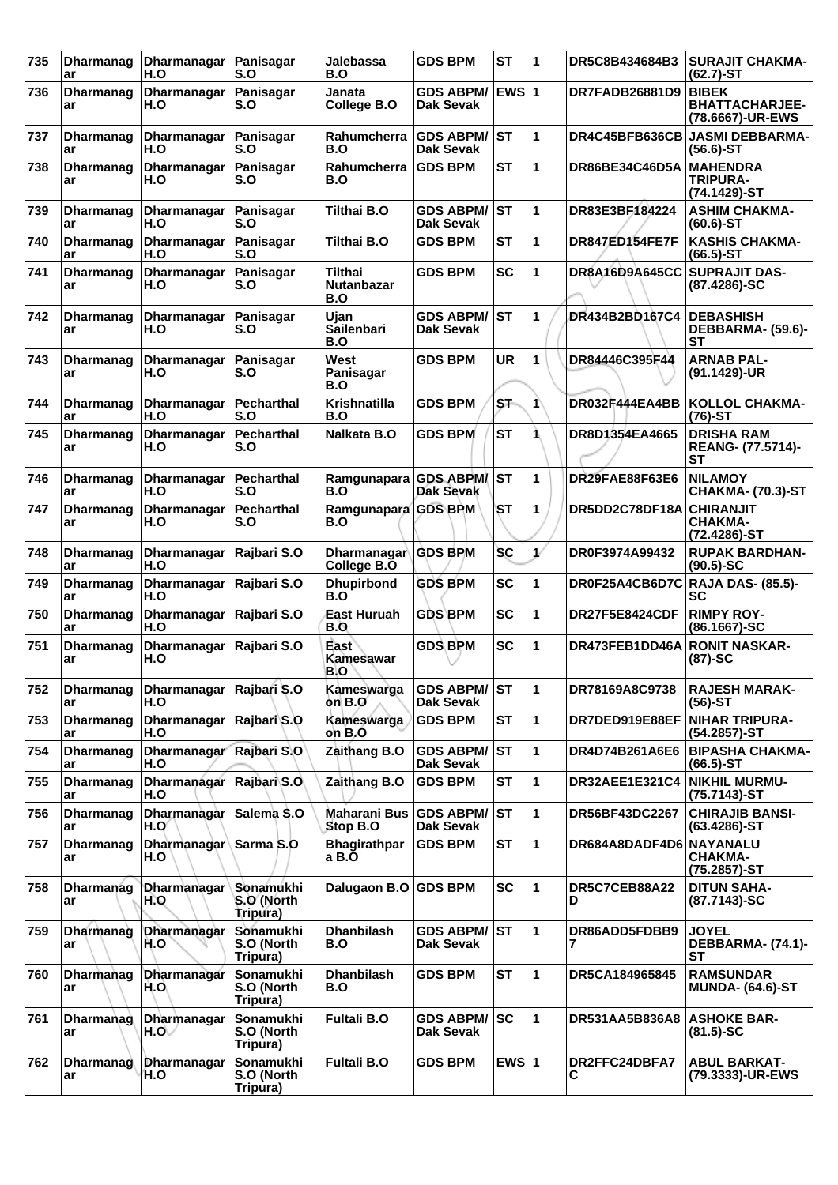| 735 | Dharmanagar | Dharmanagar H.O | Panisagar S.O | Jalebassa B.O | GDS BPM | ST | 1 | DR5C8B434684B3 | SURAJIT CHAKMA- (62.7)-ST |
|---|---|---|---|---|---|---|---|---|---|
| 736 | Dharmanagar | Dharmanagar H.O | Panisagar S.O | Janata College B.O | GDS ABPM/ Dak Sevak | EWS | 1 | DR7FADB26881D9 | BIBEK BHATTACHARJEE- (78.6667)-UR-EWS |
| 737 | Dharmanagar | Dharmanagar H.O | Panisagar S.O | Rahumcherra B.O | GDS ABPM/ Dak Sevak | ST | 1 | DR4C45BFB636CB | JASMI DEBBARMA- (56.6)-ST |
| 738 | Dharmanagar | Dharmanagar H.O | Panisagar S.O | Rahumcherra B.O | GDS BPM | ST | 1 | DR86BE34C46D5A | MAHENDRA TRIPURA- (74.1429)-ST |
| 739 | Dharmanagar | Dharmanagar H.O | Panisagar S.O | Tilthai B.O | GDS ABPM/ Dak Sevak | ST | 1 | DR83E3BF184224 | ASHIM CHAKMA- (60.6)-ST |
| 740 | Dharmanagar | Dharmanagar H.O | Panisagar S.O | Tilthai B.O | GDS BPM | ST | 1 | DR847ED154FE7F | KASHIS CHAKMA- (66.5)-ST |
| 741 | Dharmanagar | Dharmanagar H.O | Panisagar S.O | Tilthai Nutanbazar B.O | GDS BPM | SC | 1 | DR8A16D9A645CC | SUPRAJIT DAS- (87.4286)-SC |
| 742 | Dharmanagar | Dharmanagar H.O | Panisagar S.O | Ujan Sailenbari B.O | GDS ABPM/ Dak Sevak | ST | 1 | DR434B2BD167C4 | DEBASHISH DEBBARMA- (59.6)-ST |
| 743 | Dharmanagar | Dharmanagar H.O | Panisagar S.O | West Panisagar B.O | GDS BPM | UR | 1 | DR84446C395F44 | ARNAB PAL- (91.1429)-UR |
| 744 | Dharmanagar | Dharmanagar H.O | Pecharthal S.O | Krishnatilla B.O | GDS BPM | ST | 1 | DR032F444EA4BB | KOLLOL CHAKMA- (76)-ST |
| 745 | Dharmanagar | Dharmanagar H.O | Pecharthal S.O | Nalkata B.O | GDS BPM | ST | 1 | DR8D1354EA4665 | DRISHA RAM REANG- (77.5714)-ST |
| 746 | Dharmanagar | Dharmanagar H.O | Pecharthal S.O | Ramgunapara B.O | GDS ABPM/ Dak Sevak | ST | 1 | DR29FAE88F63E6 | NILAMOY CHAKMA- (70.3)-ST |
| 747 | Dharmanagar | Dharmanagar H.O | Pecharthal S.O | Ramgunapara B.O | GDS BPM | ST | 1 | DR5DD2C78DF18A | CHIRANJIT CHAKMA- (72.4286)-ST |
| 748 | Dharmanagar | Dharmanagar H.O | Rajbari S.O | Dharmanagar College B.O | GDS BPM | SC | 1 | DR0F3974A99432 | RUPAK BARDHAN- (90.5)-SC |
| 749 | Dharmanagar | Dharmanagar H.O | Rajbari S.O | Dhupirbond B.O | GDS BPM | SC | 1 | DR0F25A4CB6D7C | RAJA DAS- (85.5)-SC |
| 750 | Dharmanagar | Dharmanagar H.O | Rajbari S.O | East Huruah B.O | GDS BPM | SC | 1 | DR27F5E8424CDF | RIMPY ROY- (86.1667)-SC |
| 751 | Dharmanagar | Dharmanagar H.O | Rajbari S.O | East Kamesawar B.O | GDS BPM | SC | 1 | DR473FEB1DD46A | RONIT NASKAR- (87)-SC |
| 752 | Dharmanagar | Dharmanagar H.O | Rajbari S.O | Kameswarga on B.O | GDS ABPM/ Dak Sevak | ST | 1 | DR78169A8C9738 | RAJESH MARAK- (56)-ST |
| 753 | Dharmanagar | Dharmanagar H.O | Rajbari S.O | Kameswarga on B.O | GDS BPM | ST | 1 | DR7DED919E88EF | NIHAR TRIPURA- (54.2857)-ST |
| 754 | Dharmanagar | Dharmanagar H.O | Rajbari S.O | Zaithang B.O | GDS ABPM/ Dak Sevak | ST | 1 | DR4D74B261A6E6 | BIPASHA CHAKMA- (66.5)-ST |
| 755 | Dharmanagar | Dharmanagar H.O | Rajbari S.O | Zaithang B.O | GDS BPM | ST | 1 | DR32AEE1E321C4 | NIKHIL MURMU- (75.7143)-ST |
| 756 | Dharmanagar | Dharmanagar H.O | Salema S.O | Maharani Bus Stop B.O | GDS ABPM/ Dak Sevak | ST | 1 | DR56BF43DC2267 | CHIRAJIB BANSI- (63.4286)-ST |
| 757 | Dharmanagar | Dharmanagar H.O | Sarma S.O | Bhagirathpara B.O | GDS BPM | ST | 1 | DR684A8DADF4D6 | NAYANALU CHAKMA- (75.2857)-ST |
| 758 | Dharmanagar | Dharmanagar H.O | Sonamukhi S.O (North Tripura) | Dalugaon B.O | GDS BPM | SC | 1 | DR5C7CEB88A22D | DITUN SAHA- (87.7143)-SC |
| 759 | Dharmanagar | Dharmanagar H.O | Sonamukhi S.O (North Tripura) | Dhanbilash B.O | GDS ABPM/ Dak Sevak | ST | 1 | DR86ADD5FDBB97 | JOYEL DEBBARMA- (74.1)-ST |
| 760 | Dharmanagar | Dharmanagar H.O | Sonamukhi S.O (North Tripura) | Dhanbilash B.O | GDS BPM | ST | 1 | DR5CA184965845 | RAMSUNDAR MUNDA- (64.6)-ST |
| 761 | Dharmanagar | Dharmanagar H.O | Sonamukhi S.O (North Tripura) | Fultali B.O | GDS ABPM/ Dak Sevak | SC | 1 | DR531AA5B836A8 | ASHOKE BAR- (81.5)-SC |
| 762 | Dharmanagar | Dharmanagar H.O | Sonamukhi S.O (North Tripura) | Fultali B.O | GDS BPM | EWS | 1 | DR2FFC24DBFA7C | ABUL BARKAT- (79.3333)-UR-EWS |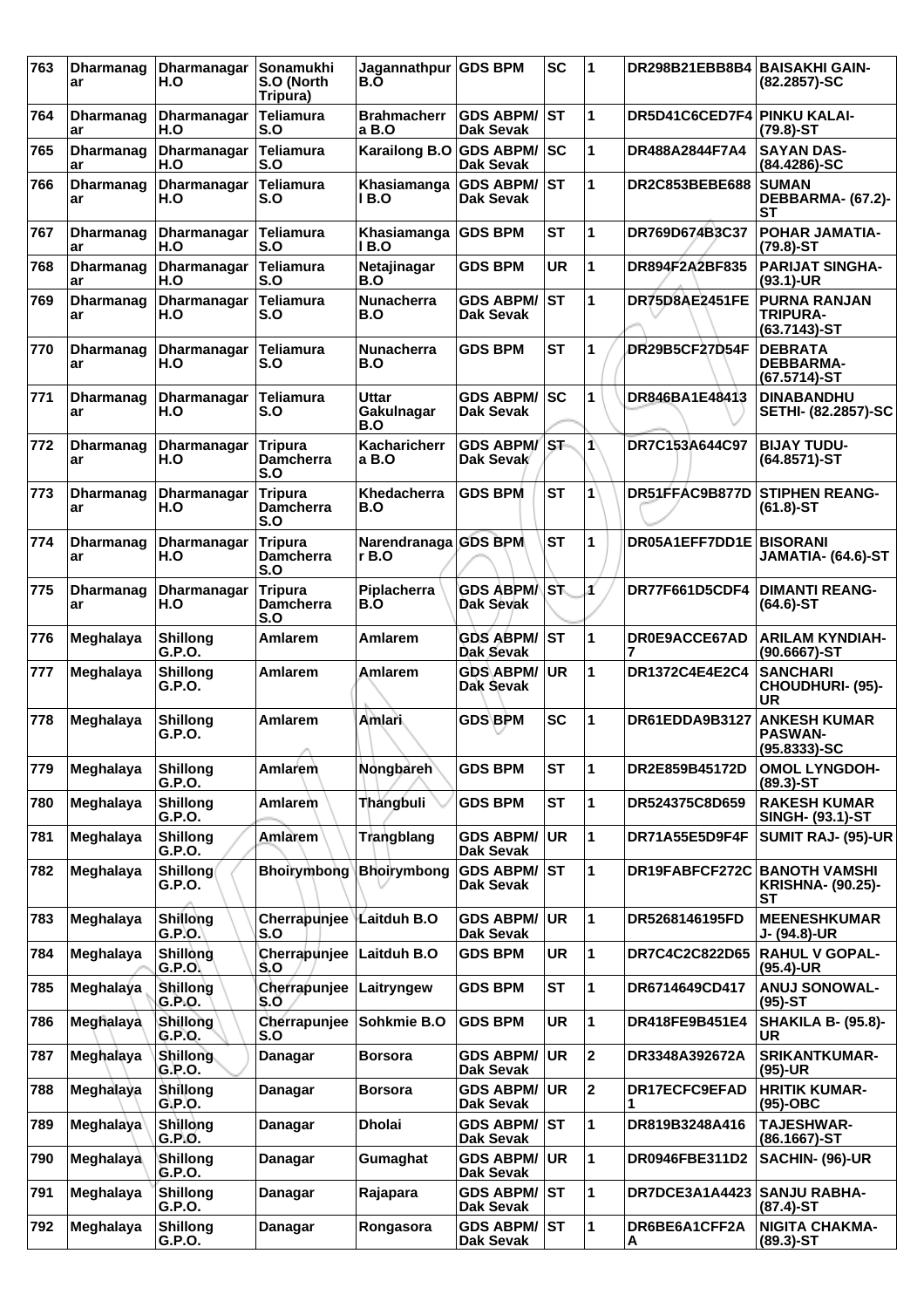| 763 | Dharmanagar | Dharmanagar H.O | Sonamukhi S.O (North Tripura) | Jagannathpur B.O | GDS BPM | SC | 1 | DR298B21EBB8B4 | BAISAKHI GAIN- (82.2857)-SC |
|---|---|---|---|---|---|---|---|---|---|
| 764 | Dharmanagar | Dharmanagar H.O | Teliamura S.O | Brahmacherra B.O | GDS ABPM/ Dak Sevak | ST | 1 | DR5D41C6CED7F4 | PINKU KALAI- (79.8)-ST |
| 765 | Dharmanagar | Dharmanagar H.O | Teliamura S.O | Karailong B.O | GDS ABPM/ Dak Sevak | SC | 1 | DR488A2844F7A4 | SAYAN DAS- (84.4286)-SC |
| 766 | Dharmanagar | Dharmanagar H.O | Teliamura S.O | Khasiamangal B.O | GDS ABPM/ Dak Sevak | ST | 1 | DR2C853BEBE688 | SUMAN DEBBARMA- (67.2)-ST |
| 767 | Dharmanagar | Dharmanagar H.O | Teliamura S.O | Khasiamangal B.O | GDS BPM | ST | 1 | DR769D674B3C37 | POHAR JAMATIA- (79.8)-ST |
| 768 | Dharmanagar | Dharmanagar H.O | Teliamura S.O | Netajinagar B.O | GDS BPM | UR | 1 | DR894F2A2BF835 | PARIJAT SINGHA- (93.1)-UR |
| 769 | Dharmanagar | Dharmanagar H.O | Teliamura S.O | Nunacherra B.O | GDS ABPM/ Dak Sevak | ST | 1 | DR75D8AE2451FE | PURNA RANJAN TRIPURA- (63.7143)-ST |
| 770 | Dharmanagar | Dharmanagar H.O | Teliamura S.O | Nunacherra B.O | GDS BPM | ST | 1 | DR29B5CF27D54F | DEBRATA DEBBARMA- (67.5714)-ST |
| 771 | Dharmanagar | Dharmanagar H.O | Teliamura S.O | Uttar Gakulnagar B.O | GDS ABPM/ Dak Sevak | SC | 1 | DR846BA1E48413 | DINABANDHU SETHI- (82.2857)-SC |
| 772 | Dharmanagar | Dharmanagar H.O | Tripura Damcherra S.O | Kacharicherra B.O | GDS ABPM/ Dak Sevak | ST | 1 | DR7C153A644C97 | BIJAY TUDU- (64.8571)-ST |
| 773 | Dharmanagar | Dharmanagar H.O | Tripura Damcherra S.O | Khedacherra B.O | GDS BPM | ST | 1 | DR51FFAC9B877D | STIPHEN REANG- (61.8)-ST |
| 774 | Dharmanagar | Dharmanagar H.O | Tripura Damcherra S.O | Narendranagar B.O | GDS BPM | ST | 1 | DR05A1EFF7DD1E | BISORANI JAMATIA- (64.6)-ST |
| 775 | Dharmanagar | Dharmanagar H.O | Tripura Damcherra S.O | Piplacherra B.O | GDS ABPM/ Dak Sevak | ST | 1 | DR77F661D5CDF4 | DIMANTI REANG- (64.6)-ST |
| 776 | Meghalaya | Shillong G.P.O. | Amlarem | Amlarem | GDS ABPM/ Dak Sevak | ST | 1 | DR0E9ACCE67AD7 | ARILAM KYNDIAH- (90.6667)-ST |
| 777 | Meghalaya | Shillong G.P.O. | Amlarem | Amlarem | GDS ABPM/ Dak Sevak | UR | 1 | DR1372C4E4E2C4 | SANCHARI CHOUDHURI- (95)-UR |
| 778 | Meghalaya | Shillong G.P.O. | Amlarem | Amlari | GDS BPM | SC | 1 | DR61EDDA9B3127 | ANKESH KUMAR PASWAN- (95.8333)-SC |
| 779 | Meghalaya | Shillong G.P.O. | Amlarem | Nongbareh | GDS BPM | ST | 1 | DR2E859B45172D | OMOL LYNGDOH- (89.3)-ST |
| 780 | Meghalaya | Shillong G.P.O. | Amlarem | Thangbuli | GDS BPM | ST | 1 | DR524375C8D659 | RAKESH KUMAR SINGH- (93.1)-ST |
| 781 | Meghalaya | Shillong G.P.O. | Amlarem | Trangblang | GDS ABPM/ Dak Sevak | UR | 1 | DR71A55E5D9F4F | SUMIT RAJ- (95)-UR |
| 782 | Meghalaya | Shillong G.P.O. | Bhoirymbong | Bhoirymbong | GDS ABPM/ Dak Sevak | ST | 1 | DR19FABFCF272C | BANOTH VAMSHI KRISHNA- (90.25)-ST |
| 783 | Meghalaya | Shillong G.P.O. | Cherrapunjee S.O | Laitduh B.O | GDS ABPM/ Dak Sevak | UR | 1 | DR5268146195FD | MEENESHKUMAR J- (94.8)-UR |
| 784 | Meghalaya | Shillong G.P.O. | Cherrapunjee S.O | Laitduh B.O | GDS BPM | UR | 1 | DR7C4C2C822D65 | RAHUL V GOPAL- (95.4)-UR |
| 785 | Meghalaya | Shillong G.P.O. | Cherrapunjee S.O | Laitryngew | GDS BPM | ST | 1 | DR6714649CD417 | ANUJ SONOWAL- (95)-ST |
| 786 | Meghalaya | Shillong G.P.O. | Cherrapunjee S.O | Sohkmie B.O | GDS BPM | UR | 1 | DR418FE9B451E4 | SHAKILA B- (95.8)-UR |
| 787 | Meghalaya | Shillong G.P.O. | Danagar | Borsora | GDS ABPM/ Dak Sevak | UR | 2 | DR3348A392672A | SRIKANTKUMAR- (95)-UR |
| 788 | Meghalaya | Shillong G.P.O. | Danagar | Borsora | GDS ABPM/ Dak Sevak | UR | 2 | DR17ECFC9EFAD1 | HRITIK KUMAR- (95)-OBC |
| 789 | Meghalaya | Shillong G.P.O. | Danagar | Dholai | GDS ABPM/ Dak Sevak | ST | 1 | DR819B3248A416 | TAJESHWAR- (86.1667)-ST |
| 790 | Meghalaya | Shillong G.P.O. | Danagar | Gumaghat | GDS ABPM/ Dak Sevak | UR | 1 | DR0946FBE311D2 | SACHIN- (96)-UR |
| 791 | Meghalaya | Shillong G.P.O. | Danagar | Rajapara | GDS ABPM/ Dak Sevak | ST | 1 | DR7DCE3A1A4423 | SANJU RABHA- (87.4)-ST |
| 792 | Meghalaya | Shillong G.P.O. | Danagar | Rongasora | GDS ABPM/ Dak Sevak | ST | 1 | DR6BE6A1CFF2AA | NIGITA CHAKMA- (89.3)-ST |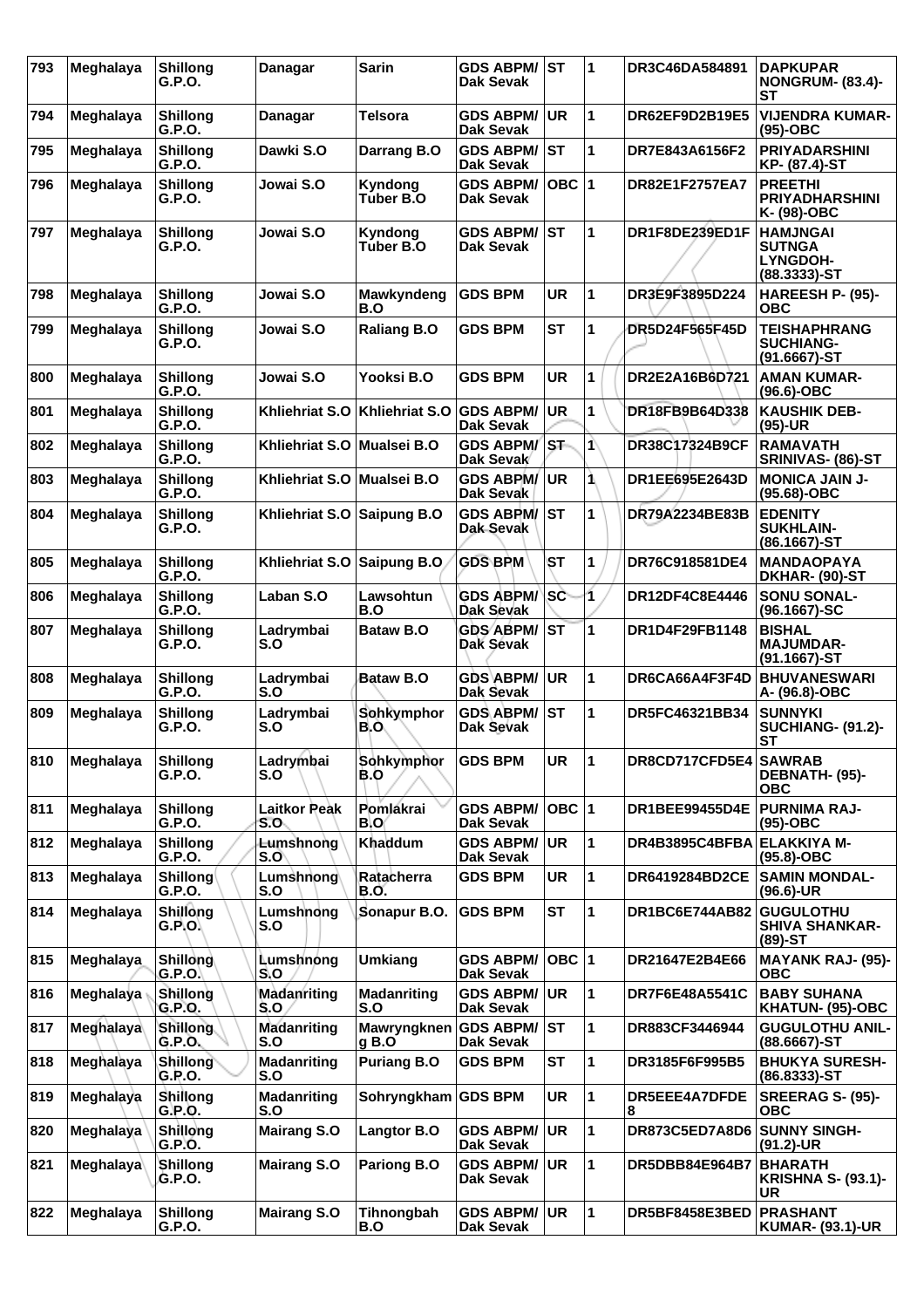| 793 | Meghalaya | Shillong G.P.O. | Danagar | Sarin | GDS ABPM/ Dak Sevak | ST | 1 | DR3C46DA584891 | DAPKUPAR NONGRUM- (83.4)-ST |
|---|---|---|---|---|---|---|---|---|---|
| 794 | Meghalaya | Shillong G.P.O. | Danagar | Telsora | GDS ABPM/ Dak Sevak | UR | 1 | DR62EF9D2B19E5 | VIJENDRA KUMAR- (95)-OBC |
| 795 | Meghalaya | Shillong G.P.O. | Dawki S.O | Darrang B.O | GDS ABPM/ Dak Sevak | ST | 1 | DR7E843A6156F2 | PRIYADARSHINI KP- (87.4)-ST |
| 796 | Meghalaya | Shillong G.P.O. | Jowai S.O | Kyndong Tuber B.O | GDS ABPM/ Dak Sevak | OBC | 1 | DR82E1F2757EA7 | PREETHI PRIYADHARSHINI K- (98)-OBC |
| 797 | Meghalaya | Shillong G.P.O. | Jowai S.O | Kyndong Tuber B.O | GDS ABPM/ Dak Sevak | ST | 1 | DR1F8DE239ED1F | HAMJNGAI SUTNGA LYNGDOH- (88.3333)-ST |
| 798 | Meghalaya | Shillong G.P.O. | Jowai S.O | Mawkyndeng B.O | GDS BPM | UR | 1 | DR3E9F3895D224 | HAREESH P- (95)-OBC |
| 799 | Meghalaya | Shillong G.P.O. | Jowai S.O | Raliang B.O | GDS BPM | ST | 1 | DR5D24F565F45D | TEISHAPHRANG SUCHIANG- (91.6667)-ST |
| 800 | Meghalaya | Shillong G.P.O. | Jowai S.O | Yooksi B.O | GDS BPM | UR | 1 | DR2E2A16B6D721 | AMAN KUMAR- (96.6)-OBC |
| 801 | Meghalaya | Shillong G.P.O. | Khliehriat S.O | Khliehriat S.O | GDS ABPM/ Dak Sevak | UR | 1 | DR18FB9B64D338 | KAUSHIK DEB- (95)-UR |
| 802 | Meghalaya | Shillong G.P.O. | Khliehriat S.O | Mualsei B.O | GDS ABPM/ Dak Sevak | ST | 1 | DR38C17324B9CF | RAMAVATH SRINIVAS- (86)-ST |
| 803 | Meghalaya | Shillong G.P.O. | Khliehriat S.O | Mualsei B.O | GDS ABPM/ Dak Sevak | UR | 1 | DR1EE695E2643D | MONICA JAIN J- (95.68)-OBC |
| 804 | Meghalaya | Shillong G.P.O. | Khliehriat S.O | Saipung B.O | GDS ABPM/ Dak Sevak | ST | 1 | DR79A2234BE83B | EDENITY SUKHLAIN- (86.1667)-ST |
| 805 | Meghalaya | Shillong G.P.O. | Khliehriat S.O | Saipung B.O | GDS BPM | ST | 1 | DR76C918581DE4 | MANDAOPAYA DKHAR- (90)-ST |
| 806 | Meghalaya | Shillong G.P.O. | Laban S.O | Lawsohtun B.O | GDS ABPM/ Dak Sevak | SC | 1 | DR12DF4C8E4446 | SONU SONAL- (96.1667)-SC |
| 807 | Meghalaya | Shillong G.P.O. | Ladrymbai S.O | Bataw B.O | GDS ABPM/ Dak Sevak | ST | 1 | DR1D4F29FB1148 | BISHAL MAJUMDAR- (91.1667)-ST |
| 808 | Meghalaya | Shillong G.P.O. | Ladrymbai S.O | Bataw B.O | GDS ABPM/ Dak Sevak | UR | 1 | DR6CA66A4F3F4D | BHUVANESWARI A- (96.8)-OBC |
| 809 | Meghalaya | Shillong G.P.O. | Ladrymbai S.O | Sohkymphor B.O | GDS ABPM/ Dak Sevak | ST | 1 | DR5FC46321BB34 | SUNNYKI SUCHIANG- (91.2)-ST |
| 810 | Meghalaya | Shillong G.P.O. | Ladrymbai S.O | Sohkymphor B.O | GDS BPM | UR | 1 | DR8CD717CFD5E4 | SAWRAB DEBNATH- (95)-OBC |
| 811 | Meghalaya | Shillong G.P.O. | Laitkor Peak S.O | Pomlakrai B.O | GDS ABPM/ Dak Sevak | OBC | 1 | DR1BEE99455D4E | PURNIMA RAJ- (95)-OBC |
| 812 | Meghalaya | Shillong G.P.O. | Lumshnong S.O | Khaddum | GDS ABPM/ Dak Sevak | UR | 1 | DR4B3895C4BFBA | ELAKKIYA M- (95.8)-OBC |
| 813 | Meghalaya | Shillong G.P.O. | Lumshnong S.O | Ratacherra B.O. | GDS BPM | UR | 1 | DR6419284BD2CE | SAMIN MONDAL- (96.6)-UR |
| 814 | Meghalaya | Shillong G.P.O. | Lumshnong S.O | Sonapur B.O. | GDS BPM | ST | 1 | DR1BC6E744AB82 | GUGULOTHU SHIVA SHANKAR- (89)-ST |
| 815 | Meghalaya | Shillong G.P.O. | Lumshnong S.O | Umkiang | GDS ABPM/ Dak Sevak | OBC | 1 | DR21647E2B4E66 | MAYANK RAJ- (95)-OBC |
| 816 | Meghalaya | Shillong G.P.O. | Madanriting S.O | Madanriting S.O | GDS ABPM/ Dak Sevak | UR | 1 | DR7F6E48A5541C | BABY SUHANA KHATUN- (95)-OBC |
| 817 | Meghalaya | Shillong G.P.O. | Madanriting S.O | Mawryngknen g B.O | GDS ABPM/ Dak Sevak | ST | 1 | DR883CF3446944 | GUGULOTHU ANIL- (88.6667)-ST |
| 818 | Meghalaya | Shillong G.P.O. | Madanriting S.O | Puriang B.O | GDS BPM | ST | 1 | DR3185F6F995B5 | BHUKYA SURESH- (86.8333)-ST |
| 819 | Meghalaya | Shillong G.P.O. | Madanriting S.O | Sohryngkham | GDS BPM | UR | 1 | DR5EEE4A7DFDE 8 | SREERAG S- (95)-OBC |
| 820 | Meghalaya | Shillong G.P.O. | Mairang S.O | Langtor B.O | GDS ABPM/ Dak Sevak | UR | 1 | DR873C5ED7A8D6 | SUNNY SINGH- (91.2)-UR |
| 821 | Meghalaya | Shillong G.P.O. | Mairang S.O | Pariong B.O | GDS ABPM/ Dak Sevak | UR | 1 | DR5DBB84E964B7 | BHARATH KRISHNA S- (93.1)-UR |
| 822 | Meghalaya | Shillong G.P.O. | Mairang S.O | Tihnongbah B.O | GDS ABPM/ Dak Sevak | UR | 1 | DR5BF8458E3BED | PRASHANT KUMAR- (93.1)-UR |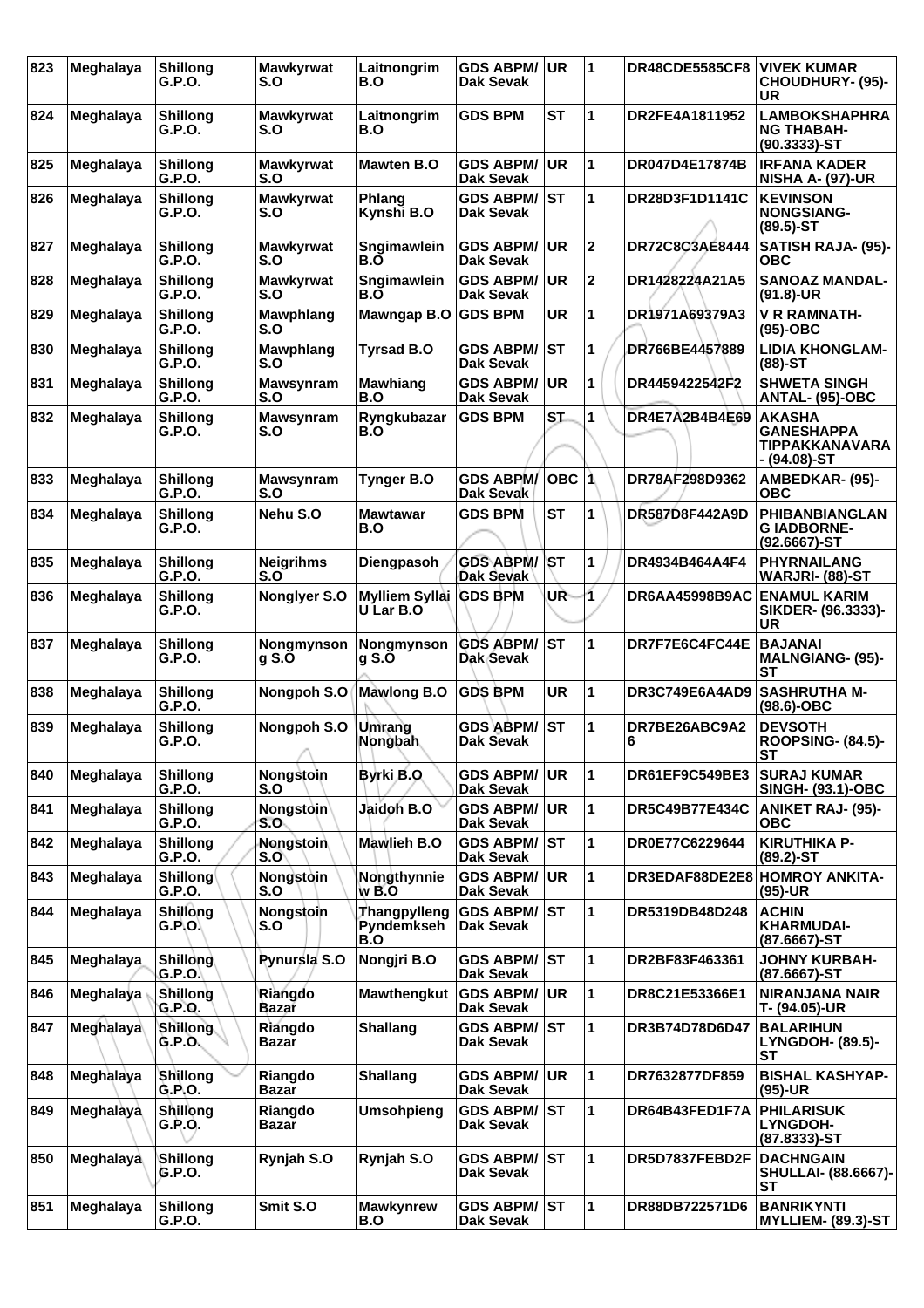| 823 | Meghalaya | Shillong G.P.O. | Mawkyrwat S.O | Laitnongrim B.O | GDS ABPM/ Dak Sevak | UR | 1 | DR48CDE5585CF8 | VIVEK KUMAR CHOUDHURY- (95)-UR |
|---|---|---|---|---|---|---|---|---|---|
| 824 | Meghalaya | Shillong G.P.O. | Mawkyrwat S.O | Laitnongrim B.O | GDS BPM | ST | 1 | DR2FE4A1811952 | LAMBOKSHAPHRANG THABAH- (90.3333)-ST |
| 825 | Meghalaya | Shillong G.P.O. | Mawkyrwat S.O | Mawten B.O | GDS ABPM/ Dak Sevak | UR | 1 | DR047D4E17874B | IRFANA KADER NISHA A- (97)-UR |
| 826 | Meghalaya | Shillong G.P.O. | Mawkyrwat S.O | Phlang Kynshi B.O | GDS ABPM/ Dak Sevak | ST | 1 | DR28D3F1D1141C | KEVINSON NONGSIANG- (89.5)-ST |
| 827 | Meghalaya | Shillong G.P.O. | Mawkyrwat S.O | Sngimawlein B.O | GDS ABPM/ Dak Sevak | UR | 2 | DR72C8C3AE8444 | SATISH RAJA- (95)-OBC |
| 828 | Meghalaya | Shillong G.P.O. | Mawkyrwat S.O | Sngimawlein B.O | GDS ABPM/ Dak Sevak | UR | 2 | DR1428224A21A5 | SANOAZ MANDAL- (91.8)-UR |
| 829 | Meghalaya | Shillong G.P.O. | Mawphlang S.O | Mawngap B.O | GDS BPM | UR | 1 | DR1971A69379A3 | V R RAMNATH- (95)-OBC |
| 830 | Meghalaya | Shillong G.P.O. | Mawphlang S.O | Tyrsad B.O | GDS ABPM/ Dak Sevak | ST | 1 | DR766BE4457889 | LIDIA KHONGLAM- (88)-ST |
| 831 | Meghalaya | Shillong G.P.O. | Mawsynram S.O | Mawhiang B.O | GDS ABPM/ Dak Sevak | UR | 1 | DR4459422542F2 | SHWETA SINGH ANTAL- (95)-OBC |
| 832 | Meghalaya | Shillong G.P.O. | Mawsynram S.O | Ryngkubazar B.O | GDS BPM | ST | 1 | DR4E7A2B4B4E69 | AKASHA GANESHAPPA TIPPAKKANAVARA - (94.08)-ST |
| 833 | Meghalaya | Shillong G.P.O. | Mawsynram S.O | Tynger B.O | GDS ABPM/ Dak Sevak | OBC | 1 | DR78AF298D9362 | AMBEDKAR- (95)-OBC |
| 834 | Meghalaya | Shillong G.P.O. | Nehu S.O | Mawtawar B.O | GDS BPM | ST | 1 | DR587D8F442A9D | PHIBANBIANGLANG IADBORNE- (92.6667)-ST |
| 835 | Meghalaya | Shillong G.P.O. | Neigrihms S.O | Diengpasoh | GDS ABPM/ Dak Sevak | ST | 1 | DR4934B464A4F4 | PHYRNAILANG WARJRI- (88)-ST |
| 836 | Meghalaya | Shillong G.P.O. | Nonglyer S.O | Mylliem Syllai U Lar B.O | GDS BPM | UR | 1 | DR6AA45998B9AC | ENAMUL KARIM SIKDER- (96.3333)-UR |
| 837 | Meghalaya | Shillong G.P.O. | Nongmynsong S.O | Nongmynsong S.O | GDS ABPM/ Dak Sevak | ST | 1 | DR7F7E6C4FC44E | BAJANAI MALNGIANG- (95)-ST |
| 838 | Meghalaya | Shillong G.P.O. | Nongpoh S.O | Mawlong B.O | GDS BPM | UR | 1 | DR3C749E6A4AD9 | SASHRUTHA M- (98.6)-OBC |
| 839 | Meghalaya | Shillong G.P.O. | Nongpoh S.O | Umrang Nongbah | GDS ABPM/ Dak Sevak | ST | 1 | DR7BE26ABC9A26 | DEVSOTH ROOPSING- (84.5)-ST |
| 840 | Meghalaya | Shillong G.P.O. | Nongstoin S.O | Byrki B.O | GDS ABPM/ Dak Sevak | UR | 1 | DR61EF9C549BE3 | SURAJ KUMAR SINGH- (93.1)-OBC |
| 841 | Meghalaya | Shillong G.P.O. | Nongstoin S.O | Jaidoh B.O | GDS ABPM/ Dak Sevak | UR | 1 | DR5C49B77E434C | ANIKET RAJ- (95)-OBC |
| 842 | Meghalaya | Shillong G.P.O. | Nongstoin S.O | Mawlieh B.O | GDS ABPM/ Dak Sevak | ST | 1 | DR0E77C6229644 | KIRUTHIKA P- (89.2)-ST |
| 843 | Meghalaya | Shillong G.P.O. | Nongstoin S.O | Nongthynniew B.O | GDS ABPM/ Dak Sevak | UR | 1 | DR3EDAF88DE2E8 | HOMROY ANKITA- (95)-UR |
| 844 | Meghalaya | Shillong G.P.O. | Nongstoin S.O | Thangpylleng Pyndemkseh B.O | GDS ABPM/ Dak Sevak | ST | 1 | DR5319DB48D248 | ACHIN KHARMUDAI- (87.6667)-ST |
| 845 | Meghalaya | Shillong G.P.O. | Pynursla S.O | Nongjri B.O | GDS ABPM/ Dak Sevak | ST | 1 | DR2BF83F463361 | JOHNY KURBAH- (87.6667)-ST |
| 846 | Meghalaya | Shillong G.P.O. | Riangdo Bazar | Mawthengkut | GDS ABPM/ Dak Sevak | UR | 1 | DR8C21E53366E1 | NIRANJANA NAIR T- (94.05)-UR |
| 847 | Meghalaya | Shillong G.P.O. | Riangdo Bazar | Shallang | GDS ABPM/ Dak Sevak | ST | 1 | DR3B74D78D6D47 | BALARIHUN LYNGDOH- (89.5)-ST |
| 848 | Meghalaya | Shillong G.P.O. | Riangdo Bazar | Shallang | GDS ABPM/ Dak Sevak | UR | 1 | DR7632877DF859 | BISHAL KASHYAP- (95)-UR |
| 849 | Meghalaya | Shillong G.P.O. | Riangdo Bazar | Umsohpieng | GDS ABPM/ Dak Sevak | ST | 1 | DR64B43FED1F7A | PHILARISUK LYNGDOH- (87.8333)-ST |
| 850 | Meghalaya | Shillong G.P.O. | Rynjah S.O | Rynjah S.O | GDS ABPM/ Dak Sevak | ST | 1 | DR5D7837FEBD2F | DACHNGAIN SHULLAI- (88.6667)-ST |
| 851 | Meghalaya | Shillong G.P.O. | Smit S.O | Mawkynrew B.O | GDS ABPM/ Dak Sevak | ST | 1 | DR88DB722571D6 | BANRIKYNTI MYLLIEM- (89.3)-ST |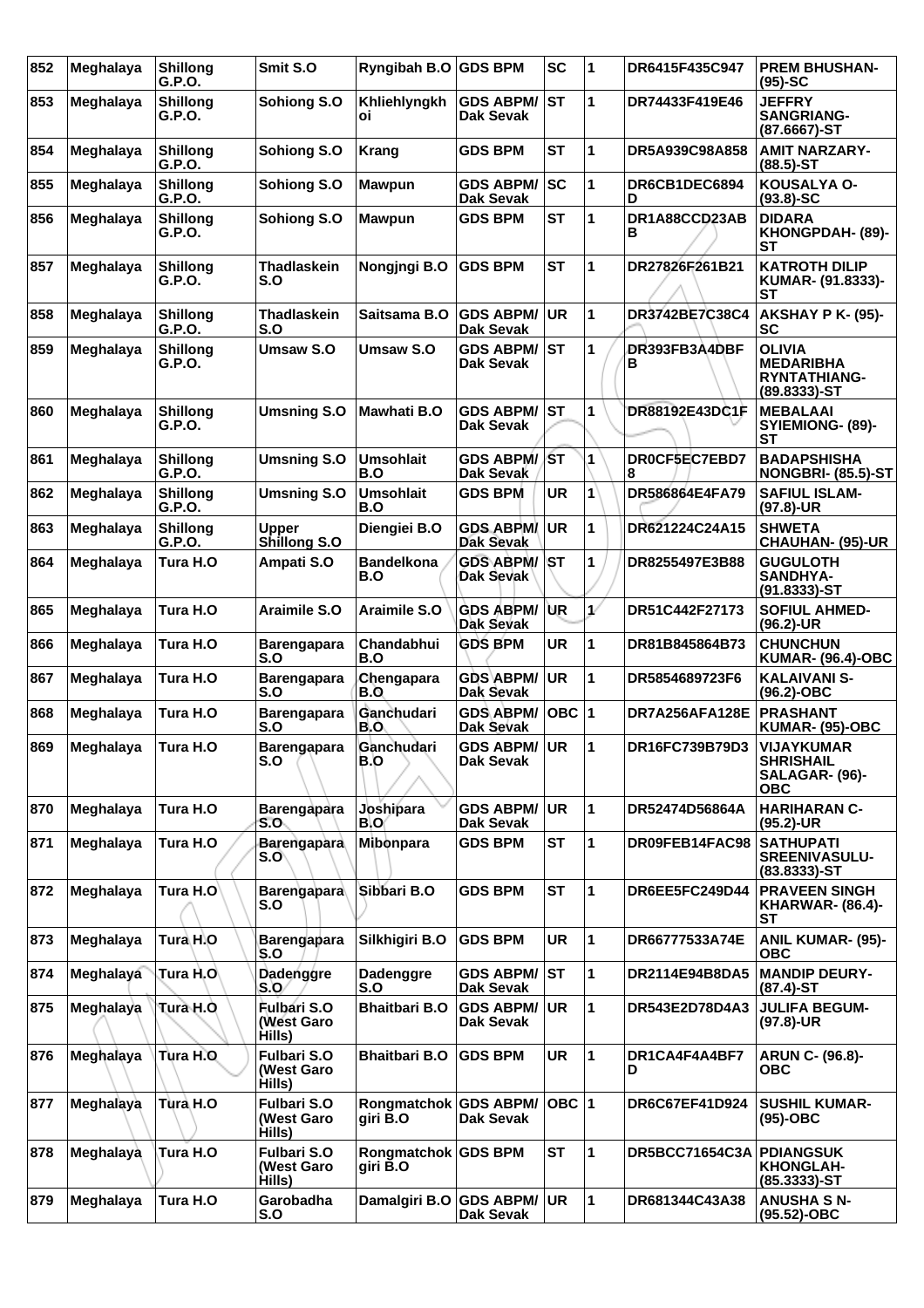| 852 | Meghalaya | Shillong G.P.O. | Smit S.O | Ryngibah B.O | GDS BPM | SC | 1 | DR6415F435C947 | PREM BHUSHAN- (95)-SC |
|---|---|---|---|---|---|---|---|---|---|
| 853 | Meghalaya | Shillong G.P.O. | Sohiong S.O | Khliehlyngkhoi | GDS ABPM/ Dak Sevak | ST | 1 | DR74433F419E46 | JEFFRY SANGRIANG- (87.6667)-ST |
| 854 | Meghalaya | Shillong G.P.O. | Sohiong S.O | Krang | GDS BPM | ST | 1 | DR5A939C98A858 | AMIT NARZARY- (88.5)-ST |
| 855 | Meghalaya | Shillong G.P.O. | Sohiong S.O | Mawpun | GDS ABPM/ Dak Sevak | SC | 1 | DR6CB1DEC6894D | KOUSALYA O- (93.8)-SC |
| 856 | Meghalaya | Shillong G.P.O. | Sohiong S.O | Mawpun | GDS BPM | ST | 1 | DR1A88CCD23ABB | DIDARA KHONGPDAH- (89)-ST |
| 857 | Meghalaya | Shillong G.P.O. | Thadlaskein S.O | Nongjngi B.O | GDS BPM | ST | 1 | DR27826F261B21 | KATROTH DILIP KUMAR- (91.8333)-ST |
| 858 | Meghalaya | Shillong G.P.O. | Thadlaskein S.O | Saitsama B.O | GDS ABPM/ Dak Sevak | UR | 1 | DR3742BE7C38C4 | AKSHAY P K- (95)-SC |
| 859 | Meghalaya | Shillong G.P.O. | Umsaw S.O | Umsaw S.O | GDS ABPM/ Dak Sevak | ST | 1 | DR393FB3A4DBFB | OLIVIA MEDARIBHA RYNTATHIANG- (89.8333)-ST |
| 860 | Meghalaya | Shillong G.P.O. | Umsning S.O | Mawhati B.O | GDS ABPM/ Dak Sevak | ST | 1 | DR88192E43DC1F | MEBALAAI SYIEMIONG- (89)-ST |
| 861 | Meghalaya | Shillong G.P.O. | Umsning S.O | Umsohlait B.O | GDS ABPM/ Dak Sevak | ST | 1 | DR0CF5EC7EBD78 | BADAPSHISHA NONGBRI- (85.5)-ST |
| 862 | Meghalaya | Shillong G.P.O. | Umsning S.O | Umsohlait B.O | GDS BPM | UR | 1 | DR586864E4FA79 | SAFIUL ISLAM- (97.8)-UR |
| 863 | Meghalaya | Shillong G.P.O. | Upper Shillong S.O | Diengiei B.O | GDS ABPM/ Dak Sevak | UR | 1 | DR621224C24A15 | SHWETA CHAUHAN- (95)-UR |
| 864 | Meghalaya | Tura H.O | Ampati S.O | Bandelkona B.O | GDS ABPM/ Dak Sevak | ST | 1 | DR8255497E3B88 | GUGULOTH SANDHYA- (91.8333)-ST |
| 865 | Meghalaya | Tura H.O | Araimile S.O | Araimile S.O | GDS ABPM/ Dak Sevak | UR | 1 | DR51C442F27173 | SOFIUL AHMED- (96.2)-UR |
| 866 | Meghalaya | Tura H.O | Barengapara S.O | Chandabhui B.O | GDS BPM | UR | 1 | DR81B845864B73 | CHUNCHUN KUMAR- (96.4)-OBC |
| 867 | Meghalaya | Tura H.O | Barengapara S.O | Chengapara B.O | GDS ABPM/ Dak Sevak | UR | 1 | DR5854689723F6 | KALAIVANI S- (96.2)-OBC |
| 868 | Meghalaya | Tura H.O | Barengapara S.O | Ganchudari B.O | GDS ABPM/ Dak Sevak | OBC | 1 | DR7A256AFA128E | PRASHANT KUMAR- (95)-OBC |
| 869 | Meghalaya | Tura H.O | Barengapara S.O | Ganchudari B.O | GDS ABPM/ Dak Sevak | UR | 1 | DR16FC739B79D3 | VIJAYKUMAR SHRISHAIL SALAGAR- (96)-OBC |
| 870 | Meghalaya | Tura H.O | Barengapara S.O | Joshipara B.O | GDS ABPM/ Dak Sevak | UR | 1 | DR52474D56864A | HARIHARAN C- (95.2)-UR |
| 871 | Meghalaya | Tura H.O | Barengapara S.O | Mibonpara | GDS BPM | ST | 1 | DR09FEB14FAC98 | SATHUPATI SREENIVASULU- (83.8333)-ST |
| 872 | Meghalaya | Tura H.O | Barengapara S.O | Sibbari B.O | GDS BPM | ST | 1 | DR6EE5FC249D44 | PRAVEEN SINGH KHARWAR- (86.4)-ST |
| 873 | Meghalaya | Tura H.O | Barengapara S.O | Silkhigiri B.O | GDS BPM | UR | 1 | DR66777533A74E | ANIL KUMAR- (95)-OBC |
| 874 | Meghalaya | Tura H.O | Dadenggre S.O | Dadenggre S.O | GDS ABPM/ Dak Sevak | ST | 1 | DR2114E94B8DA5 | MANDIP DEURY- (87.4)-ST |
| 875 | Meghalaya | Tura H.O | Fulbari S.O (West Garo Hills) | Bhaitbari B.O | GDS ABPM/ Dak Sevak | UR | 1 | DR543E2D78D4A3 | JULIFA BEGUM- (97.8)-UR |
| 876 | Meghalaya | Tura H.O | Fulbari S.O (West Garo Hills) | Bhaitbari B.O | GDS BPM | UR | 1 | DR1CA4F4A4BF7D | ARUN C- (96.8)-OBC |
| 877 | Meghalaya | Tura H.O | Fulbari S.O (West Garo Hills) | Rongmatchokgiri B.O | GDS ABPM/ Dak Sevak | OBC | 1 | DR6C67EF41D924 | SUSHIL KUMAR- (95)-OBC |
| 878 | Meghalaya | Tura H.O | Fulbari S.O (West Garo Hills) | Rongmatchokgiri B.O | GDS BPM | ST | 1 | DR5BCC71654C3A | PDIANGSUK KHONGLAH- (85.3333)-ST |
| 879 | Meghalaya | Tura H.O | Garobadha S.O | Damalgiri B.O | GDS ABPM/ Dak Sevak | UR | 1 | DR681344C43A38 | ANUSHA S N- (95.52)-OBC |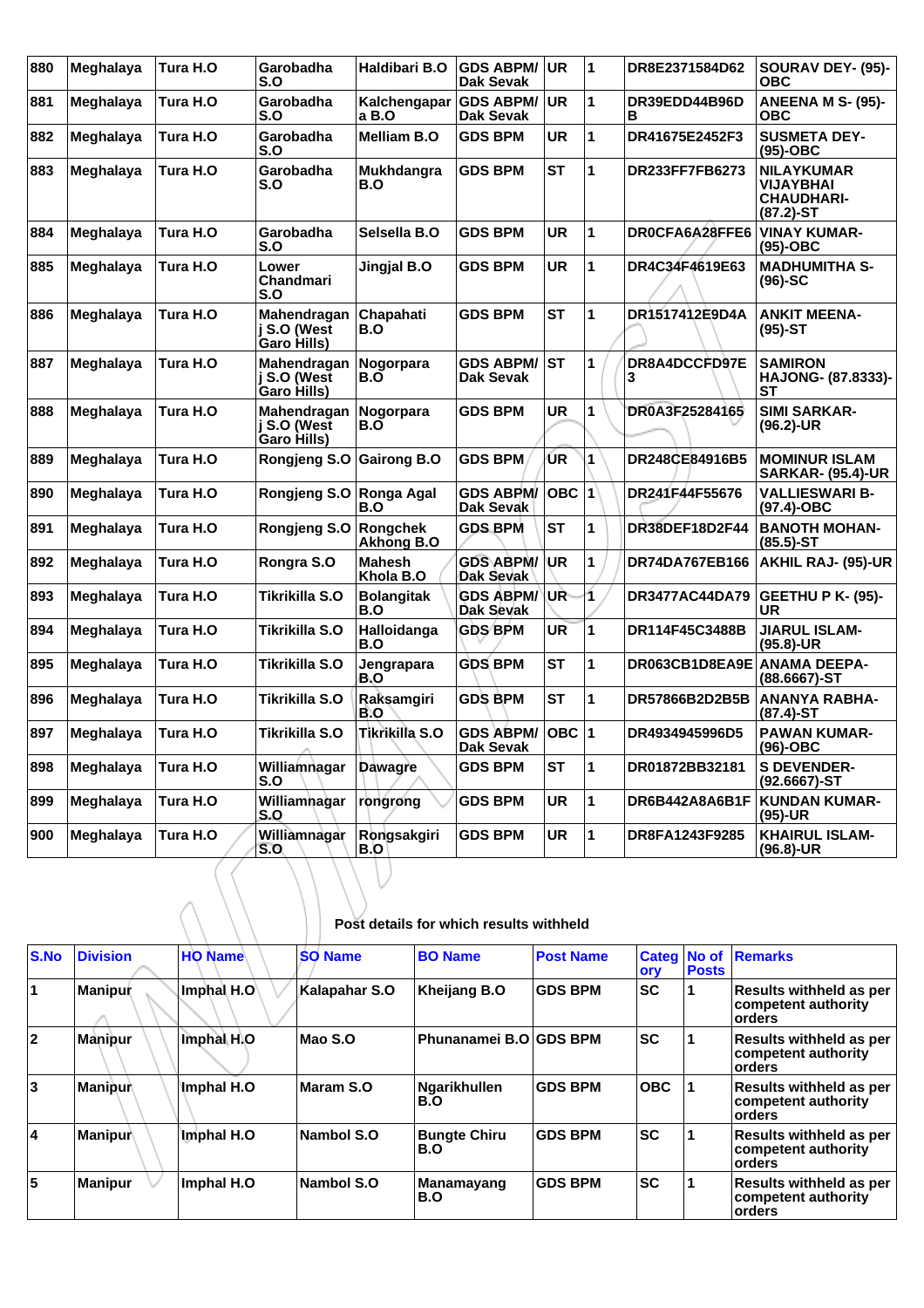| 880 | Meghalaya | Tura H.O | Garobadha S.O | Haldibari B.O | GDS ABPM/ Dak Sevak | UR | 1 | DR8E2371584D62 | SOURAV DEY- (95)-OBC |
|---|---|---|---|---|---|---|---|---|---|
| 881 | Meghalaya | Tura H.O | Garobadha S.O | Kalchengapara B.O | GDS ABPM/ Dak Sevak | UR | 1 | DR39EDD44B96DB | ANEENA M S- (95)-OBC |
| 882 | Meghalaya | Tura H.O | Garobadha S.O | Melliam B.O | GDS BPM | UR | 1 | DR41675E2452F3 | SUSMETA DEY- (95)-OBC |
| 883 | Meghalaya | Tura H.O | Garobadha S.O | Mukhdangra B.O | GDS BPM | ST | 1 | DR233FF7FB6273 | NILAYKUMAR VIJAYBHAI CHAUDHARI- (87.2)-ST |
| 884 | Meghalaya | Tura H.O | Garobadha S.O | Selsella B.O | GDS BPM | UR | 1 | DR0CFA6A28FFE6 | VINAY KUMAR- (95)-OBC |
| 885 | Meghalaya | Tura H.O | Lower Chandmari S.O | Jingjal B.O | GDS BPM | UR | 1 | DR4C34F4619E63 | MADHUMITHA S- (96)-SC |
| 886 | Meghalaya | Tura H.O | Mahendraganj S.O (West Garo Hills) | Chapahati B.O | GDS BPM | ST | 1 | DR1517412E9D4A | ANKIT MEENA- (95)-ST |
| 887 | Meghalaya | Tura H.O | Mahendraganj S.O (West Garo Hills) | Nogorpara B.O | GDS ABPM/ Dak Sevak | ST | 1 | DR8A4DCCFD97E3 | SAMIRON HAJONG- (87.8333)-ST |
| 888 | Meghalaya | Tura H.O | Mahendraganj S.O (West Garo Hills) | Nogorpara B.O | GDS BPM | UR | 1 | DR0A3F25284165 | SIMI SARKAR- (96.2)-UR |
| 889 | Meghalaya | Tura H.O | Rongjeng S.O | Gairong B.O | GDS BPM | UR | 1 | DR248CE84916B5 | MOMINUR ISLAM SARKAR- (95.4)-UR |
| 890 | Meghalaya | Tura H.O | Rongjeng S.O | Ronga Agal B.O | GDS ABPM/ Dak Sevak | OBC | 1 | DR241F44F55676 | VALLIESWARI B- (97.4)-OBC |
| 891 | Meghalaya | Tura H.O | Rongjeng S.O | Rongchek Akhong B.O | GDS BPM | ST | 1 | DR38DEF18D2F44 | BANOTH MOHAN- (85.5)-ST |
| 892 | Meghalaya | Tura H.O | Rongra S.O | Mahesh Khola B.O | GDS ABPM/ Dak Sevak | UR | 1 | DR74DA767EB166 | AKHIL RAJ- (95)-UR |
| 893 | Meghalaya | Tura H.O | Tikrikilla S.O | Bolangitak B.O | GDS ABPM/ Dak Sevak | UR | 1 | DR3477AC44DA79 | GEETHU P K- (95)-UR |
| 894 | Meghalaya | Tura H.O | Tikrikilla S.O | Halloidanga B.O | GDS BPM | UR | 1 | DR114F45C3488B | JIARUL ISLAM- (95.8)-UR |
| 895 | Meghalaya | Tura H.O | Tikrikilla S.O | Jengrapara B.O | GDS BPM | ST | 1 | DR063CB1D8EA9E | ANAMA DEEPA- (88.6667)-ST |
| 896 | Meghalaya | Tura H.O | Tikrikilla S.O | Raksamgiri B.O | GDS BPM | ST | 1 | DR57866B2D2B5B | ANANYA RABHA- (87.4)-ST |
| 897 | Meghalaya | Tura H.O | Tikrikilla S.O | Tikrikilla S.O | GDS ABPM/ Dak Sevak | OBC | 1 | DR4934945996D5 | PAWAN KUMAR- (96)-OBC |
| 898 | Meghalaya | Tura H.O | Williamnagar S.O | Dawagre | GDS BPM | ST | 1 | DR01872BB32181 | S DEVENDER- (92.6667)-ST |
| 899 | Meghalaya | Tura H.O | Williamnagar S.O | rongrong | GDS BPM | UR | 1 | DR6B442A8A6B1F | KUNDAN KUMAR- (95)-UR |
| 900 | Meghalaya | Tura H.O | Williamnagar S.O | Rongsakgiri B.O | GDS BPM | UR | 1 | DR8FA1243F9285 | KHAIRUL ISLAM- (96.8)-UR |

## Post details for which results withheld

| S.No | Division | HO Name | SO Name | BO Name | Post Name | Category | No of Posts | Remarks |
|---|---|---|---|---|---|---|---|---|
| 1 | Manipur | Imphal H.O | Kalapahar S.O | Kheijang B.O | GDS BPM | SC | 1 | Results withheld as per competent authority orders |
| 2 | Manipur | Imphal H.O | Mao S.O | Phunanamei B.O | GDS BPM | SC | 1 | Results withheld as per competent authority orders |
| 3 | Manipur | Imphal H.O | Maram S.O | Ngarikhullen B.O | GDS BPM | OBC | 1 | Results withheld as per competent authority orders |
| 4 | Manipur | Imphal H.O | Nambol S.O | Bungte Chiru B.O | GDS BPM | SC | 1 | Results withheld as per competent authority orders |
| 5 | Manipur | Imphal H.O | Nambol S.O | Manamayang B.O | GDS BPM | SC | 1 | Results withheld as per competent authority orders |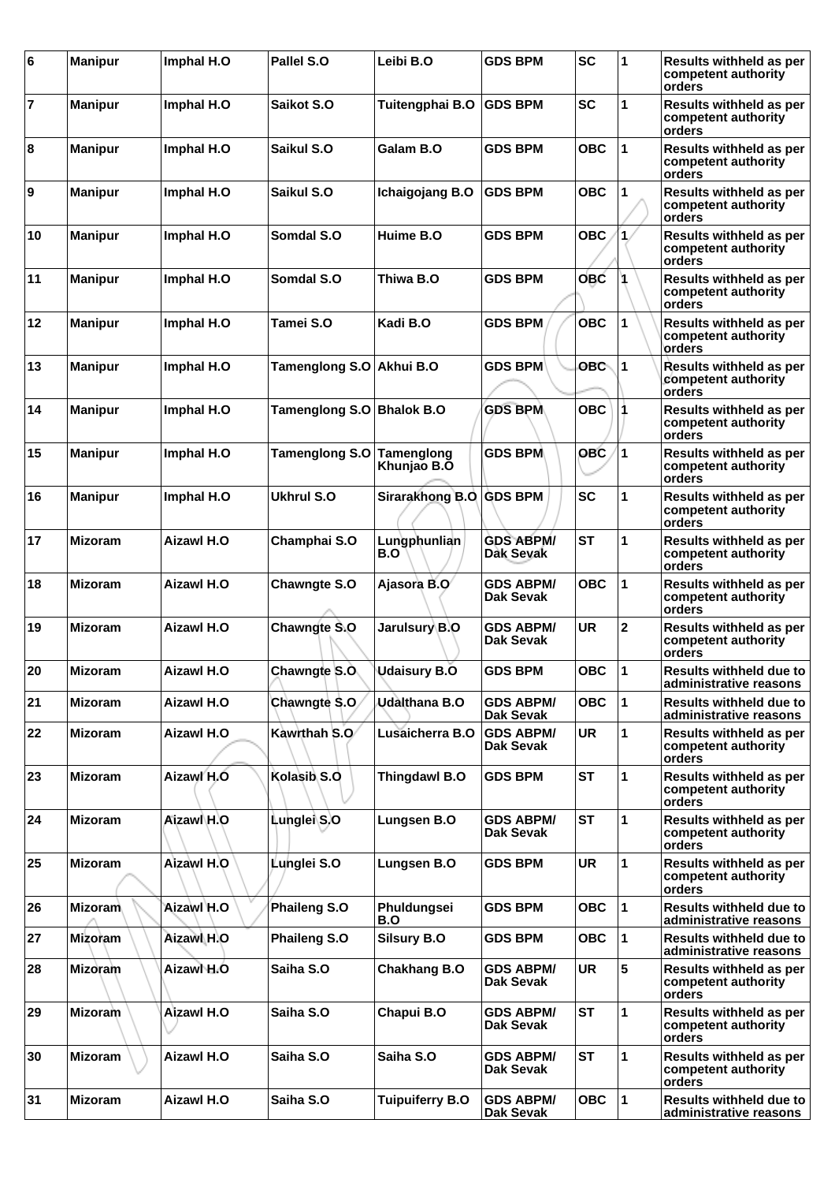| 6 | Manipur | Imphal H.O | Pallel S.O | Leibi B.O | GDS BPM | SC | 1 | Results withheld as per competent authority orders |
|---|---|---|---|---|---|---|---|---|
| 7 | Manipur | Imphal H.O | Saikot S.O | Tuitengphai B.O | GDS BPM | SC | 1 | Results withheld as per competent authority orders |
| 8 | Manipur | Imphal H.O | Saikul S.O | Galam B.O | GDS BPM | OBC | 1 | Results withheld as per competent authority orders |
| 9 | Manipur | Imphal H.O | Saikul S.O | Ichaigojang B.O | GDS BPM | OBC | 1 | Results withheld as per competent authority orders |
| 10 | Manipur | Imphal H.O | Somdal S.O | Huime B.O | GDS BPM | OBC | 1 | Results withheld as per competent authority orders |
| 11 | Manipur | Imphal H.O | Somdal S.O | Thiwa B.O | GDS BPM | OBC | 1 | Results withheld as per competent authority orders |
| 12 | Manipur | Imphal H.O | Tamei S.O | Kadi B.O | GDS BPM | OBC | 1 | Results withheld as per competent authority orders |
| 13 | Manipur | Imphal H.O | Tamenglong S.O | Akhui B.O | GDS BPM | OBC | 1 | Results withheld as per competent authority orders |
| 14 | Manipur | Imphal H.O | Tamenglong S.O | Bhalok B.O | GDS BPM | OBC | 1 | Results withheld as per competent authority orders |
| 15 | Manipur | Imphal H.O | Tamenglong S.O | Tamenglong Khunjao B.O | GDS BPM | OBC | 1 | Results withheld as per competent authority orders |
| 16 | Manipur | Imphal H.O | Ukhrul S.O | Sirarakhong B.O | GDS BPM | SC | 1 | Results withheld as per competent authority orders |
| 17 | Mizoram | Aizawl H.O | Champhai S.O | Lungphunlian B.O | GDS ABPM/ Dak Sevak | ST | 1 | Results withheld as per competent authority orders |
| 18 | Mizoram | Aizawl H.O | Chawngte S.O | Ajasora B.O | GDS ABPM/ Dak Sevak | OBC | 1 | Results withheld as per competent authority orders |
| 19 | Mizoram | Aizawl H.O | Chawngte S.O | Jarulsury B.O | GDS ABPM/ Dak Sevak | UR | 2 | Results withheld as per competent authority orders |
| 20 | Mizoram | Aizawl H.O | Chawngte S.O | Udaisury B.O | GDS BPM | OBC | 1 | Results withheld due to administrative reasons |
| 21 | Mizoram | Aizawl H.O | Chawngte S.O | Udalthana B.O | GDS ABPM/ Dak Sevak | OBC | 1 | Results withheld due to administrative reasons |
| 22 | Mizoram | Aizawl H.O | Kawrthah S.O | Lusaicherra B.O | GDS ABPM/ Dak Sevak | UR | 1 | Results withheld as per competent authority orders |
| 23 | Mizoram | Aizawl H.O | Kolasib S.O | Thingdawl B.O | GDS BPM | ST | 1 | Results withheld as per competent authority orders |
| 24 | Mizoram | Aizawl H.O | Lunglei S.O | Lungsen B.O | GDS ABPM/ Dak Sevak | ST | 1 | Results withheld as per competent authority orders |
| 25 | Mizoram | Aizawl H.O | Lunglei S.O | Lungsen B.O | GDS BPM | UR | 1 | Results withheld as per competent authority orders |
| 26 | Mizoram | Aizawl H.O | Phaileng S.O | Phuldungsei B.O | GDS BPM | OBC | 1 | Results withheld due to administrative reasons |
| 27 | Mizoram | Aizawl H.O | Phaileng S.O | Silsury B.O | GDS BPM | OBC | 1 | Results withheld due to administrative reasons |
| 28 | Mizoram | Aizawl H.O | Saiha S.O | Chakhang B.O | GDS ABPM/ Dak Sevak | UR | 5 | Results withheld as per competent authority orders |
| 29 | Mizoram | Aizawl H.O | Saiha S.O | Chapui B.O | GDS ABPM/ Dak Sevak | ST | 1 | Results withheld as per competent authority orders |
| 30 | Mizoram | Aizawl H.O | Saiha S.O | Saiha S.O | GDS ABPM/ Dak Sevak | ST | 1 | Results withheld as per competent authority orders |
| 31 | Mizoram | Aizawl H.O | Saiha S.O | Tuipuiferry B.O | GDS ABPM/ Dak Sevak | OBC | 1 | Results withheld due to administrative reasons |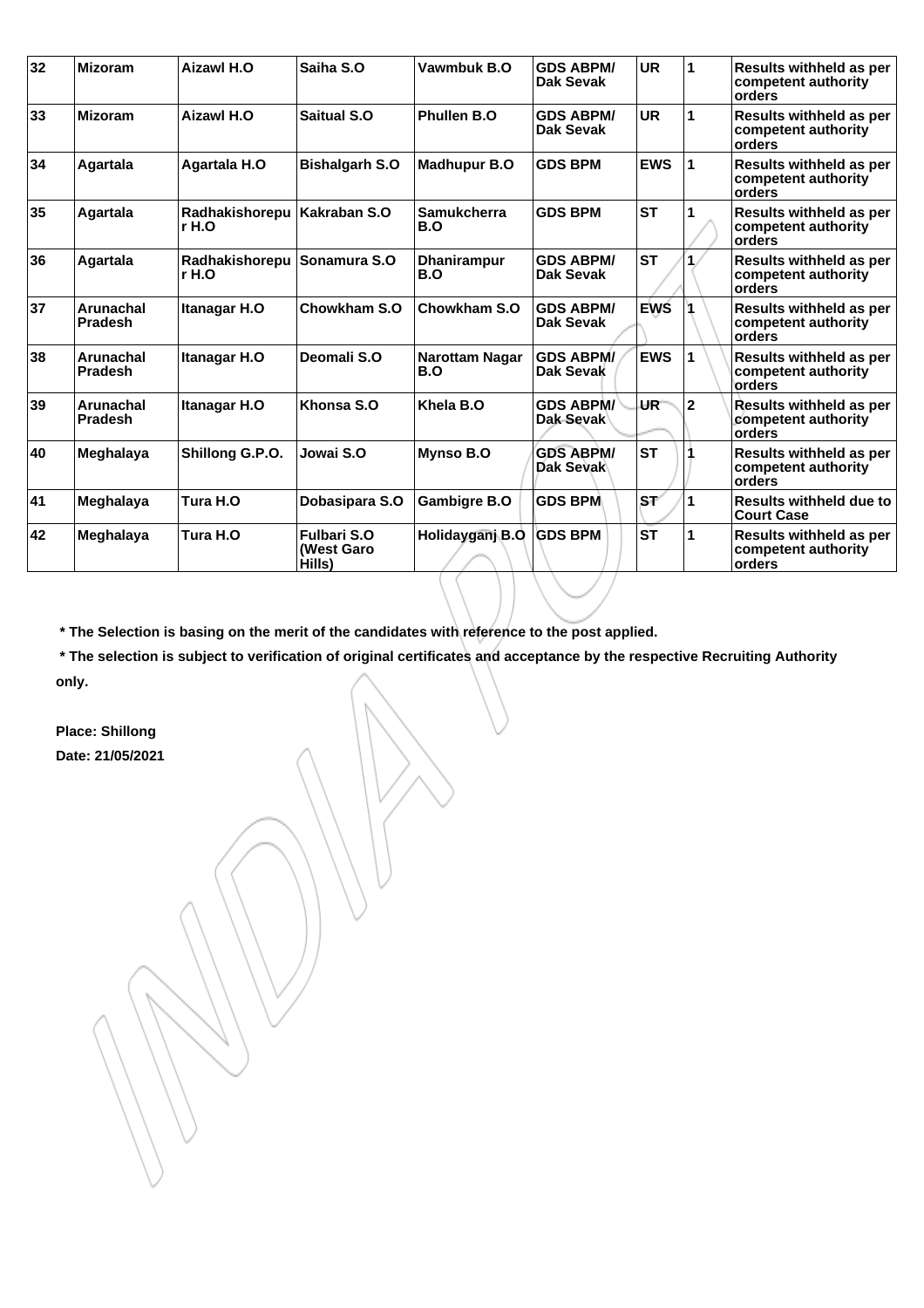| | | | | | | | | |
|---|---|---|---|---|---|---|---|---|
| 32 | Mizoram | Aizawl H.O | Saiha S.O | Vawmbuk B.O | GDS ABPM/ Dak Sevak | UR | 1 | Results withheld as per competent authority orders |
| 33 | Mizoram | Aizawl H.O | Saitual S.O | Phullen B.O | GDS ABPM/ Dak Sevak | UR | 1 | Results withheld as per competent authority orders |
| 34 | Agartala | Agartala H.O | Bishalgarh S.O | Madhupur B.O | GDS BPM | EWS | 1 | Results withheld as per competent authority orders |
| 35 | Agartala | Radhakishorepur H.O | Kakraban S.O | Samukcherra B.O | GDS BPM | ST | 1 | Results withheld as per competent authority orders |
| 36 | Agartala | Radhakishorepur H.O | Sonamura S.O | Dhanirampur B.O | GDS ABPM/ Dak Sevak | ST | 1 | Results withheld as per competent authority orders |
| 37 | Arunachal Pradesh | Itanagar H.O | Chowkham S.O | Chowkham S.O | GDS ABPM/ Dak Sevak | EWS | 1 | Results withheld as per competent authority orders |
| 38 | Arunachal Pradesh | Itanagar H.O | Deomali S.O | Narottam Nagar B.O | GDS ABPM/ Dak Sevak | EWS | 1 | Results withheld as per competent authority orders |
| 39 | Arunachal Pradesh | Itanagar H.O | Khonsa S.O | Khela B.O | GDS ABPM/ Dak Sevak | UR | 2 | Results withheld as per competent authority orders |
| 40 | Meghalaya | Shillong G.P.O. | Jowai S.O | Mynso B.O | GDS ABPM/ Dak Sevak | ST | 1 | Results withheld as per competent authority orders |
| 41 | Meghalaya | Tura H.O | Dobasipara S.O | Gambigre B.O | GDS BPM | ST | 1 | Results withheld due to Court Case |
| 42 | Meghalaya | Tura H.O | Fulbari S.O (West Garo Hills) | Holidayganj B.O | GDS BPM | ST | 1 | Results withheld as per competent authority orders |

**\* The Selection is basing on the merit of the candidates with reference to the post applied.**

**\* The selection is subject to verification of original certificates and acceptance by the respective Recruiting Authority only.**

**Place: Shillong**

**Date: 21/05/2021**